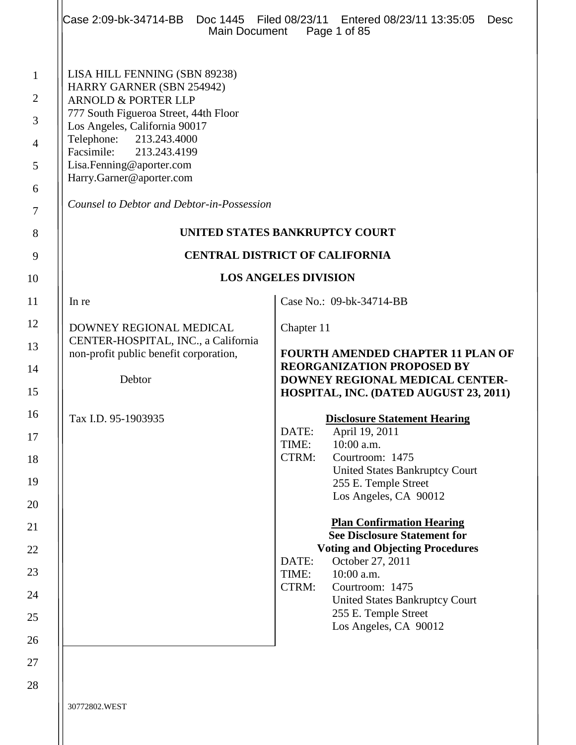LISA HILL FENNING (SBN 89238)
HARRY GARNER (SBN 254942)
ARNOLD & PORTER LLP
777 South Figueroa Street, 44th Floor
Los Angeles, California 90017
Telephone: 213.243.4000
Facsimile: 213.243.4199
Lisa.Fenning@aporter.com
Harry.Garner@aporter.com

*Counsel to Debtor and Debtor-in-Possession*

**UNITED STATES BANKRUPTCY COURT**

**CENTRAL DISTRICT OF CALIFORNIA**

**LOS ANGELES DIVISION**

| | |
|---|---|
| In re<br><br>DOWNEY REGIONAL MEDICAL CENTER-HOSPITAL, INC., a California non-profit public benefit corporation,<br><br>Debtor<br><br>Tax I.D. 95-1903935 | Case No.: 09-bk-34714-BB<br><br>Chapter 11<br><br>**FOURTH AMENDED CHAPTER 11 PLAN OF REORGANIZATION PROPOSED BY DOWNEY REGIONAL MEDICAL CENTER-HOSPITAL, INC. (DATED AUGUST 23, 2011)**<br><br>**Disclosure Statement Hearing**<br>DATE: April 19, 2011<br>TIME: 10:00 a.m.<br>CTRM: Courtroom: 1475<br>United States Bankruptcy Court<br>255 E. Temple Street<br>Los Angeles, CA 90012<br><br>**Plan Confirmation Hearing**<br>**See Disclosure Statement for Voting and Objecting Procedures**<br>DATE: October 27, 2011<br>TIME: 10:00 a.m.<br>CTRM: Courtroom: 1475<br>United States Bankruptcy Court<br>255 E. Temple Street<br>Los Angeles, CA 90012 |

30772802.WEST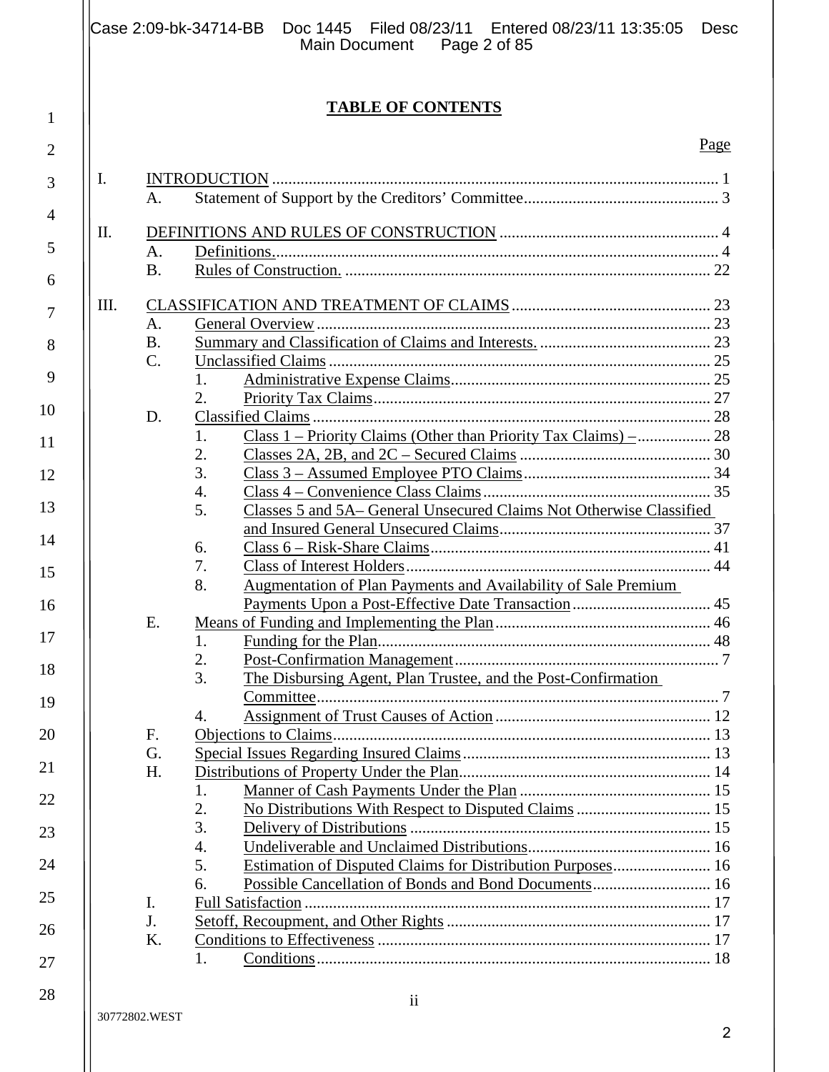**TABLE OF CONTENTS**

| | | | | Page |
|---|---|---|---|---|
| I. | INTRODUCTION | | | 1 |
| | A. | Statement of Support by the Creditors' Committee | | 3 |
| II. | DEFINITIONS AND RULES OF CONSTRUCTION | | | 4 |
| | A. | Definitions. | | 4 |
| | B. | Rules of Construction. | | 22 |
| III. | CLASSIFICATION AND TREATMENT OF CLAIMS | | | 23 |
| | A. | General Overview | | 23 |
| | B. | Summary and Classification of Claims and Interests. | | 23 |
| | C. | Unclassified Claims | | 25 |
| | | 1. | Administrative Expense Claims | 25 |
| | | 2. | Priority Tax Claims | 27 |
| | D. | Classified Claims | | 28 |
| | | 1. | Class 1 – Priority Claims (Other than Priority Tax Claims) – | 28 |
| | | 2. | Classes 2A, 2B, and 2C – Secured Claims | 30 |
| | | 3. | Class 3 – Assumed Employee PTO Claims | 34 |
| | | 4. | Class 4 – Convenience Class Claims | 35 |
| | | 5. | Classes 5 and 5A– General Unsecured Claims Not Otherwise Classified and Insured General Unsecured Claims | 37 |
| | | 6. | Class 6 – Risk-Share Claims | 41 |
| | | 7. | Class of Interest Holders | 44 |
| | | 8. | Augmentation of Plan Payments and Availability of Sale Premium Payments Upon a Post-Effective Date Transaction | 45 |
| | E. | Means of Funding and Implementing the Plan | | 46 |
| | | 1. | Funding for the Plan | 48 |
| | | 2. | Post-Confirmation Management | 7 |
| | | 3. | The Disbursing Agent, Plan Trustee, and the Post-Confirmation Committee | 7 |
| | | 4. | Assignment of Trust Causes of Action | 12 |
| | F. | Objections to Claims | | 13 |
| | G. | Special Issues Regarding Insured Claims | | 13 |
| | H. | Distributions of Property Under the Plan | | 14 |
| | | 1. | Manner of Cash Payments Under the Plan | 15 |
| | | 2. | No Distributions With Respect to Disputed Claims | 15 |
| | | 3. | Delivery of Distributions | 15 |
| | | 4. | Undeliverable and Unclaimed Distributions | 16 |
| | | 5. | Estimation of Disputed Claims for Distribution Purposes | 16 |
| | | 6. | Possible Cancellation of Bonds and Bond Documents | 16 |
| | I. | Full Satisfaction | | 17 |
| | J. | Setoff, Recoupment, and Other Rights | | 17 |
| | K. | Conditions to Effectiveness | | 17 |
| | | 1. | Conditions | 18 |

30772802.WEST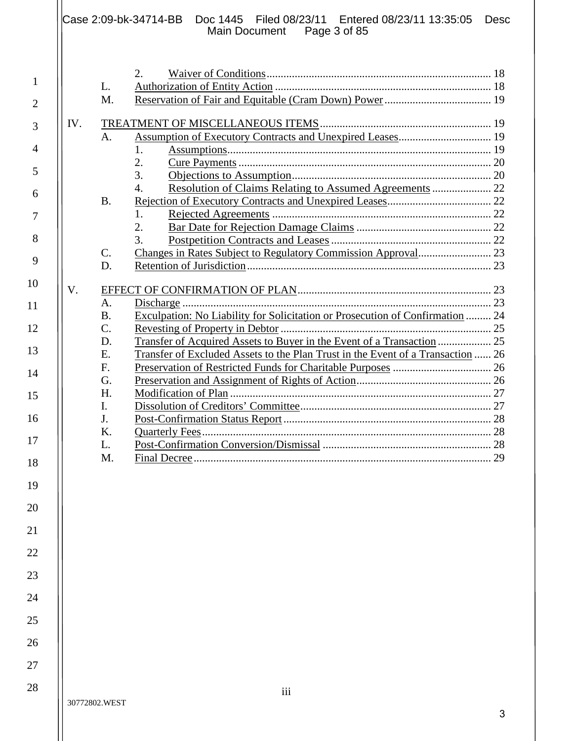2. Waiver of Conditions ........ 18

L. Authorization of Entity Action ........ 18

M. Reservation of Fair and Equitable (Cram Down) Power ........ 19

IV. TREATMENT OF MISCELLANEOUS ITEMS ........ 19

A. Assumption of Executory Contracts and Unexpired Leases ........ 19

1. Assumptions ........ 19
2. Cure Payments ........ 20
3. Objections to Assumption ........ 20
4. Resolution of Claims Relating to Assumed Agreements ........ 22

B. Rejection of Executory Contracts and Unexpired Leases ........ 22

1. Rejected Agreements ........ 22
2. Bar Date for Rejection Damage Claims ........ 22
3. Postpetition Contracts and Leases ........ 22

C. Changes in Rates Subject to Regulatory Commission Approval ........ 23

D. Retention of Jurisdiction ........ 23

V. EFFECT OF CONFIRMATION OF PLAN ........ 23

A. Discharge ........ 23

B. Exculpation: No Liability for Solicitation or Prosecution of Confirmation ........ 24

C. Revesting of Property in Debtor ........ 25

D. Transfer of Acquired Assets to Buyer in the Event of a Transaction ........ 25

E. Transfer of Excluded Assets to the Plan Trust in the Event of a Transaction ........ 26

F. Preservation of Restricted Funds for Charitable Purposes ........ 26

G. Preservation and Assignment of Rights of Action ........ 26

H. Modification of Plan ........ 27

I. Dissolution of Creditors' Committee ........ 27

J. Post-Confirmation Status Report ........ 28

K. Quarterly Fees ........ 28

L. Post-Confirmation Conversion/Dismissal ........ 28

M. Final Decree ........ 29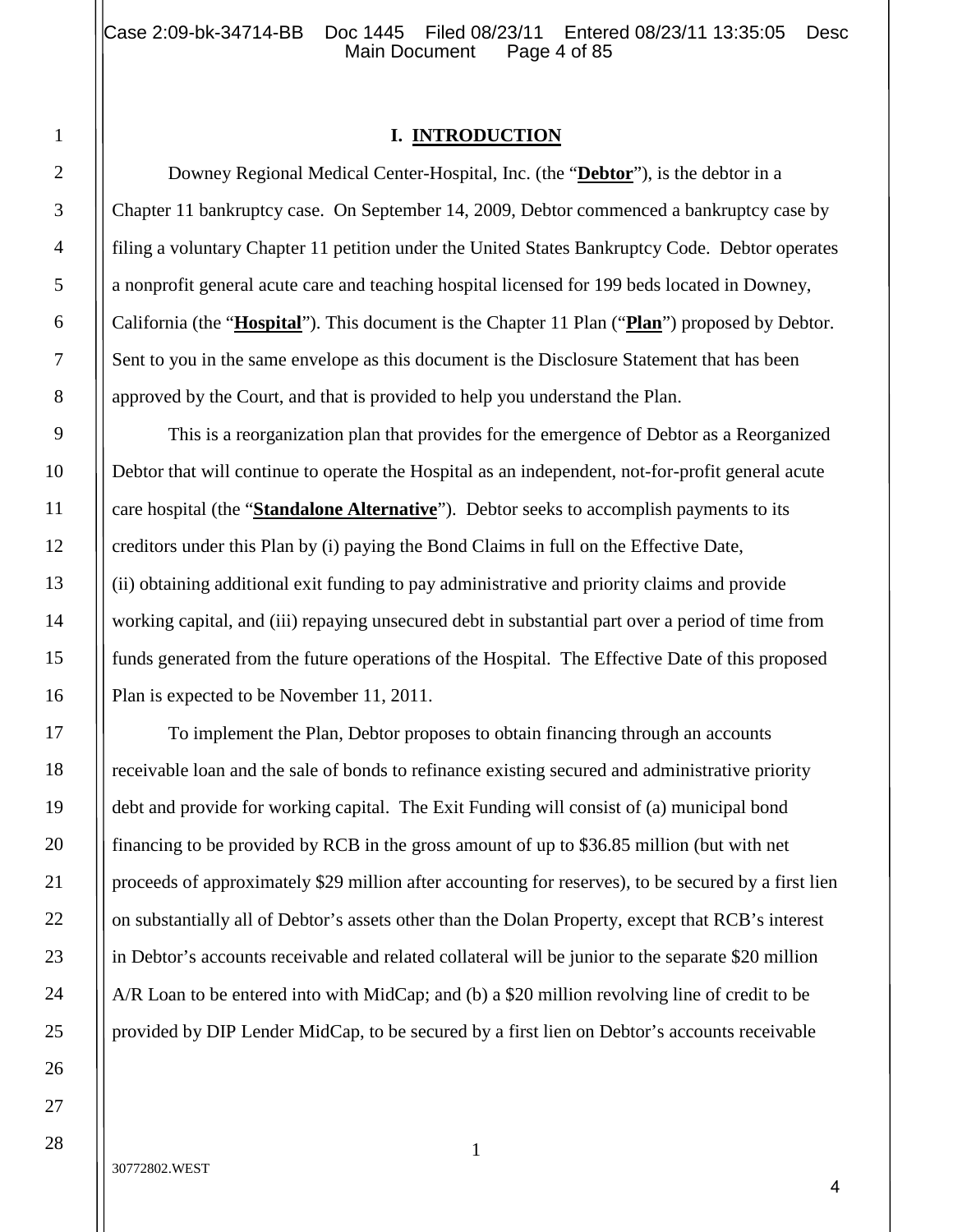## I. INTRODUCTION

Downey Regional Medical Center-Hospital, Inc. (the "**Debtor**"), is the debtor in a Chapter 11 bankruptcy case. On September 14, 2009, Debtor commenced a bankruptcy case by filing a voluntary Chapter 11 petition under the United States Bankruptcy Code. Debtor operates a nonprofit general acute care and teaching hospital licensed for 199 beds located in Downey, California (the "**Hospital**"). This document is the Chapter 11 Plan ("**Plan**") proposed by Debtor. Sent to you in the same envelope as this document is the Disclosure Statement that has been approved by the Court, and that is provided to help you understand the Plan.

This is a reorganization plan that provides for the emergence of Debtor as a Reorganized Debtor that will continue to operate the Hospital as an independent, not-for-profit general acute care hospital (the "**Standalone Alternative**"). Debtor seeks to accomplish payments to its creditors under this Plan by (i) paying the Bond Claims in full on the Effective Date, (ii) obtaining additional exit funding to pay administrative and priority claims and provide working capital, and (iii) repaying unsecured debt in substantial part over a period of time from funds generated from the future operations of the Hospital. The Effective Date of this proposed Plan is expected to be November 11, 2011.

To implement the Plan, Debtor proposes to obtain financing through an accounts receivable loan and the sale of bonds to refinance existing secured and administrative priority debt and provide for working capital. The Exit Funding will consist of (a) municipal bond financing to be provided by RCB in the gross amount of up to $36.85 million (but with net proceeds of approximately $29 million after accounting for reserves), to be secured by a first lien on substantially all of Debtor's assets other than the Dolan Property, except that RCB's interest in Debtor's accounts receivable and related collateral will be junior to the separate $20 million A/R Loan to be entered into with MidCap; and (b) a $20 million revolving line of credit to be provided by DIP Lender MidCap, to be secured by a first lien on Debtor's accounts receivable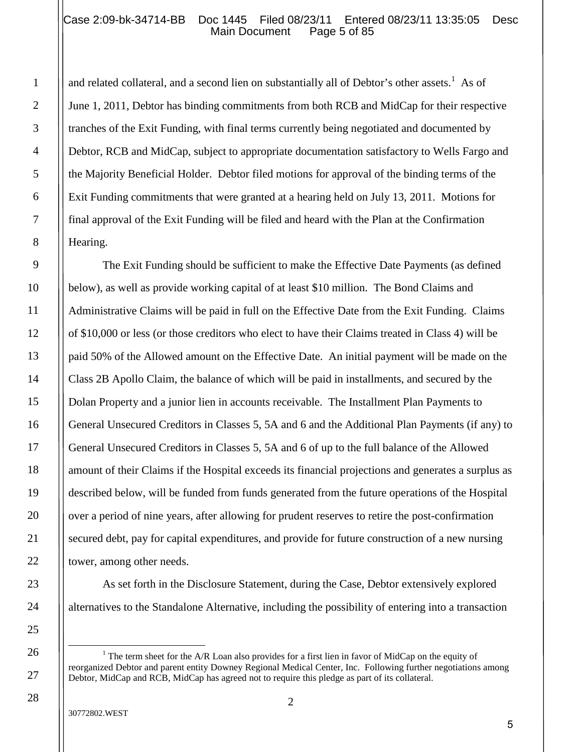and related collateral, and a second lien on substantially all of Debtor's other assets.[1] As of June 1, 2011, Debtor has binding commitments from both RCB and MidCap for their respective tranches of the Exit Funding, with final terms currently being negotiated and documented by Debtor, RCB and MidCap, subject to appropriate documentation satisfactory to Wells Fargo and the Majority Beneficial Holder. Debtor filed motions for approval of the binding terms of the Exit Funding commitments that were granted at a hearing held on July 13, 2011. Motions for final approval of the Exit Funding will be filed and heard with the Plan at the Confirmation Hearing.

The Exit Funding should be sufficient to make the Effective Date Payments (as defined below), as well as provide working capital of at least $10 million. The Bond Claims and Administrative Claims will be paid in full on the Effective Date from the Exit Funding. Claims of $10,000 or less (or those creditors who elect to have their Claims treated in Class 4) will be paid 50% of the Allowed amount on the Effective Date. An initial payment will be made on the Class 2B Apollo Claim, the balance of which will be paid in installments, and secured by the Dolan Property and a junior lien in accounts receivable. The Installment Plan Payments to General Unsecured Creditors in Classes 5, 5A and 6 and the Additional Plan Payments (if any) to General Unsecured Creditors in Classes 5, 5A and 6 of up to the full balance of the Allowed amount of their Claims if the Hospital exceeds its financial projections and generates a surplus as described below, will be funded from funds generated from the future operations of the Hospital over a period of nine years, after allowing for prudent reserves to retire the post-confirmation secured debt, pay for capital expenditures, and provide for future construction of a new nursing tower, among other needs.

As set forth in the Disclosure Statement, during the Case, Debtor extensively explored alternatives to the Standalone Alternative, including the possibility of entering into a transaction

[1] The term sheet for the A/R Loan also provides for a first lien in favor of MidCap on the equity of reorganized Debtor and parent entity Downey Regional Medical Center, Inc. Following further negotiations among Debtor, MidCap and RCB, MidCap has agreed not to require this pledge as part of its collateral.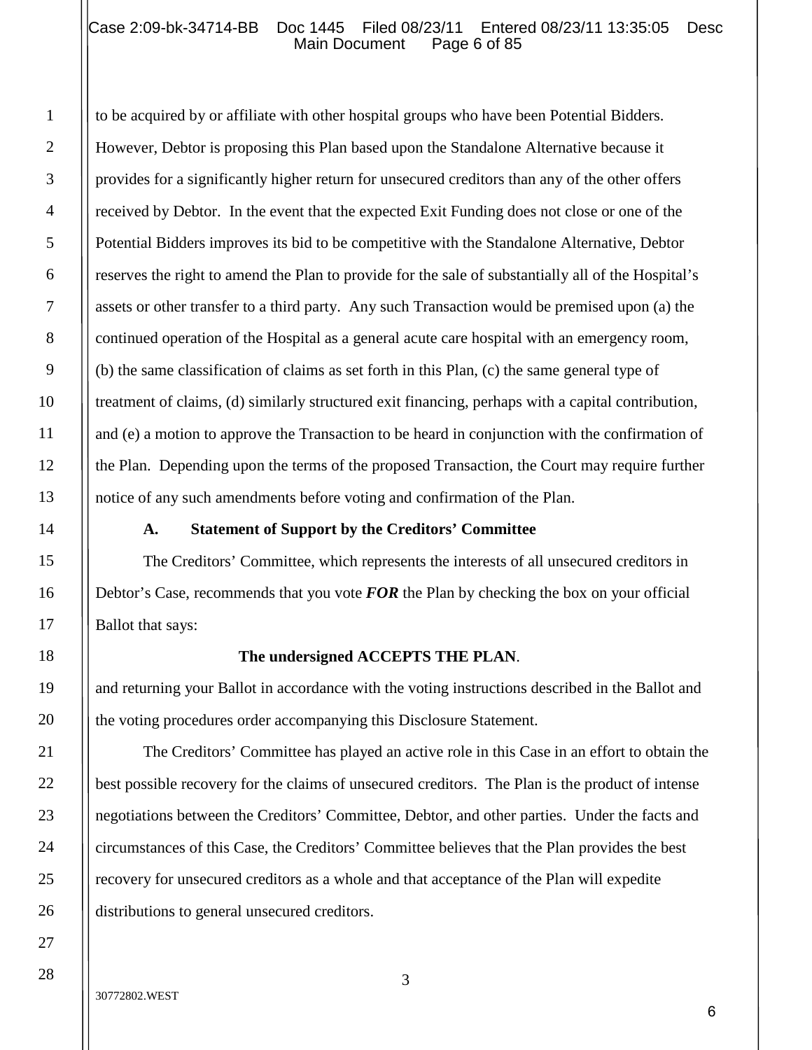to be acquired by or affiliate with other hospital groups who have been Potential Bidders. However, Debtor is proposing this Plan based upon the Standalone Alternative because it provides for a significantly higher return for unsecured creditors than any of the other offers received by Debtor. In the event that the expected Exit Funding does not close or one of the Potential Bidders improves its bid to be competitive with the Standalone Alternative, Debtor reserves the right to amend the Plan to provide for the sale of substantially all of the Hospital's assets or other transfer to a third party. Any such Transaction would be premised upon (a) the continued operation of the Hospital as a general acute care hospital with an emergency room, (b) the same classification of claims as set forth in this Plan, (c) the same general type of treatment of claims, (d) similarly structured exit financing, perhaps with a capital contribution, and (e) a motion to approve the Transaction to be heard in conjunction with the confirmation of the Plan. Depending upon the terms of the proposed Transaction, the Court may require further notice of any such amendments before voting and confirmation of the Plan.

### A. Statement of Support by the Creditors' Committee

The Creditors' Committee, which represents the interests of all unsecured creditors in Debtor's Case, recommends that you vote ***FOR*** the Plan by checking the box on your official Ballot that says:

**The undersigned ACCEPTS THE PLAN**.

and returning your Ballot in accordance with the voting instructions described in the Ballot and the voting procedures order accompanying this Disclosure Statement.

The Creditors' Committee has played an active role in this Case in an effort to obtain the best possible recovery for the claims of unsecured creditors. The Plan is the product of intense negotiations between the Creditors' Committee, Debtor, and other parties. Under the facts and circumstances of this Case, the Creditors' Committee believes that the Plan provides the best recovery for unsecured creditors as a whole and that acceptance of the Plan will expedite distributions to general unsecured creditors.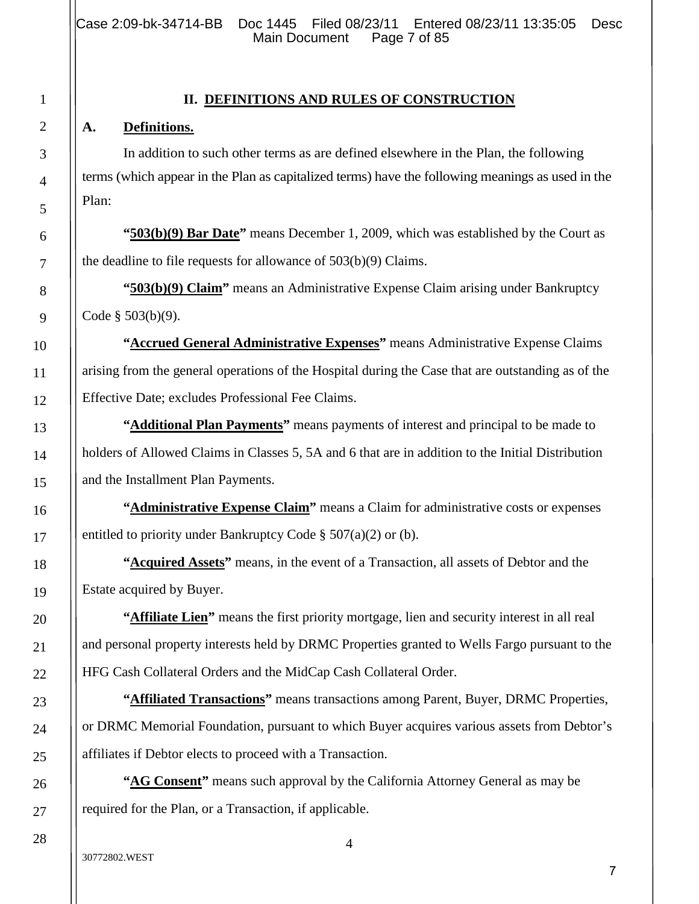## II. DEFINITIONS AND RULES OF CONSTRUCTION

### A. Definitions.

In addition to such other terms as are defined elsewhere in the Plan, the following terms (which appear in the Plan as capitalized terms) have the following meanings as used in the Plan:

**"503(b)(9) Bar Date"** means December 1, 2009, which was established by the Court as the deadline to file requests for allowance of 503(b)(9) Claims.

**"503(b)(9) Claim"** means an Administrative Expense Claim arising under Bankruptcy Code § 503(b)(9).

**"Accrued General Administrative Expenses"** means Administrative Expense Claims arising from the general operations of the Hospital during the Case that are outstanding as of the Effective Date; excludes Professional Fee Claims.

**"Additional Plan Payments"** means payments of interest and principal to be made to holders of Allowed Claims in Classes 5, 5A and 6 that are in addition to the Initial Distribution and the Installment Plan Payments.

**"Administrative Expense Claim"** means a Claim for administrative costs or expenses entitled to priority under Bankruptcy Code § 507(a)(2) or (b).

**"Acquired Assets"** means, in the event of a Transaction, all assets of Debtor and the Estate acquired by Buyer.

**"Affiliate Lien"** means the first priority mortgage, lien and security interest in all real and personal property interests held by DRMC Properties granted to Wells Fargo pursuant to the HFG Cash Collateral Orders and the MidCap Cash Collateral Order.

**"Affiliated Transactions"** means transactions among Parent, Buyer, DRMC Properties, or DRMC Memorial Foundation, pursuant to which Buyer acquires various assets from Debtor's affiliates if Debtor elects to proceed with a Transaction.

**"AG Consent"** means such approval by the California Attorney General as may be required for the Plan, or a Transaction, if applicable.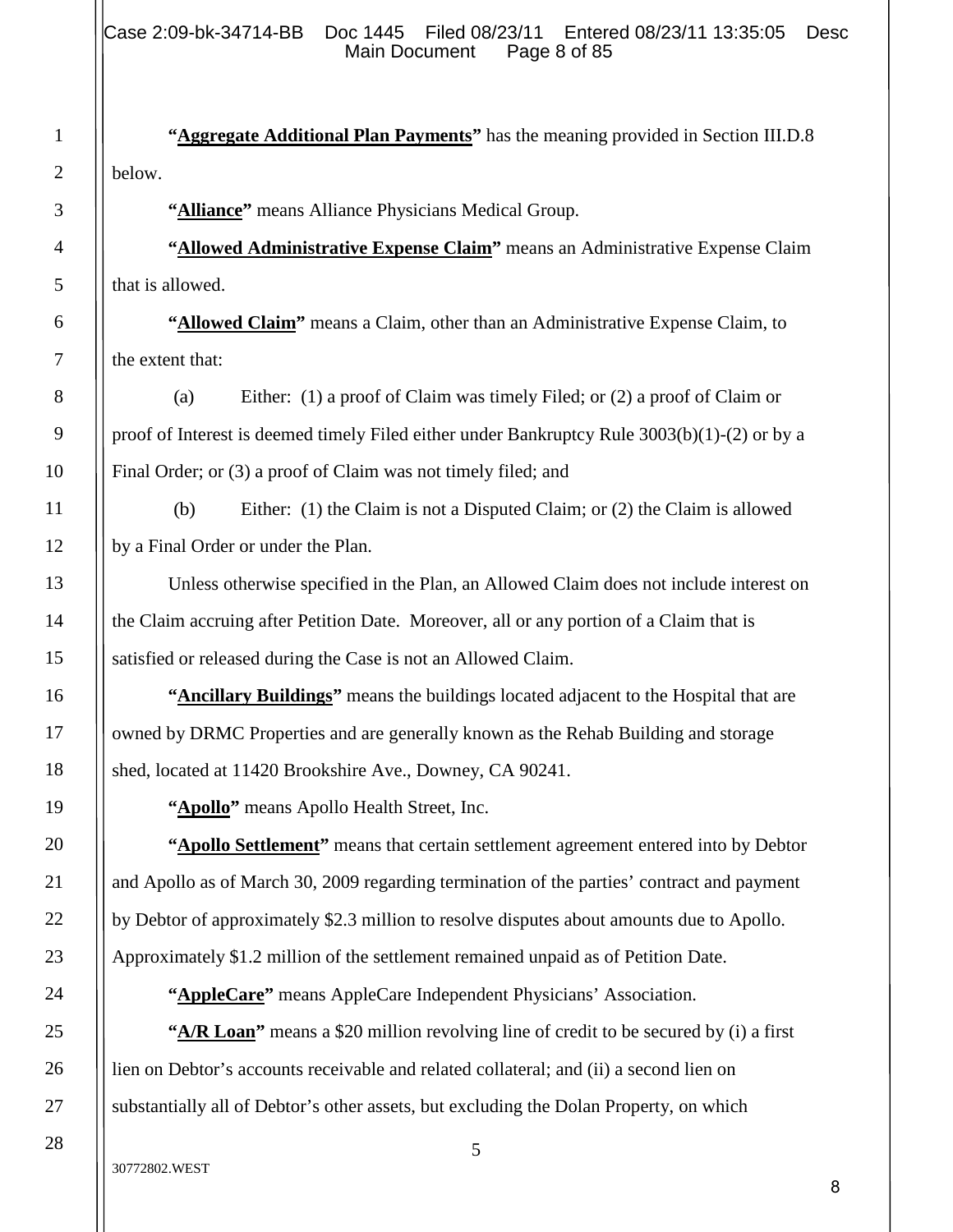**"Aggregate Additional Plan Payments"** has the meaning provided in Section III.D.8 below.

**"Alliance"** means Alliance Physicians Medical Group.

**"Allowed Administrative Expense Claim"** means an Administrative Expense Claim that is allowed.

**"Allowed Claim"** means a Claim, other than an Administrative Expense Claim, to the extent that:

(a) Either: (1) a proof of Claim was timely Filed; or (2) a proof of Claim or proof of Interest is deemed timely Filed either under Bankruptcy Rule 3003(b)(1)-(2) or by a Final Order; or (3) a proof of Claim was not timely filed; and

(b) Either: (1) the Claim is not a Disputed Claim; or (2) the Claim is allowed by a Final Order or under the Plan.

Unless otherwise specified in the Plan, an Allowed Claim does not include interest on the Claim accruing after Petition Date. Moreover, all or any portion of a Claim that is satisfied or released during the Case is not an Allowed Claim.

**"Ancillary Buildings"** means the buildings located adjacent to the Hospital that are owned by DRMC Properties and are generally known as the Rehab Building and storage shed, located at 11420 Brookshire Ave., Downey, CA 90241.

**"Apollo"** means Apollo Health Street, Inc.

**"Apollo Settlement"** means that certain settlement agreement entered into by Debtor and Apollo as of March 30, 2009 regarding termination of the parties' contract and payment by Debtor of approximately $2.3 million to resolve disputes about amounts due to Apollo. Approximately $1.2 million of the settlement remained unpaid as of Petition Date.

**"AppleCare"** means AppleCare Independent Physicians' Association.

**"A/R Loan"** means a $20 million revolving line of credit to be secured by (i) a first lien on Debtor's accounts receivable and related collateral; and (ii) a second lien on substantially all of Debtor's other assets, but excluding the Dolan Property, on which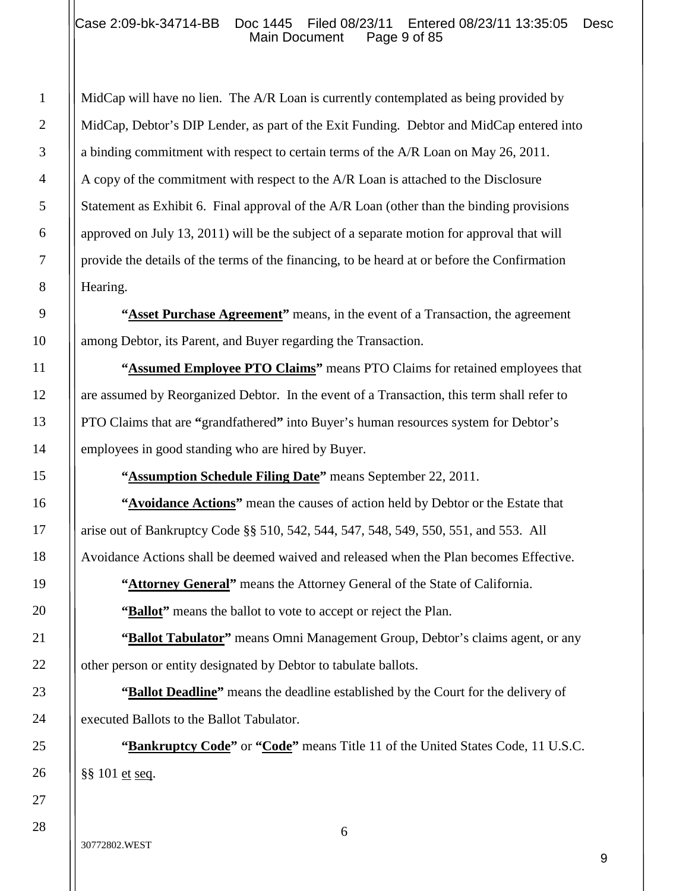MidCap will have no lien. The A/R Loan is currently contemplated as being provided by MidCap, Debtor's DIP Lender, as part of the Exit Funding. Debtor and MidCap entered into a binding commitment with respect to certain terms of the A/R Loan on May 26, 2011. A copy of the commitment with respect to the A/R Loan is attached to the Disclosure Statement as Exhibit 6. Final approval of the A/R Loan (other than the binding provisions approved on July 13, 2011) will be the subject of a separate motion for approval that will provide the details of the terms of the financing, to be heard at or before the Confirmation Hearing.

**"Asset Purchase Agreement"** means, in the event of a Transaction, the agreement among Debtor, its Parent, and Buyer regarding the Transaction.

**"Assumed Employee PTO Claims"** means PTO Claims for retained employees that are assumed by Reorganized Debtor. In the event of a Transaction, this term shall refer to PTO Claims that are **"**grandfathered**"** into Buyer's human resources system for Debtor's employees in good standing who are hired by Buyer.

**"Assumption Schedule Filing Date"** means September 22, 2011.

**"Avoidance Actions"** mean the causes of action held by Debtor or the Estate that arise out of Bankruptcy Code §§ 510, 542, 544, 547, 548, 549, 550, 551, and 553. All Avoidance Actions shall be deemed waived and released when the Plan becomes Effective.

**"Attorney General"** means the Attorney General of the State of California.

**"Ballot"** means the ballot to vote to accept or reject the Plan.

**"Ballot Tabulator"** means Omni Management Group, Debtor's claims agent, or any other person or entity designated by Debtor to tabulate ballots.

**"Ballot Deadline"** means the deadline established by the Court for the delivery of executed Ballots to the Ballot Tabulator.

**"Bankruptcy Code"** or **"Code"** means Title 11 of the United States Code, 11 U.S.C. §§ 101 et seq.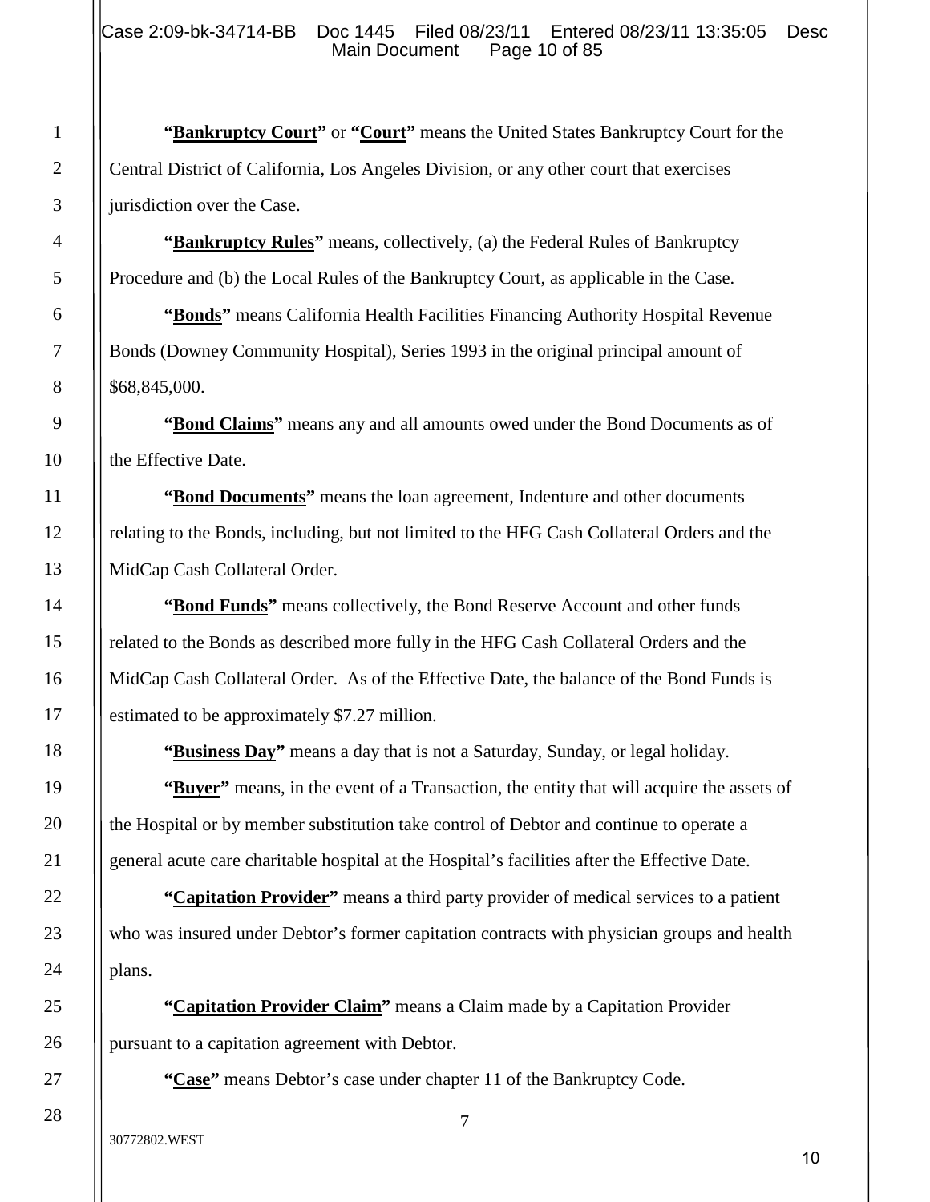**"Bankruptcy Court"** or **"Court"** means the United States Bankruptcy Court for the Central District of California, Los Angeles Division, or any other court that exercises jurisdiction over the Case.

**"Bankruptcy Rules"** means, collectively, (a) the Federal Rules of Bankruptcy Procedure and (b) the Local Rules of the Bankruptcy Court, as applicable in the Case.

**"Bonds"** means California Health Facilities Financing Authority Hospital Revenue Bonds (Downey Community Hospital), Series 1993 in the original principal amount of $68,845,000.

**"Bond Claims"** means any and all amounts owed under the Bond Documents as of the Effective Date.

**"Bond Documents"** means the loan agreement, Indenture and other documents relating to the Bonds, including, but not limited to the HFG Cash Collateral Orders and the MidCap Cash Collateral Order.

**"Bond Funds"** means collectively, the Bond Reserve Account and other funds related to the Bonds as described more fully in the HFG Cash Collateral Orders and the MidCap Cash Collateral Order. As of the Effective Date, the balance of the Bond Funds is estimated to be approximately $7.27 million.

**"Business Day"** means a day that is not a Saturday, Sunday, or legal holiday.

**"Buyer"** means, in the event of a Transaction, the entity that will acquire the assets of the Hospital or by member substitution take control of Debtor and continue to operate a general acute care charitable hospital at the Hospital's facilities after the Effective Date.

**"Capitation Provider"** means a third party provider of medical services to a patient who was insured under Debtor's former capitation contracts with physician groups and health plans.

**"Capitation Provider Claim"** means a Claim made by a Capitation Provider pursuant to a capitation agreement with Debtor.

**"Case"** means Debtor's case under chapter 11 of the Bankruptcy Code.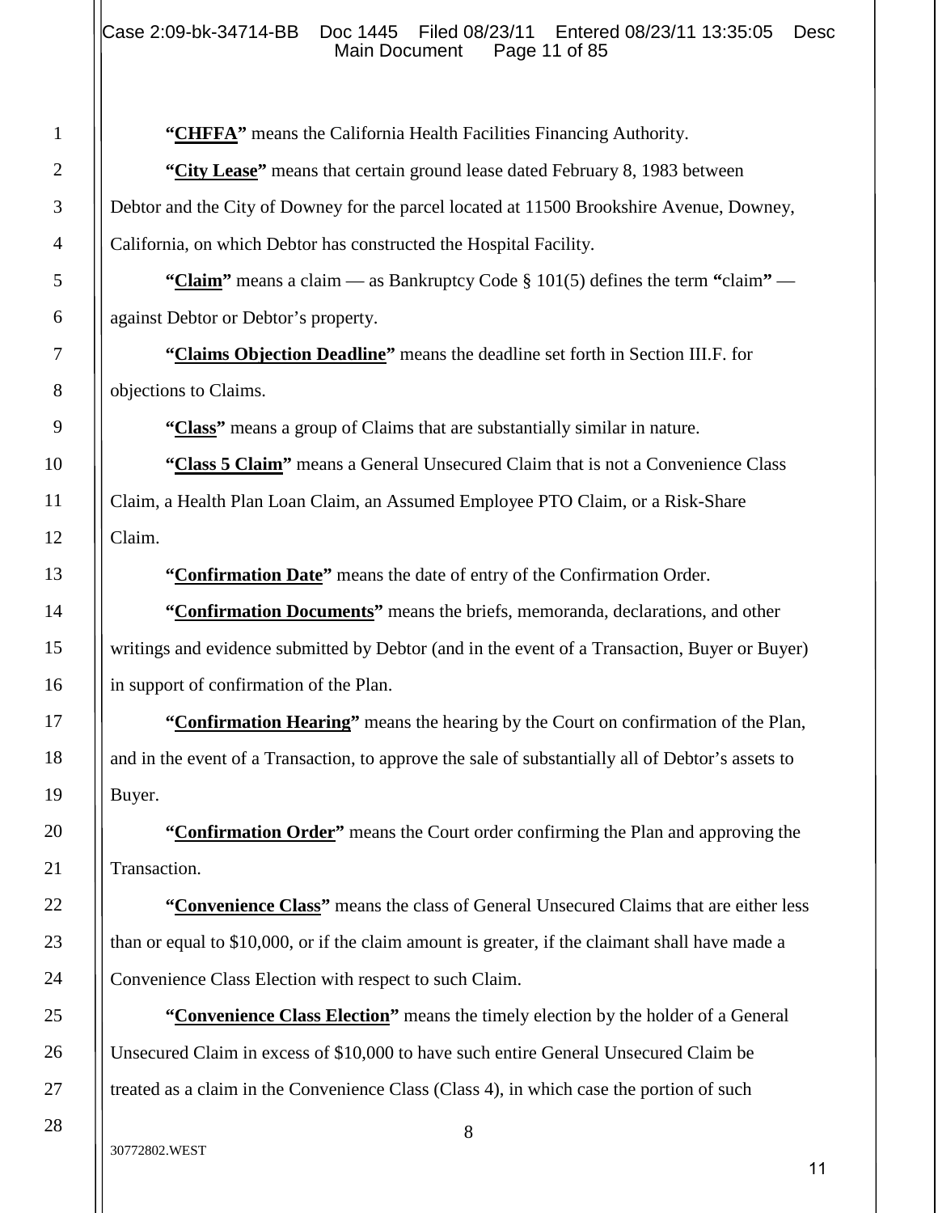**"<u>CHFFA</u>"** means the California Health Facilities Financing Authority.

**"<u>City Lease</u>"** means that certain ground lease dated February 8, 1983 between Debtor and the City of Downey for the parcel located at 11500 Brookshire Avenue, Downey, California, on which Debtor has constructed the Hospital Facility.

**"<u>Claim</u>"** means a claim — as Bankruptcy Code § 101(5) defines the term **"**claim**"** — against Debtor or Debtor's property.

**"<u>Claims Objection Deadline</u>"** means the deadline set forth in Section III.F. for objections to Claims.

**"<u>Class</u>"** means a group of Claims that are substantially similar in nature.

**"<u>Class 5 Claim</u>"** means a General Unsecured Claim that is not a Convenience Class Claim, a Health Plan Loan Claim, an Assumed Employee PTO Claim, or a Risk-Share Claim.

**"<u>Confirmation Date</u>"** means the date of entry of the Confirmation Order.

**"<u>Confirmation Documents</u>"** means the briefs, memoranda, declarations, and other writings and evidence submitted by Debtor (and in the event of a Transaction, Buyer or Buyer) in support of confirmation of the Plan.

**"<u>Confirmation Hearing</u>"** means the hearing by the Court on confirmation of the Plan, and in the event of a Transaction, to approve the sale of substantially all of Debtor's assets to Buyer.

**"<u>Confirmation Order</u>"** means the Court order confirming the Plan and approving the Transaction.

**"<u>Convenience Class</u>"** means the class of General Unsecured Claims that are either less than or equal to $10,000, or if the claim amount is greater, if the claimant shall have made a Convenience Class Election with respect to such Claim.

**"<u>Convenience Class Election</u>"** means the timely election by the holder of a General Unsecured Claim in excess of $10,000 to have such entire General Unsecured Claim be treated as a claim in the Convenience Class (Class 4), in which case the portion of such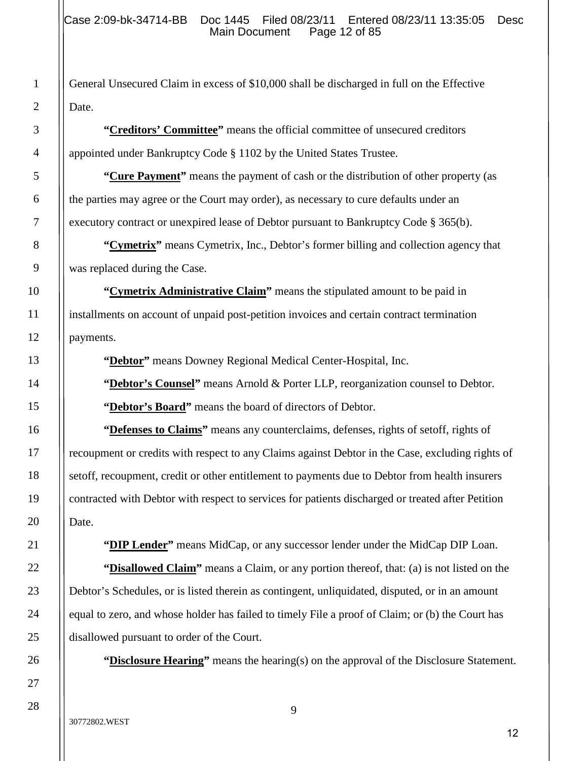General Unsecured Claim in excess of $10,000 shall be discharged in full on the Effective Date.

**"Creditors' Committee"** means the official committee of unsecured creditors appointed under Bankruptcy Code § 1102 by the United States Trustee.

**"Cure Payment"** means the payment of cash or the distribution of other property (as the parties may agree or the Court may order), as necessary to cure defaults under an executory contract or unexpired lease of Debtor pursuant to Bankruptcy Code § 365(b).

**"Cymetrix"** means Cymetrix, Inc., Debtor's former billing and collection agency that was replaced during the Case.

**"Cymetrix Administrative Claim"** means the stipulated amount to be paid in installments on account of unpaid post-petition invoices and certain contract termination payments.

**"Debtor"** means Downey Regional Medical Center-Hospital, Inc.

**"Debtor's Counsel"** means Arnold & Porter LLP, reorganization counsel to Debtor.

**"Debtor's Board"** means the board of directors of Debtor.

**"Defenses to Claims"** means any counterclaims, defenses, rights of setoff, rights of recoupment or credits with respect to any Claims against Debtor in the Case, excluding rights of setoff, recoupment, credit or other entitlement to payments due to Debtor from health insurers contracted with Debtor with respect to services for patients discharged or treated after Petition Date.

**"DIP Lender"** means MidCap, or any successor lender under the MidCap DIP Loan.

**"Disallowed Claim"** means a Claim, or any portion thereof, that: (a) is not listed on the Debtor's Schedules, or is listed therein as contingent, unliquidated, disputed, or in an amount equal to zero, and whose holder has failed to timely File a proof of Claim; or (b) the Court has disallowed pursuant to order of the Court.

**"Disclosure Hearing"** means the hearing(s) on the approval of the Disclosure Statement.

30772802.WEST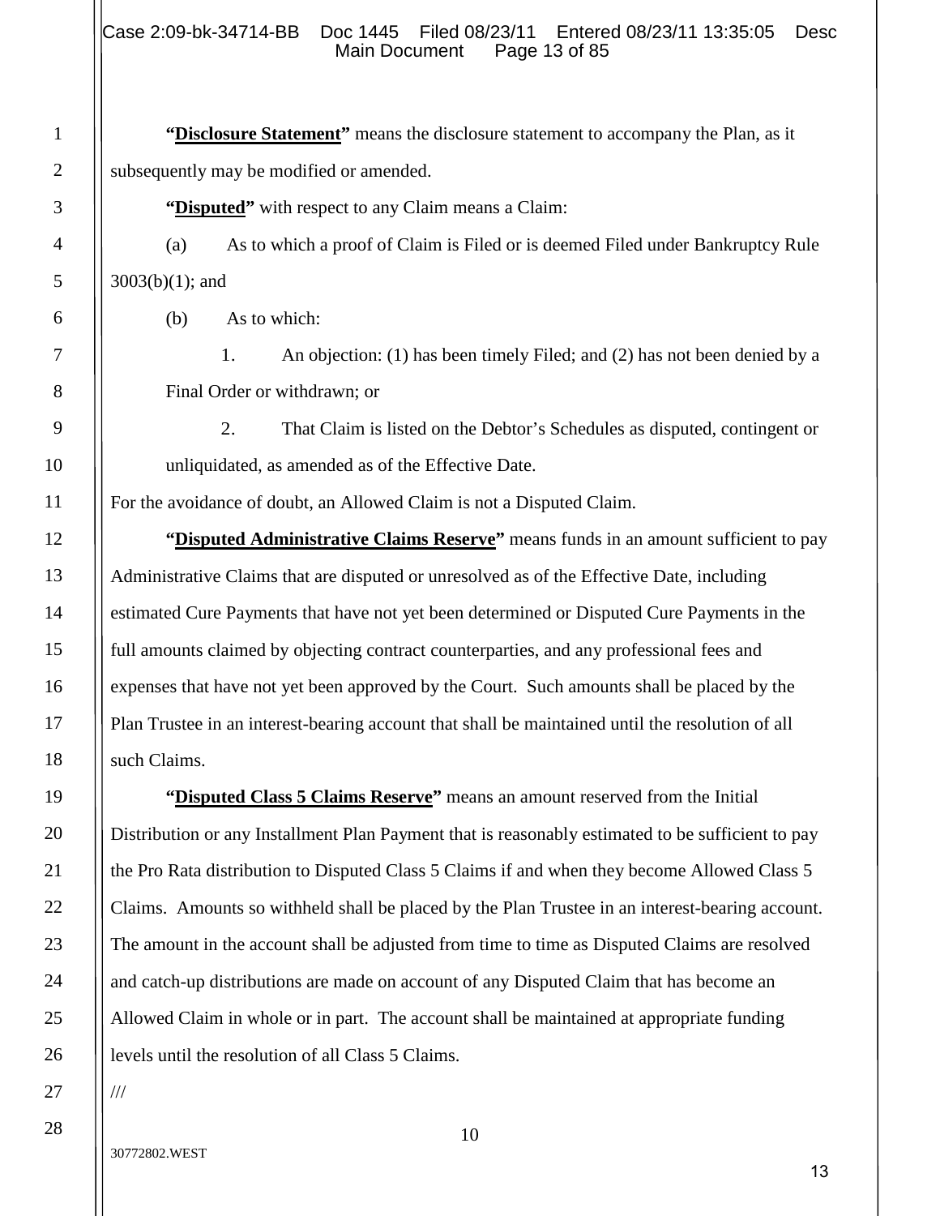**"<u>Disclosure Statement</u>"** means the disclosure statement to accompany the Plan, as it subsequently may be modified or amended.

**"<u>Disputed</u>"** with respect to any Claim means a Claim:

(a) As to which a proof of Claim is Filed or is deemed Filed under Bankruptcy Rule 3003(b)(1); and

(b) As to which:

1. An objection: (1) has been timely Filed; and (2) has not been denied by a Final Order or withdrawn; or

2. That Claim is listed on the Debtor's Schedules as disputed, contingent or unliquidated, as amended as of the Effective Date.

For the avoidance of doubt, an Allowed Claim is not a Disputed Claim.

**"<u>Disputed Administrative Claims Reserve</u>"** means funds in an amount sufficient to pay Administrative Claims that are disputed or unresolved as of the Effective Date, including estimated Cure Payments that have not yet been determined or Disputed Cure Payments in the full amounts claimed by objecting contract counterparties, and any professional fees and expenses that have not yet been approved by the Court. Such amounts shall be placed by the Plan Trustee in an interest-bearing account that shall be maintained until the resolution of all such Claims.

**"<u>Disputed Class 5 Claims Reserve</u>"** means an amount reserved from the Initial Distribution or any Installment Plan Payment that is reasonably estimated to be sufficient to pay the Pro Rata distribution to Disputed Class 5 Claims if and when they become Allowed Class 5 Claims. Amounts so withheld shall be placed by the Plan Trustee in an interest-bearing account. The amount in the account shall be adjusted from time to time as Disputed Claims are resolved and catch-up distributions are made on account of any Disputed Claim that has become an Allowed Claim in whole or in part. The account shall be maintained at appropriate funding levels until the resolution of all Class 5 Claims.

///

30772802.WEST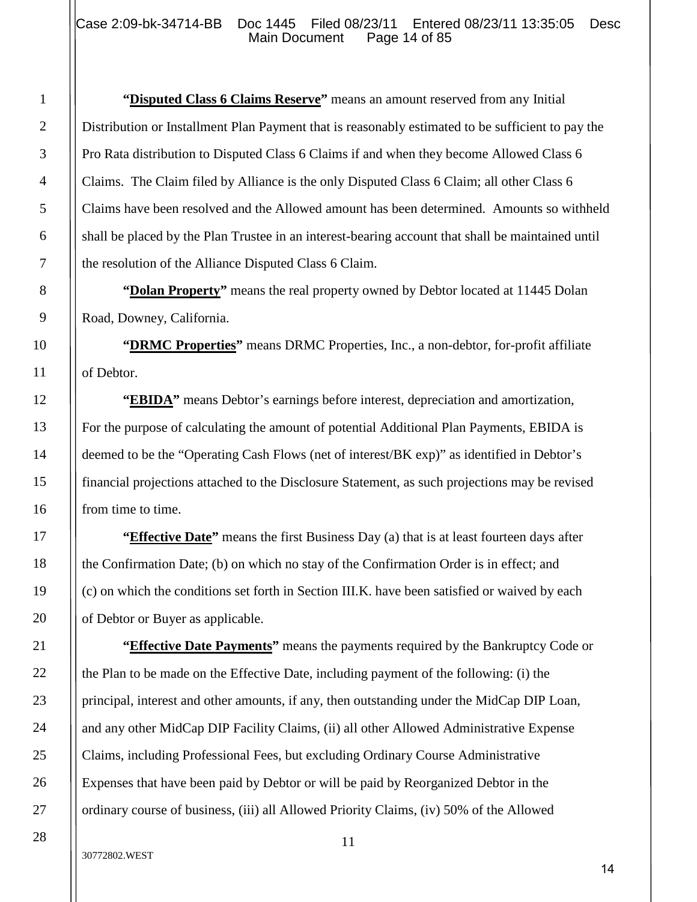**"Disputed Class 6 Claims Reserve"** means an amount reserved from any Initial Distribution or Installment Plan Payment that is reasonably estimated to be sufficient to pay the Pro Rata distribution to Disputed Class 6 Claims if and when they become Allowed Class 6 Claims. The Claim filed by Alliance is the only Disputed Class 6 Claim; all other Class 6 Claims have been resolved and the Allowed amount has been determined. Amounts so withheld shall be placed by the Plan Trustee in an interest-bearing account that shall be maintained until the resolution of the Alliance Disputed Class 6 Claim.

**"Dolan Property"** means the real property owned by Debtor located at 11445 Dolan Road, Downey, California.

**"DRMC Properties"** means DRMC Properties, Inc., a non-debtor, for-profit affiliate of Debtor.

**"EBIDA"** means Debtor's earnings before interest, depreciation and amortization, For the purpose of calculating the amount of potential Additional Plan Payments, EBIDA is deemed to be the "Operating Cash Flows (net of interest/BK exp)" as identified in Debtor's financial projections attached to the Disclosure Statement, as such projections may be revised from time to time.

**"Effective Date"** means the first Business Day (a) that is at least fourteen days after the Confirmation Date; (b) on which no stay of the Confirmation Order is in effect; and (c) on which the conditions set forth in Section III.K. have been satisfied or waived by each of Debtor or Buyer as applicable.

**"Effective Date Payments"** means the payments required by the Bankruptcy Code or the Plan to be made on the Effective Date, including payment of the following: (i) the principal, interest and other amounts, if any, then outstanding under the MidCap DIP Loan, and any other MidCap DIP Facility Claims, (ii) all other Allowed Administrative Expense Claims, including Professional Fees, but excluding Ordinary Course Administrative Expenses that have been paid by Debtor or will be paid by Reorganized Debtor in the ordinary course of business, (iii) all Allowed Priority Claims, (iv) 50% of the Allowed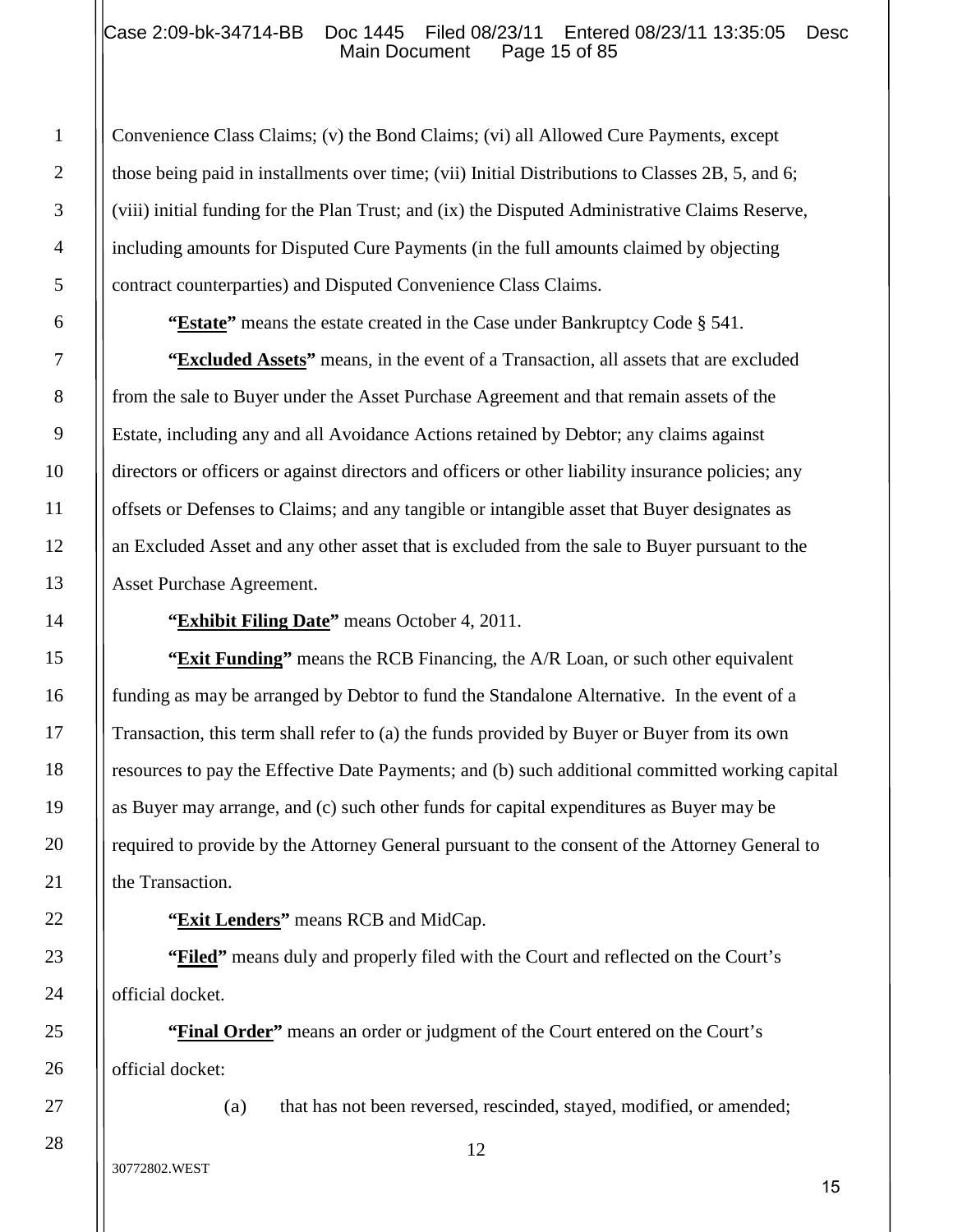Convenience Class Claims; (v) the Bond Claims; (vi) all Allowed Cure Payments, except those being paid in installments over time; (vii) Initial Distributions to Classes 2B, 5, and 6; (viii) initial funding for the Plan Trust; and (ix) the Disputed Administrative Claims Reserve, including amounts for Disputed Cure Payments (in the full amounts claimed by objecting contract counterparties) and Disputed Convenience Class Claims.

**"Estate"** means the estate created in the Case under Bankruptcy Code § 541.

**"Excluded Assets"** means, in the event of a Transaction, all assets that are excluded from the sale to Buyer under the Asset Purchase Agreement and that remain assets of the Estate, including any and all Avoidance Actions retained by Debtor; any claims against directors or officers or against directors and officers or other liability insurance policies; any offsets or Defenses to Claims; and any tangible or intangible asset that Buyer designates as an Excluded Asset and any other asset that is excluded from the sale to Buyer pursuant to the Asset Purchase Agreement.

**"Exhibit Filing Date"** means October 4, 2011.

**"Exit Funding"** means the RCB Financing, the A/R Loan, or such other equivalent funding as may be arranged by Debtor to fund the Standalone Alternative. In the event of a Transaction, this term shall refer to (a) the funds provided by Buyer or Buyer from its own resources to pay the Effective Date Payments; and (b) such additional committed working capital as Buyer may arrange, and (c) such other funds for capital expenditures as Buyer may be required to provide by the Attorney General pursuant to the consent of the Attorney General to the Transaction.

**"Exit Lenders"** means RCB and MidCap.

**"Filed"** means duly and properly filed with the Court and reflected on the Court's official docket.

**"Final Order"** means an order or judgment of the Court entered on the Court's official docket:

(a) that has not been reversed, rescinded, stayed, modified, or amended;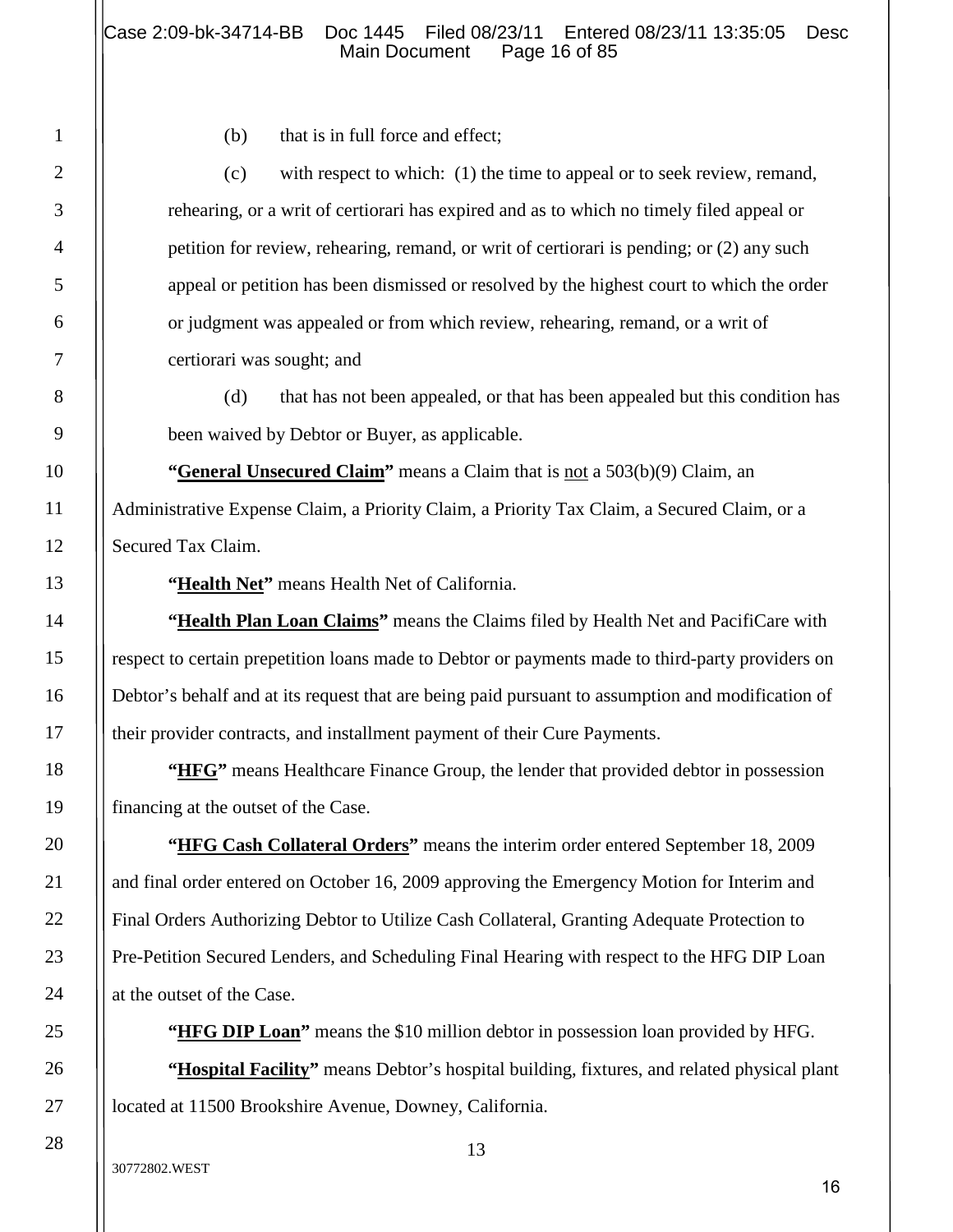(b) that is in full force and effect;

(c) with respect to which: (1) the time to appeal or to seek review, remand, rehearing, or a writ of certiorari has expired and as to which no timely filed appeal or petition for review, rehearing, remand, or writ of certiorari is pending; or (2) any such appeal or petition has been dismissed or resolved by the highest court to which the order or judgment was appealed or from which review, rehearing, remand, or a writ of certiorari was sought; and

(d) that has not been appealed, or that has been appealed but this condition has been waived by Debtor or Buyer, as applicable.

**"General Unsecured Claim"** means a Claim that is not a 503(b)(9) Claim, an Administrative Expense Claim, a Priority Claim, a Priority Tax Claim, a Secured Claim, or a Secured Tax Claim.

**"Health Net"** means Health Net of California.

**"Health Plan Loan Claims"** means the Claims filed by Health Net and PacifiCare with respect to certain prepetition loans made to Debtor or payments made to third-party providers on Debtor's behalf and at its request that are being paid pursuant to assumption and modification of their provider contracts, and installment payment of their Cure Payments.

**"HFG"** means Healthcare Finance Group, the lender that provided debtor in possession financing at the outset of the Case.

**"HFG Cash Collateral Orders"** means the interim order entered September 18, 2009 and final order entered on October 16, 2009 approving the Emergency Motion for Interim and Final Orders Authorizing Debtor to Utilize Cash Collateral, Granting Adequate Protection to Pre-Petition Secured Lenders, and Scheduling Final Hearing with respect to the HFG DIP Loan at the outset of the Case.

**"HFG DIP Loan"** means the $10 million debtor in possession loan provided by HFG.

**"Hospital Facility"** means Debtor's hospital building, fixtures, and related physical plant located at 11500 Brookshire Avenue, Downey, California.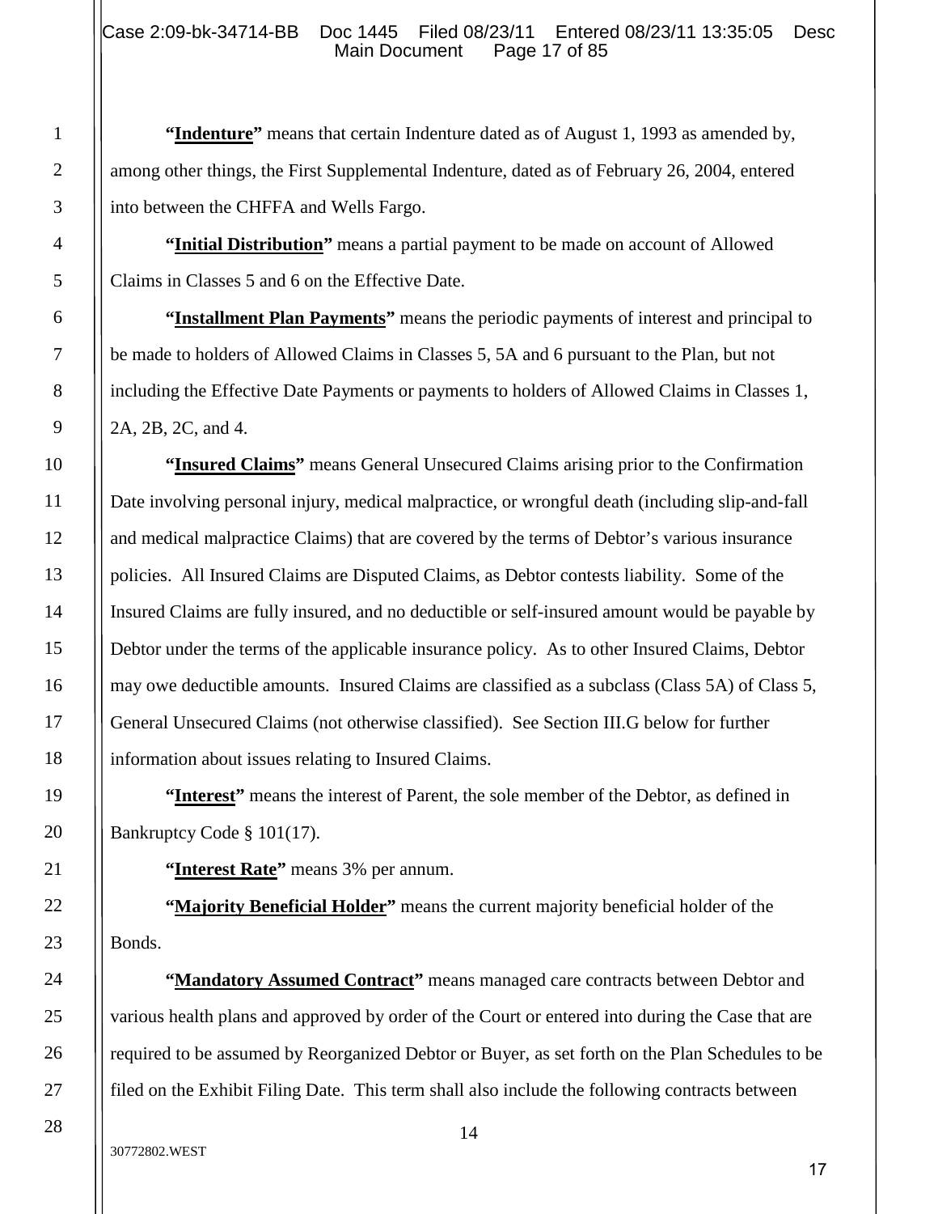**"Indenture"** means that certain Indenture dated as of August 1, 1993 as amended by, among other things, the First Supplemental Indenture, dated as of February 26, 2004, entered into between the CHFFA and Wells Fargo.

**"Initial Distribution"** means a partial payment to be made on account of Allowed Claims in Classes 5 and 6 on the Effective Date.

**"Installment Plan Payments"** means the periodic payments of interest and principal to be made to holders of Allowed Claims in Classes 5, 5A and 6 pursuant to the Plan, but not including the Effective Date Payments or payments to holders of Allowed Claims in Classes 1, 2A, 2B, 2C, and 4.

**"Insured Claims"** means General Unsecured Claims arising prior to the Confirmation Date involving personal injury, medical malpractice, or wrongful death (including slip-and-fall and medical malpractice Claims) that are covered by the terms of Debtor's various insurance policies. All Insured Claims are Disputed Claims, as Debtor contests liability. Some of the Insured Claims are fully insured, and no deductible or self-insured amount would be payable by Debtor under the terms of the applicable insurance policy. As to other Insured Claims, Debtor may owe deductible amounts. Insured Claims are classified as a subclass (Class 5A) of Class 5, General Unsecured Claims (not otherwise classified). See Section III.G below for further information about issues relating to Insured Claims.

**"Interest"** means the interest of Parent, the sole member of the Debtor, as defined in Bankruptcy Code § 101(17).

**"Interest Rate"** means 3% per annum.

**"Majority Beneficial Holder"** means the current majority beneficial holder of the Bonds.

**"Mandatory Assumed Contract"** means managed care contracts between Debtor and various health plans and approved by order of the Court or entered into during the Case that are required to be assumed by Reorganized Debtor or Buyer, as set forth on the Plan Schedules to be filed on the Exhibit Filing Date. This term shall also include the following contracts between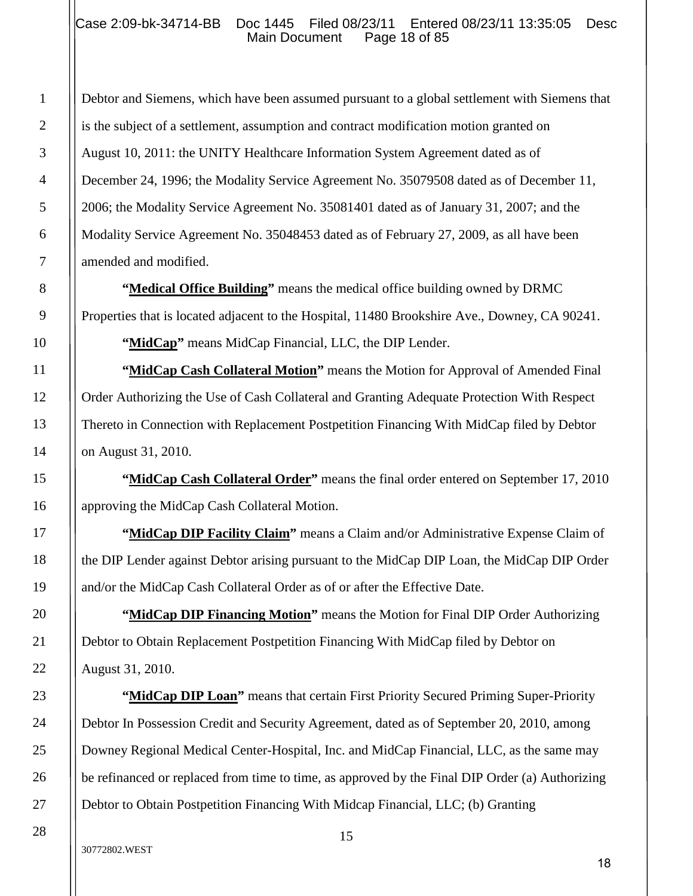Debtor and Siemens, which have been assumed pursuant to a global settlement with Siemens that is the subject of a settlement, assumption and contract modification motion granted on August 10, 2011: the UNITY Healthcare Information System Agreement dated as of December 24, 1996; the Modality Service Agreement No. 35079508 dated as of December 11, 2006; the Modality Service Agreement No. 35081401 dated as of January 31, 2007; and the Modality Service Agreement No. 35048453 dated as of February 27, 2009, as all have been amended and modified.

**"Medical Office Building"** means the medical office building owned by DRMC Properties that is located adjacent to the Hospital, 11480 Brookshire Ave., Downey, CA 90241.

**"MidCap"** means MidCap Financial, LLC, the DIP Lender.

**"MidCap Cash Collateral Motion"** means the Motion for Approval of Amended Final Order Authorizing the Use of Cash Collateral and Granting Adequate Protection With Respect Thereto in Connection with Replacement Postpetition Financing With MidCap filed by Debtor on August 31, 2010.

**"MidCap Cash Collateral Order"** means the final order entered on September 17, 2010 approving the MidCap Cash Collateral Motion.

**"MidCap DIP Facility Claim"** means a Claim and/or Administrative Expense Claim of the DIP Lender against Debtor arising pursuant to the MidCap DIP Loan, the MidCap DIP Order and/or the MidCap Cash Collateral Order as of or after the Effective Date.

**"MidCap DIP Financing Motion"** means the Motion for Final DIP Order Authorizing Debtor to Obtain Replacement Postpetition Financing With MidCap filed by Debtor on August 31, 2010.

**"MidCap DIP Loan"** means that certain First Priority Secured Priming Super-Priority Debtor In Possession Credit and Security Agreement, dated as of September 20, 2010, among Downey Regional Medical Center-Hospital, Inc. and MidCap Financial, LLC, as the same may be refinanced or replaced from time to time, as approved by the Final DIP Order (a) Authorizing Debtor to Obtain Postpetition Financing With Midcap Financial, LLC; (b) Granting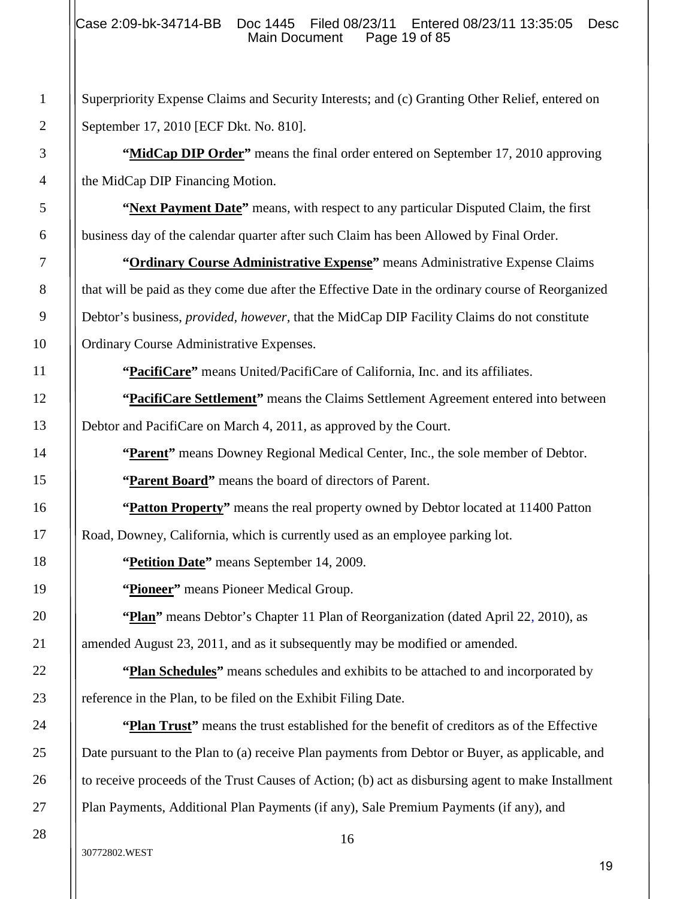Superpriority Expense Claims and Security Interests; and (c) Granting Other Relief, entered on September 17, 2010 [ECF Dkt. No. 810].

**"MidCap DIP Order"** means the final order entered on September 17, 2010 approving the MidCap DIP Financing Motion.

**"Next Payment Date"** means, with respect to any particular Disputed Claim, the first business day of the calendar quarter after such Claim has been Allowed by Final Order.

**"Ordinary Course Administrative Expense"** means Administrative Expense Claims that will be paid as they come due after the Effective Date in the ordinary course of Reorganized Debtor's business, *provided, however,* that the MidCap DIP Facility Claims do not constitute Ordinary Course Administrative Expenses.

**"PacifiCare"** means United/PacifiCare of California, Inc. and its affiliates.

**"PacifiCare Settlement"** means the Claims Settlement Agreement entered into between Debtor and PacifiCare on March 4, 2011, as approved by the Court.

**"Parent"** means Downey Regional Medical Center, Inc., the sole member of Debtor.

**"Parent Board"** means the board of directors of Parent.

**"Patton Property"** means the real property owned by Debtor located at 11400 Patton Road, Downey, California, which is currently used as an employee parking lot.

**"Petition Date"** means September 14, 2009.

**"Pioneer"** means Pioneer Medical Group.

**"Plan"** means Debtor's Chapter 11 Plan of Reorganization (dated April 22, 2010), as amended August 23, 2011, and as it subsequently may be modified or amended.

**"Plan Schedules"** means schedules and exhibits to be attached to and incorporated by reference in the Plan, to be filed on the Exhibit Filing Date.

**"Plan Trust"** means the trust established for the benefit of creditors as of the Effective Date pursuant to the Plan to (a) receive Plan payments from Debtor or Buyer, as applicable, and to receive proceeds of the Trust Causes of Action; (b) act as disbursing agent to make Installment Plan Payments, Additional Plan Payments (if any), Sale Premium Payments (if any), and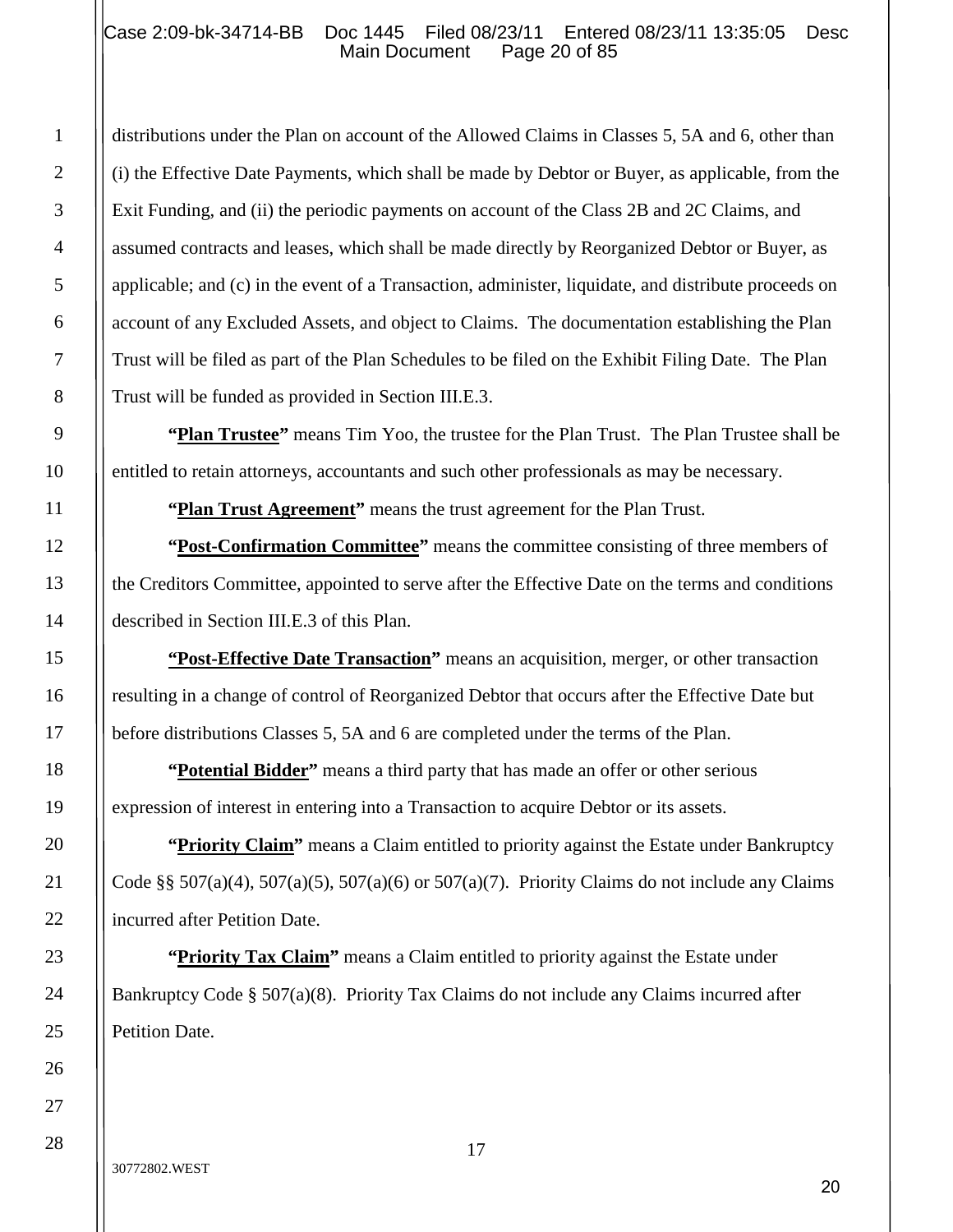distributions under the Plan on account of the Allowed Claims in Classes 5, 5A and 6, other than (i) the Effective Date Payments, which shall be made by Debtor or Buyer, as applicable, from the Exit Funding, and (ii) the periodic payments on account of the Class 2B and 2C Claims, and assumed contracts and leases, which shall be made directly by Reorganized Debtor or Buyer, as applicable; and (c) in the event of a Transaction, administer, liquidate, and distribute proceeds on account of any Excluded Assets, and object to Claims. The documentation establishing the Plan Trust will be filed as part of the Plan Schedules to be filed on the Exhibit Filing Date. The Plan Trust will be funded as provided in Section III.E.3.

**"Plan Trustee"** means Tim Yoo, the trustee for the Plan Trust. The Plan Trustee shall be entitled to retain attorneys, accountants and such other professionals as may be necessary.

**"Plan Trust Agreement"** means the trust agreement for the Plan Trust.

**"Post-Confirmation Committee"** means the committee consisting of three members of the Creditors Committee, appointed to serve after the Effective Date on the terms and conditions described in Section III.E.3 of this Plan.

**"Post-Effective Date Transaction"** means an acquisition, merger, or other transaction resulting in a change of control of Reorganized Debtor that occurs after the Effective Date but before distributions Classes 5, 5A and 6 are completed under the terms of the Plan.

**"Potential Bidder"** means a third party that has made an offer or other serious expression of interest in entering into a Transaction to acquire Debtor or its assets.

**"Priority Claim"** means a Claim entitled to priority against the Estate under Bankruptcy Code §§ 507(a)(4), 507(a)(5), 507(a)(6) or 507(a)(7). Priority Claims do not include any Claims incurred after Petition Date.

**"Priority Tax Claim"** means a Claim entitled to priority against the Estate under Bankruptcy Code § 507(a)(8). Priority Tax Claims do not include any Claims incurred after Petition Date.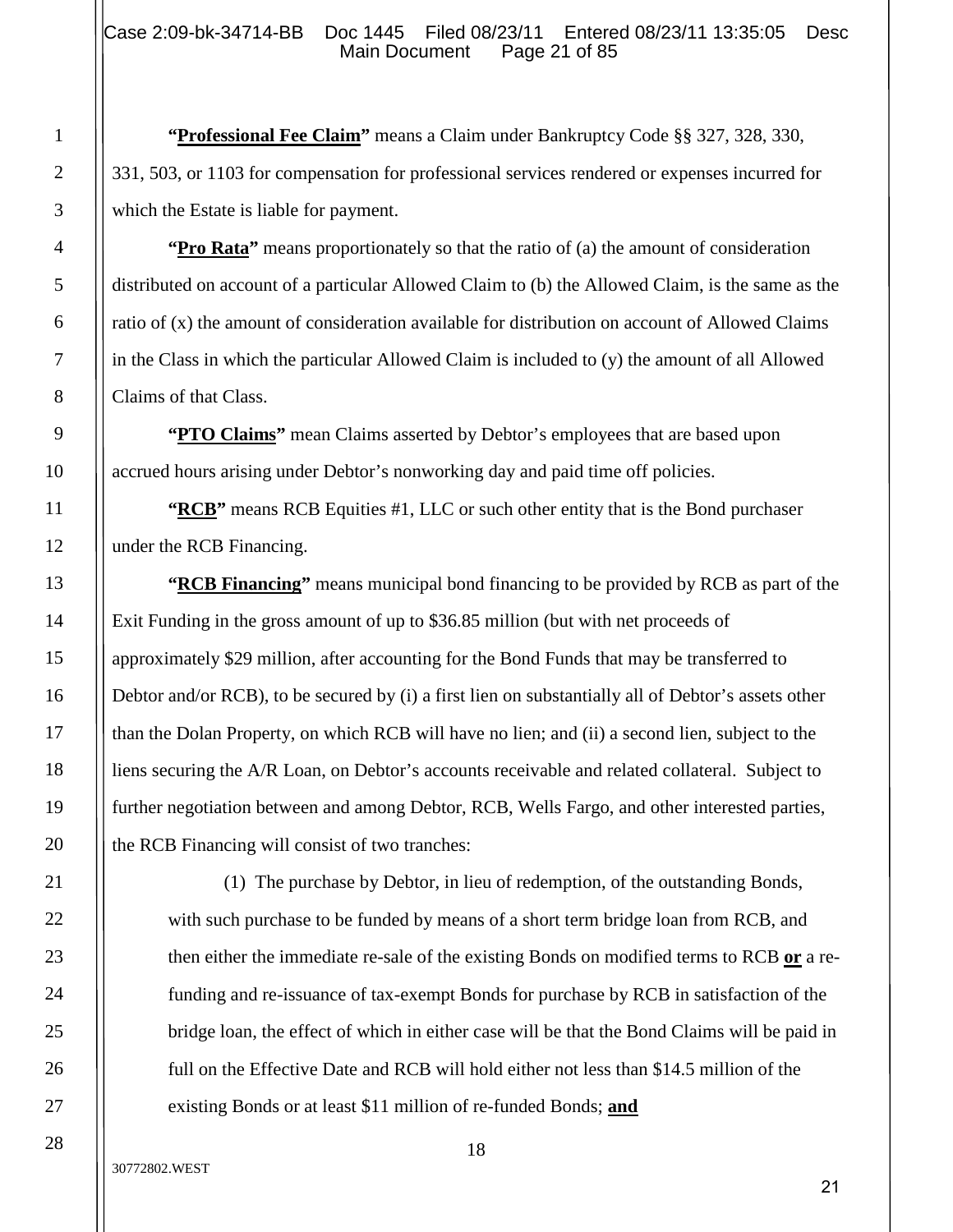**"Professional Fee Claim"** means a Claim under Bankruptcy Code §§ 327, 328, 330, 331, 503, or 1103 for compensation for professional services rendered or expenses incurred for which the Estate is liable for payment.

**"Pro Rata"** means proportionately so that the ratio of (a) the amount of consideration distributed on account of a particular Allowed Claim to (b) the Allowed Claim, is the same as the ratio of (x) the amount of consideration available for distribution on account of Allowed Claims in the Class in which the particular Allowed Claim is included to (y) the amount of all Allowed Claims of that Class.

**"PTO Claims"** mean Claims asserted by Debtor's employees that are based upon accrued hours arising under Debtor's nonworking day and paid time off policies.

**"RCB"** means RCB Equities #1, LLC or such other entity that is the Bond purchaser under the RCB Financing.

**"RCB Financing"** means municipal bond financing to be provided by RCB as part of the Exit Funding in the gross amount of up to $36.85 million (but with net proceeds of approximately $29 million, after accounting for the Bond Funds that may be transferred to Debtor and/or RCB), to be secured by (i) a first lien on substantially all of Debtor's assets other than the Dolan Property, on which RCB will have no lien; and (ii) a second lien, subject to the liens securing the A/R Loan, on Debtor's accounts receivable and related collateral. Subject to further negotiation between and among Debtor, RCB, Wells Fargo, and other interested parties, the RCB Financing will consist of two tranches:

> (1) The purchase by Debtor, in lieu of redemption, of the outstanding Bonds, with such purchase to be funded by means of a short term bridge loan from RCB, and then either the immediate re-sale of the existing Bonds on modified terms to RCB **or** a re-funding and re-issuance of tax-exempt Bonds for purchase by RCB in satisfaction of the bridge loan, the effect of which in either case will be that the Bond Claims will be paid in full on the Effective Date and RCB will hold either not less than $14.5 million of the existing Bonds or at least $11 million of re-funded Bonds; **and**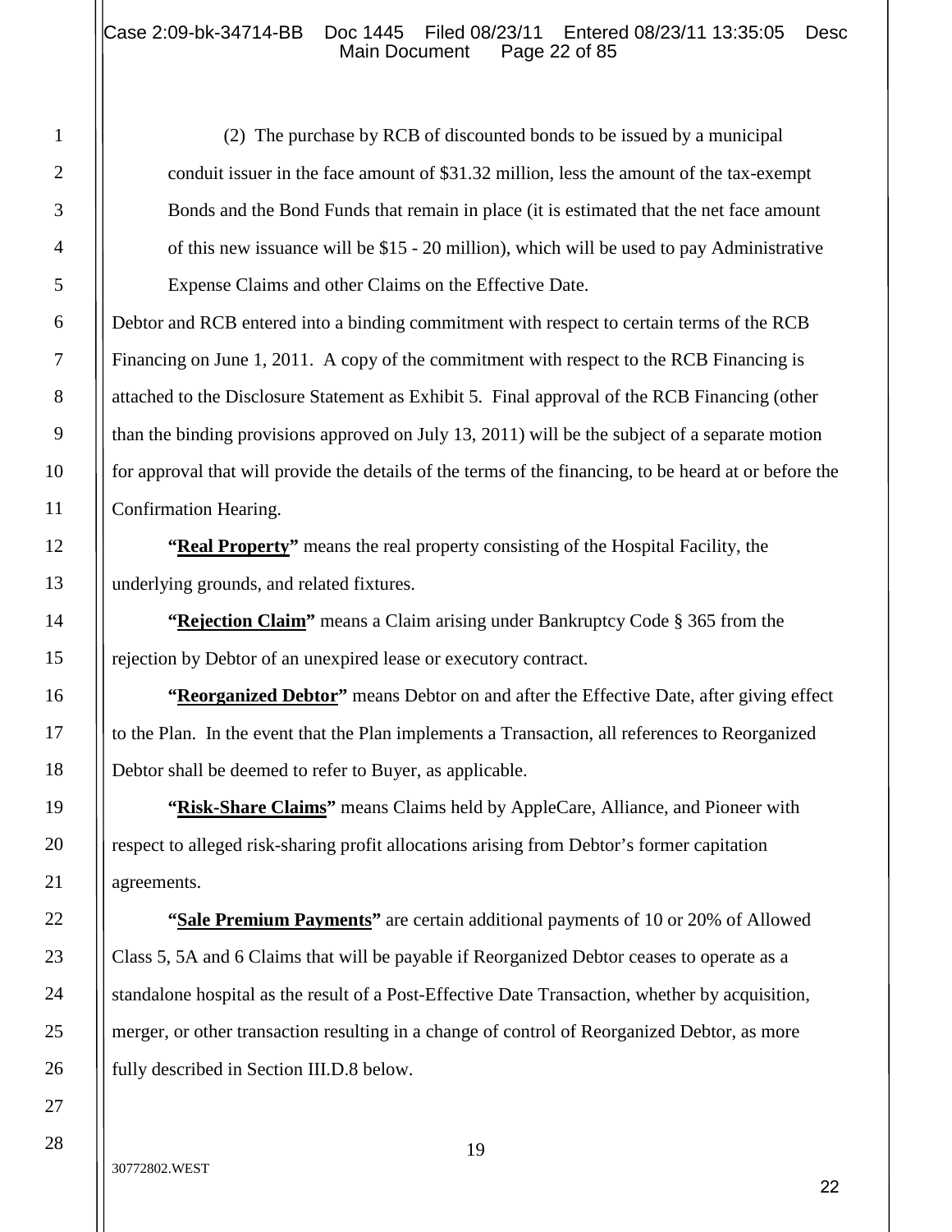(2) The purchase by RCB of discounted bonds to be issued by a municipal conduit issuer in the face amount of $31.32 million, less the amount of the tax-exempt Bonds and the Bond Funds that remain in place (it is estimated that the net face amount of this new issuance will be $15 - 20 million), which will be used to pay Administrative Expense Claims and other Claims on the Effective Date.

Debtor and RCB entered into a binding commitment with respect to certain terms of the RCB Financing on June 1, 2011. A copy of the commitment with respect to the RCB Financing is attached to the Disclosure Statement as Exhibit 5. Final approval of the RCB Financing (other than the binding provisions approved on July 13, 2011) will be the subject of a separate motion for approval that will provide the details of the terms of the financing, to be heard at or before the Confirmation Hearing.

**"Real Property"** means the real property consisting of the Hospital Facility, the underlying grounds, and related fixtures.

**"Rejection Claim"** means a Claim arising under Bankruptcy Code § 365 from the rejection by Debtor of an unexpired lease or executory contract.

**"Reorganized Debtor"** means Debtor on and after the Effective Date, after giving effect to the Plan. In the event that the Plan implements a Transaction, all references to Reorganized Debtor shall be deemed to refer to Buyer, as applicable.

**"Risk-Share Claims"** means Claims held by AppleCare, Alliance, and Pioneer with respect to alleged risk-sharing profit allocations arising from Debtor's former capitation agreements.

**"Sale Premium Payments"** are certain additional payments of 10 or 20% of Allowed Class 5, 5A and 6 Claims that will be payable if Reorganized Debtor ceases to operate as a standalone hospital as the result of a Post-Effective Date Transaction, whether by acquisition, merger, or other transaction resulting in a change of control of Reorganized Debtor, as more fully described in Section III.D.8 below.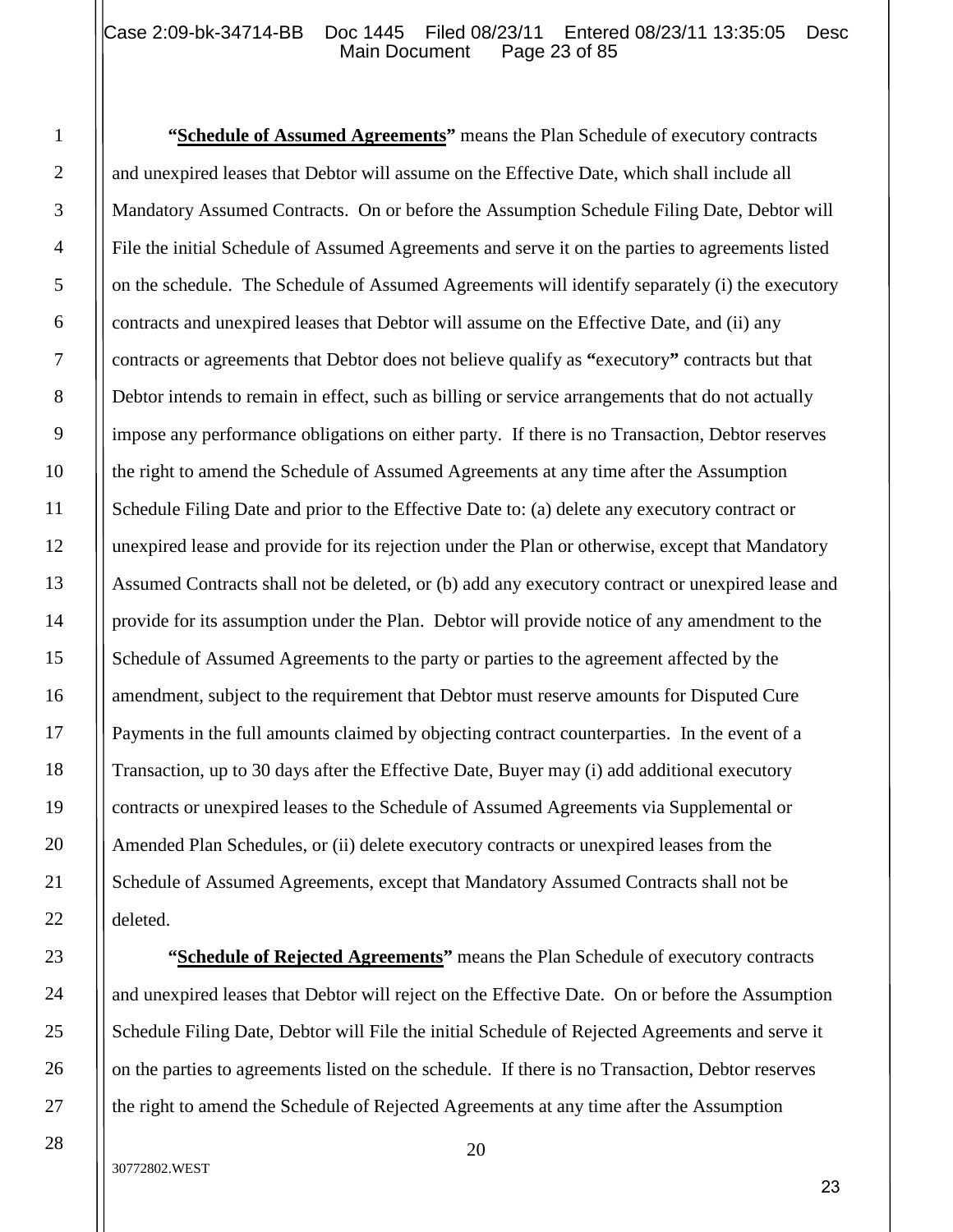**"Schedule of Assumed Agreements"** means the Plan Schedule of executory contracts and unexpired leases that Debtor will assume on the Effective Date, which shall include all Mandatory Assumed Contracts. On or before the Assumption Schedule Filing Date, Debtor will File the initial Schedule of Assumed Agreements and serve it on the parties to agreements listed on the schedule. The Schedule of Assumed Agreements will identify separately (i) the executory contracts and unexpired leases that Debtor will assume on the Effective Date, and (ii) any contracts or agreements that Debtor does not believe qualify as **"**executory**"** contracts but that Debtor intends to remain in effect, such as billing or service arrangements that do not actually impose any performance obligations on either party. If there is no Transaction, Debtor reserves the right to amend the Schedule of Assumed Agreements at any time after the Assumption Schedule Filing Date and prior to the Effective Date to: (a) delete any executory contract or unexpired lease and provide for its rejection under the Plan or otherwise, except that Mandatory Assumed Contracts shall not be deleted, or (b) add any executory contract or unexpired lease and provide for its assumption under the Plan. Debtor will provide notice of any amendment to the Schedule of Assumed Agreements to the party or parties to the agreement affected by the amendment, subject to the requirement that Debtor must reserve amounts for Disputed Cure Payments in the full amounts claimed by objecting contract counterparties. In the event of a Transaction, up to 30 days after the Effective Date, Buyer may (i) add additional executory contracts or unexpired leases to the Schedule of Assumed Agreements via Supplemental or Amended Plan Schedules, or (ii) delete executory contracts or unexpired leases from the Schedule of Assumed Agreements, except that Mandatory Assumed Contracts shall not be deleted.

**"Schedule of Rejected Agreements"** means the Plan Schedule of executory contracts and unexpired leases Debtor will reject on the Effective Date. On or before the Assumption Schedule Filing Date, Debtor will File the initial Schedule of Rejected Agreements and serve it on the parties to agreements listed on the schedule. If there is no Transaction, Debtor reserves the right to amend the Schedule of Rejected Agreements at any time after the Assumption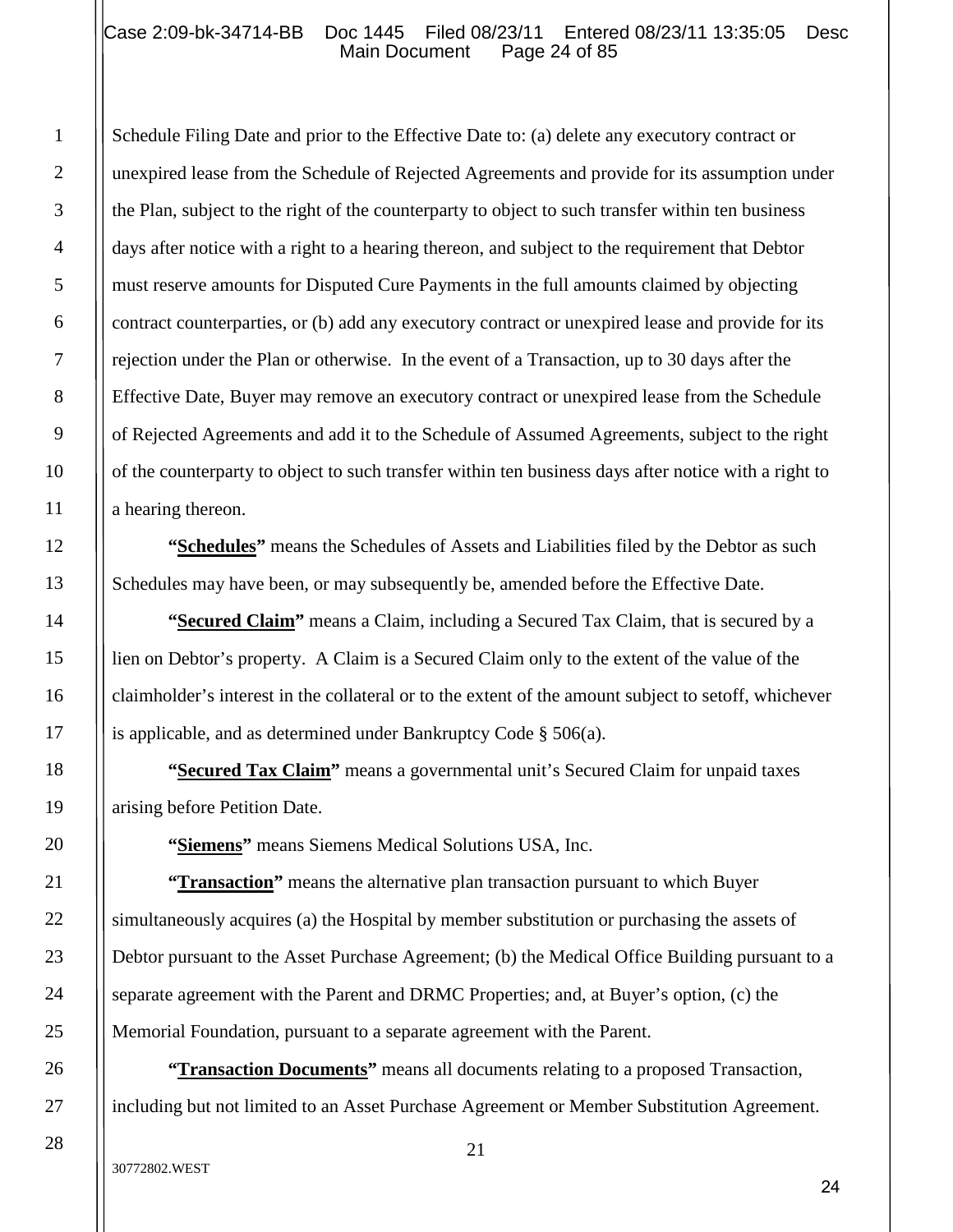Schedule Filing Date and prior to the Effective Date to: (a) delete any executory contract or unexpired lease from the Schedule of Rejected Agreements and provide for its assumption under the Plan, subject to the right of the counterparty to object to such transfer within ten business days after notice with a right to a hearing thereon, and subject to the requirement that Debtor must reserve amounts for Disputed Cure Payments in the full amounts claimed by objecting contract counterparties, or (b) add any executory contract or unexpired lease and provide for its rejection under the Plan or otherwise. In the event of a Transaction, up to 30 days after the Effective Date, Buyer may remove an executory contract or unexpired lease from the Schedule of Rejected Agreements and add it to the Schedule of Assumed Agreements, subject to the right of the counterparty to object to such transfer within ten business days after notice with a right to a hearing thereon.

**"Schedules"** means the Schedules of Assets and Liabilities filed by the Debtor as such Schedules may have been, or may subsequently be, amended before the Effective Date.

**"Secured Claim"** means a Claim, including a Secured Tax Claim, that is secured by a lien on Debtor's property. A Claim is a Secured Claim only to the extent of the value of the claimholder's interest in the collateral or to the extent of the amount subject to setoff, whichever is applicable, and as determined under Bankruptcy Code § 506(a).

**"Secured Tax Claim"** means a governmental unit's Secured Claim for unpaid taxes arising before Petition Date.

**"Siemens"** means Siemens Medical Solutions USA, Inc.

**"Transaction"** means the alternative plan transaction pursuant to which Buyer simultaneously acquires (a) the Hospital by member substitution or purchasing the assets of Debtor pursuant to the Asset Purchase Agreement; (b) the Medical Office Building pursuant to a separate agreement with the Parent and DRMC Properties; and, at Buyer's option, (c) the Memorial Foundation, pursuant to a separate agreement with the Parent.

**"Transaction Documents"** means all documents relating to a proposed Transaction, including but not limited to an Asset Purchase Agreement or Member Substitution Agreement.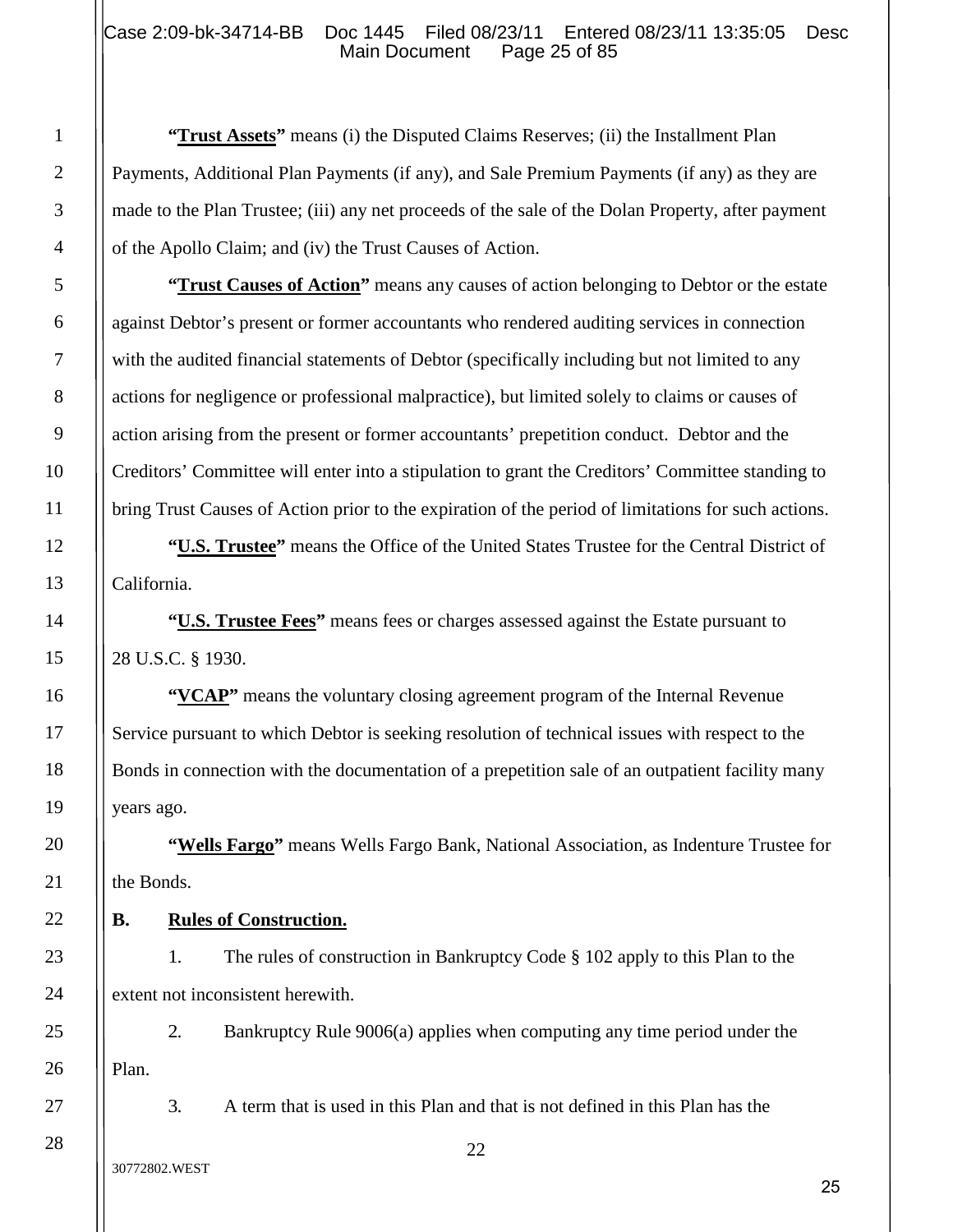**"<u>Trust Assets</u>"** means (i) the Disputed Claims Reserves; (ii) the Installment Plan Payments, Additional Plan Payments (if any), and Sale Premium Payments (if any) as they are made to the Plan Trustee; (iii) any net proceeds of the sale of the Dolan Property, after payment of the Apollo Claim; and (iv) the Trust Causes of Action.

**"<u>Trust Causes of Action</u>"** means any causes of action belonging to Debtor or the estate against Debtor's present or former accountants who rendered auditing services in connection with the audited financial statements of Debtor (specifically including but not limited to any actions for negligence or professional malpractice), but limited solely to claims or causes of action arising from the present or former accountants' prepetition conduct. Debtor and the Creditors' Committee will enter into a stipulation to grant the Creditors' Committee standing to bring Trust Causes of Action prior to the expiration of the period of limitations for such actions.

**"<u>U.S. Trustee</u>"** means the Office of the United States Trustee for the Central District of California.

**"<u>U.S. Trustee Fees</u>"** means fees or charges assessed against the Estate pursuant to 28 U.S.C. § 1930.

**"<u>VCAP</u>"** means the voluntary closing agreement program of the Internal Revenue Service pursuant to which Debtor is seeking resolution of technical issues with respect to the Bonds in connection with the documentation of a prepetition sale of an outpatient facility many years ago.

**"<u>Wells Fargo</u>"** means Wells Fargo Bank, National Association, as Indenture Trustee for the Bonds.

**B. <u>Rules of Construction.</u>**

1. The rules of construction in Bankruptcy Code § 102 apply to this Plan to the extent not inconsistent herewith.

2. Bankruptcy Rule 9006(a) applies when computing any time period under the Plan.

3. A term that is used in this Plan and that is not defined in this Plan has the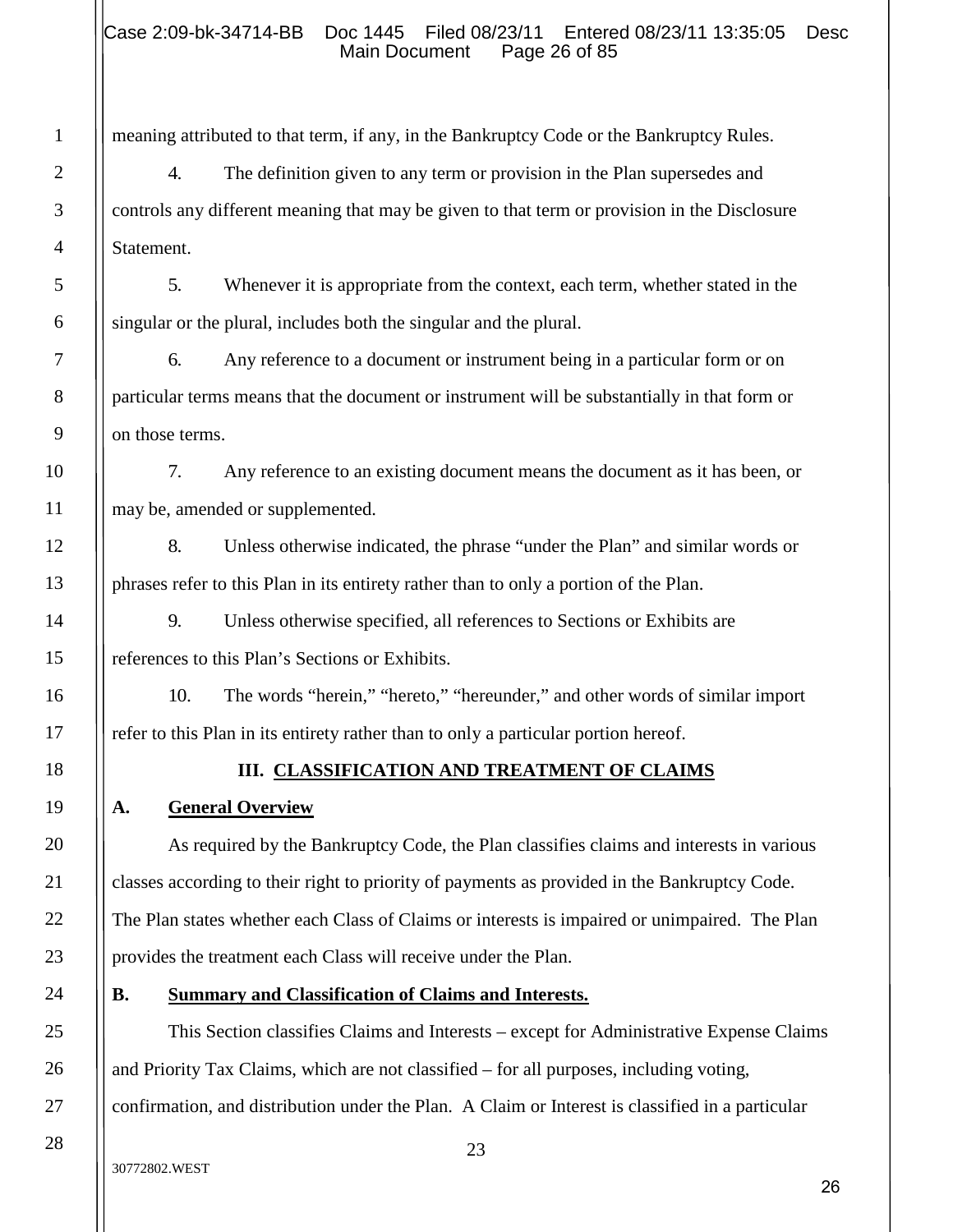meaning attributed to that term, if any, in the Bankruptcy Code or the Bankruptcy Rules.

4. The definition given to any term or provision in the Plan supersedes and controls any different meaning that may be given to that term or provision in the Disclosure Statement.

5. Whenever it is appropriate from the context, each term, whether stated in the singular or the plural, includes both the singular and the plural.

6. Any reference to a document or instrument being in a particular form or on particular terms means that the document or instrument will be substantially in that form or on those terms.

7. Any reference to an existing document means the document as it has been, or may be, amended or supplemented.

8. Unless otherwise indicated, the phrase "under the Plan" and similar words or phrases refer to this Plan in its entirety rather than to only a portion of the Plan.

9. Unless otherwise specified, all references to Sections or Exhibits are references to this Plan's Sections or Exhibits.

10. The words "herein," "hereto," "hereunder," and other words of similar import refer to this Plan in its entirety rather than to only a particular portion hereof.

## III. CLASSIFICATION AND TREATMENT OF CLAIMS

### A. General Overview

As required by the Bankruptcy Code, the Plan classifies claims and interests in various classes according to their right to priority of payments as provided in the Bankruptcy Code. The Plan states whether each Class of Claims or interests is impaired or unimpaired. The Plan provides the treatment each Class will receive under the Plan.

### B. Summary and Classification of Claims and Interests.

This Section classifies Claims and Interests – except for Administrative Expense Claims and Priority Tax Claims, which are not classified – for all purposes, including voting, confirmation, and distribution under the Plan. A Claim or Interest is classified in a particular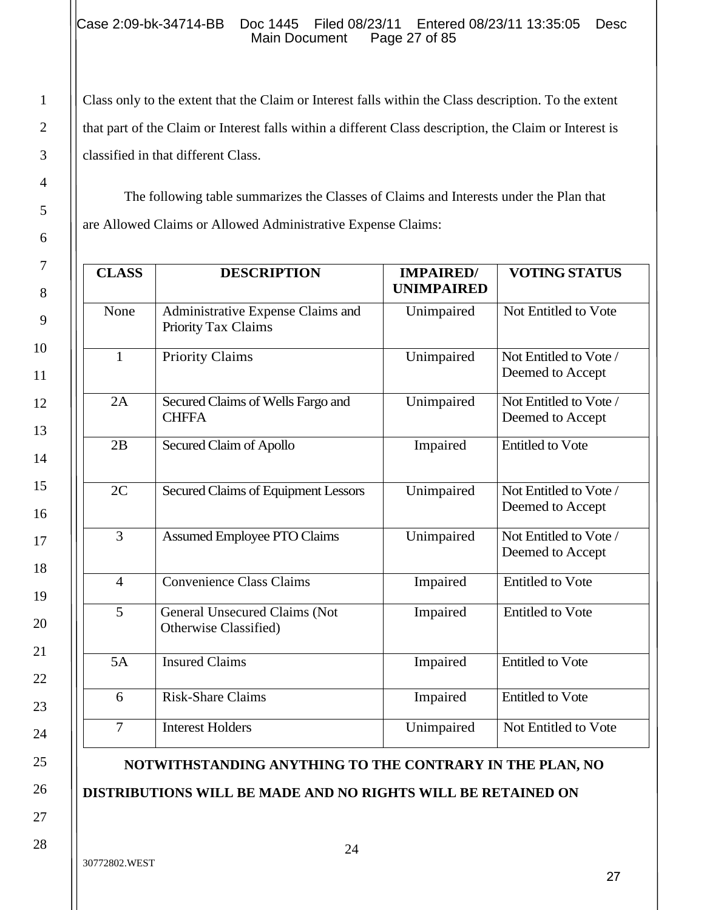Class only to the extent that the Claim or Interest falls within the Class description. To the extent that part of the Claim or Interest falls within a different Class description, the Claim or Interest is classified in that different Class.

The following table summarizes the Classes of Claims and Interests under the Plan that are Allowed Claims or Allowed Administrative Expense Claims:

| CLASS | DESCRIPTION | IMPAIRED/ UNIMPAIRED | VOTING STATUS |
|---|---|---|---|
| None | Administrative Expense Claims and Priority Tax Claims | Unimpaired | Not Entitled to Vote |
| 1 | Priority Claims | Unimpaired | Not Entitled to Vote / Deemed to Accept |
| 2A | Secured Claims of Wells Fargo and CHFFA | Unimpaired | Not Entitled to Vote / Deemed to Accept |
| 2B | Secured Claim of Apollo | Impaired | Entitled to Vote |
| 2C | Secured Claims of Equipment Lessors | Unimpaired | Not Entitled to Vote / Deemed to Accept |
| 3 | Assumed Employee PTO Claims | Unimpaired | Not Entitled to Vote / Deemed to Accept |
| 4 | Convenience Class Claims | Impaired | Entitled to Vote |
| 5 | General Unsecured Claims (Not Otherwise Classified) | Impaired | Entitled to Vote |
| 5A | Insured Claims | Impaired | Entitled to Vote |
| 6 | Risk-Share Claims | Impaired | Entitled to Vote |
| 7 | Interest Holders | Unimpaired | Not Entitled to Vote |

**NOTWITHSTANDING ANYTHING TO THE CONTRARY IN THE PLAN, NO DISTRIBUTIONS WILL BE MADE AND NO RIGHTS WILL BE RETAINED ON**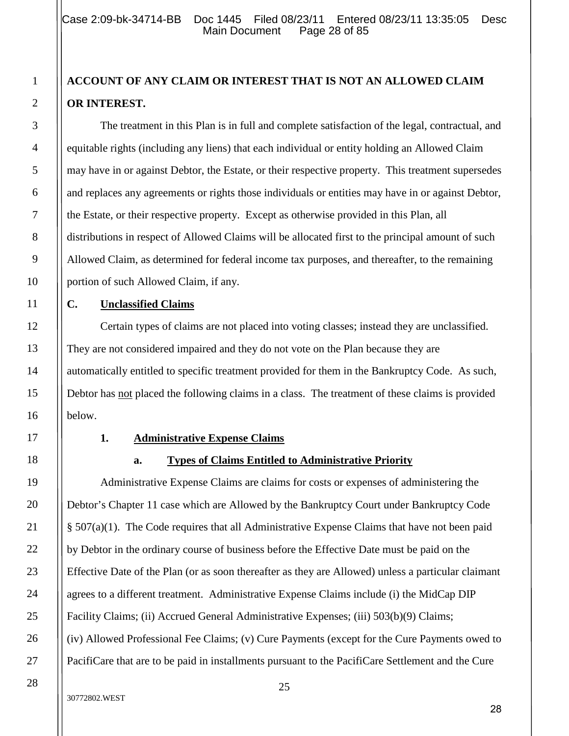**ACCOUNT OF ANY CLAIM OR INTEREST THAT IS NOT AN ALLOWED CLAIM OR INTEREST.**

The treatment in this Plan is in full and complete satisfaction of the legal, contractual, and equitable rights (including any liens) that each individual or entity holding an Allowed Claim may have in or against Debtor, the Estate, or their respective property. This treatment supersedes and replaces any agreements or rights those individuals or entities may have in or against Debtor, the Estate, or their respective property. Except as otherwise provided in this Plan, all distributions in respect of Allowed Claims will be allocated first to the principal amount of such Allowed Claim, as determined for federal income tax purposes, and thereafter, to the remaining portion of such Allowed Claim, if any.

## C. Unclassified Claims

Certain types of claims are not placed into voting classes; instead they are unclassified. They are not considered impaired and they do not vote on the Plan because they are automatically entitled to specific treatment provided for them in the Bankruptcy Code. As such, Debtor has not placed the following claims in a class. The treatment of these claims is provided below.

### 1. Administrative Expense Claims

#### a. Types of Claims Entitled to Administrative Priority

Administrative Expense Claims are claims for costs or expenses of administering the Debtor's Chapter 11 case which are Allowed by the Bankruptcy Court under Bankruptcy Code § 507(a)(1). The Code requires that all Administrative Expense Claims that have not been paid by Debtor in the ordinary course of business before the Effective Date must be paid on the Effective Date of the Plan (or as soon thereafter as they are Allowed) unless a particular claimant agrees to a different treatment. Administrative Expense Claims include (i) the MidCap DIP Facility Claims; (ii) Accrued General Administrative Expenses; (iii) 503(b)(9) Claims; (iv) Allowed Professional Fee Claims; (v) Cure Payments (except for the Cure Payments owed to PacifiCare that are to be paid in installments pursuant to the PacifiCare Settlement and the Cure

30772802.WEST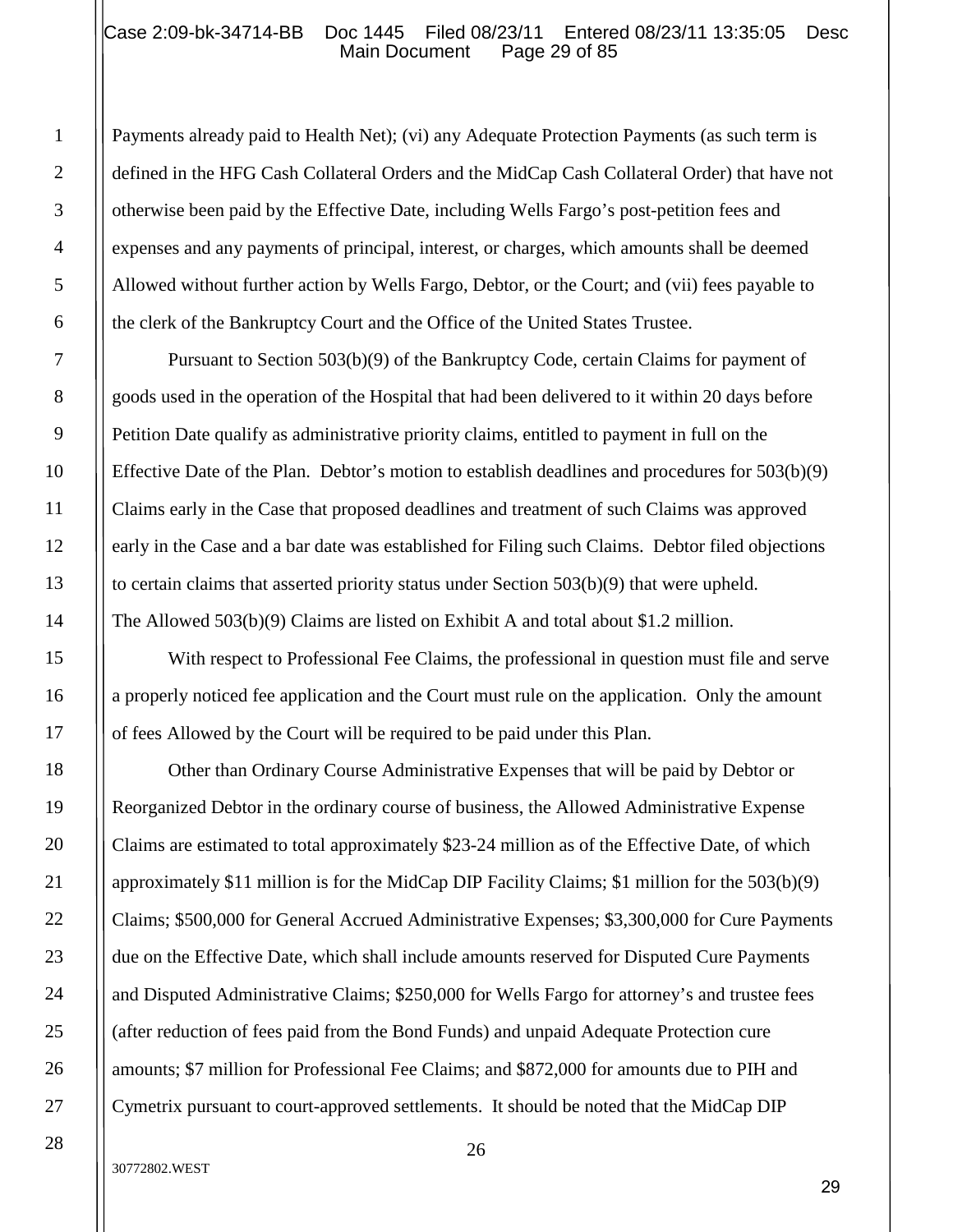Payments already paid to Health Net); (vi) any Adequate Protection Payments (as such term is defined in the HFG Cash Collateral Orders and the MidCap Cash Collateral Order) that have not otherwise been paid by the Effective Date, including Wells Fargo's post-petition fees and expenses and any payments of principal, interest, or charges, which amounts shall be deemed Allowed without further action by Wells Fargo, Debtor, or the Court; and (vii) fees payable to the clerk of the Bankruptcy Court and the Office of the United States Trustee.

Pursuant to Section 503(b)(9) of the Bankruptcy Code, certain Claims for payment of goods used in the operation of the Hospital that had been delivered to it within 20 days before Petition Date qualify as administrative priority claims, entitled to payment in full on the Effective Date of the Plan. Debtor's motion to establish deadlines and procedures for 503(b)(9) Claims early in the Case that proposed deadlines and treatment of such Claims was approved early in the Case and a bar date was established for Filing such Claims. Debtor filed objections to certain claims that asserted priority status under Section 503(b)(9) that were upheld. The Allowed 503(b)(9) Claims are listed on Exhibit A and total about $1.2 million.

With respect to Professional Fee Claims, the professional in question must file and serve a properly noticed fee application and the Court must rule on the application. Only the amount of fees Allowed by the Court will be required to be paid under this Plan.

Other than Ordinary Course Administrative Expenses that will be paid by Debtor or Reorganized Debtor in the ordinary course of business, the Allowed Administrative Expense Claims are estimated to total approximately $23-24 million as of the Effective Date, of which approximately $11 million is for the MidCap DIP Facility Claims; $1 million for the 503(b)(9) Claims; $500,000 for General Accrued Administrative Expenses; $3,300,000 for Cure Payments due on the Effective Date, which shall include amounts reserved for Disputed Cure Payments and Disputed Administrative Claims; $250,000 for Wells Fargo for attorney's and trustee fees (after reduction of fees paid from the Bond Funds) and unpaid Adequate Protection cure amounts; $7 million for Professional Fee Claims; and $872,000 for amounts due to PIH and Cymetrix pursuant to court-approved settlements. It should be noted that the MidCap DIP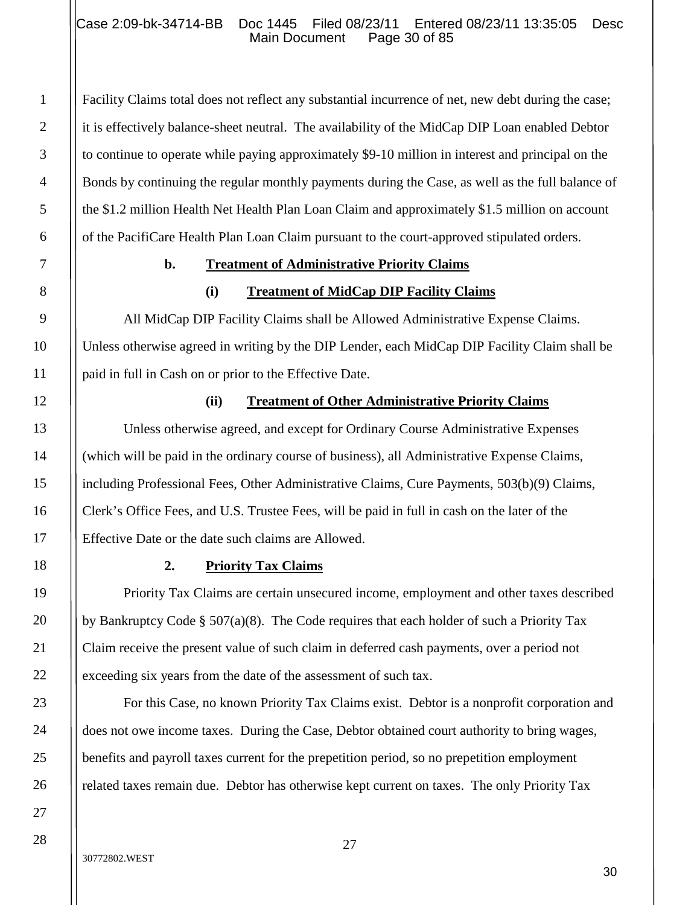Facility Claims total does not reflect any substantial incurrence of net, new debt during the case; it is effectively balance-sheet neutral. The availability of the MidCap DIP Loan enabled Debtor to continue to operate while paying approximately $9-10 million in interest and principal on the Bonds by continuing the regular monthly payments during the Case, as well as the full balance of the $1.2 million Health Net Health Plan Loan Claim and approximately $1.5 million on account of the PacifiCare Health Plan Loan Claim pursuant to the court-approved stipulated orders.

**b. Treatment of Administrative Priority Claims**

**(i) Treatment of MidCap DIP Facility Claims**

All MidCap DIP Facility Claims shall be Allowed Administrative Expense Claims. Unless otherwise agreed in writing by the DIP Lender, each MidCap DIP Facility Claim shall be paid in full in Cash on or prior to the Effective Date.

**(ii) Treatment of Other Administrative Priority Claims**

Unless otherwise agreed, and except for Ordinary Course Administrative Expenses (which will be paid in the ordinary course of business), all Administrative Expense Claims, including Professional Fees, Other Administrative Claims, Cure Payments, 503(b)(9) Claims, Clerk's Office Fees, and U.S. Trustee Fees, will be paid in full in cash on the later of the Effective Date or the date such claims are Allowed.

**2. Priority Tax Claims**

Priority Tax Claims are certain unsecured income, employment and other taxes described by Bankruptcy Code § 507(a)(8). The Code requires that each holder of such a Priority Tax Claim receive the present value of such claim in deferred cash payments, over a period not exceeding six years from the date of the assessment of such tax.

For this Case, no known Priority Tax Claims exist. Debtor is a nonprofit corporation and does not owe income taxes. During the Case, Debtor obtained court authority to bring wages, benefits and payroll taxes current for the prepetition period, so no prepetition employment related taxes remain due. Debtor has otherwise kept current on taxes. The only Priority Tax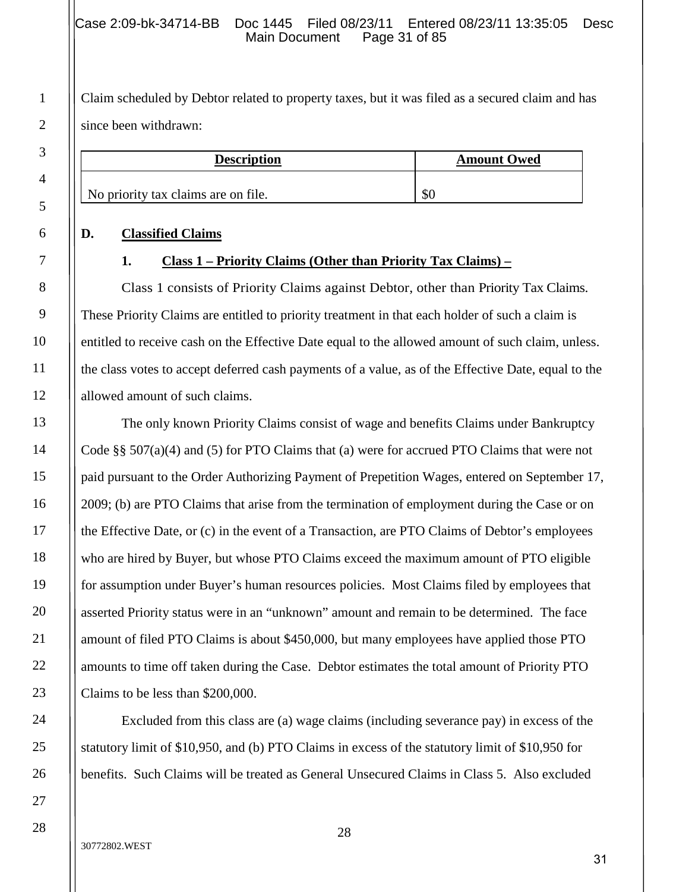Claim scheduled by Debtor related to property taxes, but it was filed as a secured claim and has since been withdrawn:

| Description | Amount Owed |
| --- | --- |
| No priority tax claims are on file. | $0 |

## D. Classified Claims

### 1. Class 1 – Priority Claims (Other than Priority Tax Claims) –

Class 1 consists of Priority Claims against Debtor, other than Priority Tax Claims. These Priority Claims are entitled to priority treatment in that each holder of such a claim is entitled to receive cash on the Effective Date equal to the allowed amount of such claim, unless. the class votes to accept deferred cash payments of a value, as of the Effective Date, equal to the allowed amount of such claims.

The only known Priority Claims consist of wage and benefits Claims under Bankruptcy Code §§ 507(a)(4) and (5) for PTO Claims that (a) were for accrued PTO Claims that were not paid pursuant to the Order Authorizing Payment of Prepetition Wages, entered on September 17, 2009; (b) are PTO Claims that arise from the termination of employment during the Case or on the Effective Date, or (c) in the event of a Transaction, are PTO Claims of Debtor's employees who are hired by Buyer, but whose PTO Claims exceed the maximum amount of PTO eligible for assumption under Buyer's human resources policies. Most Claims filed by employees that asserted Priority status were in an "unknown" amount and remain to be determined. The face amount of filed PTO Claims is about $450,000, but many employees have applied those PTO amounts to time off taken during the Case. Debtor estimates the total amount of Priority PTO Claims to be less than $200,000.

Excluded from this class are (a) wage claims (including severance pay) in excess of the statutory limit of $10,950, and (b) PTO Claims in excess of the statutory limit of $10,950 for benefits. Such Claims will be treated as General Unsecured Claims in Class 5. Also excluded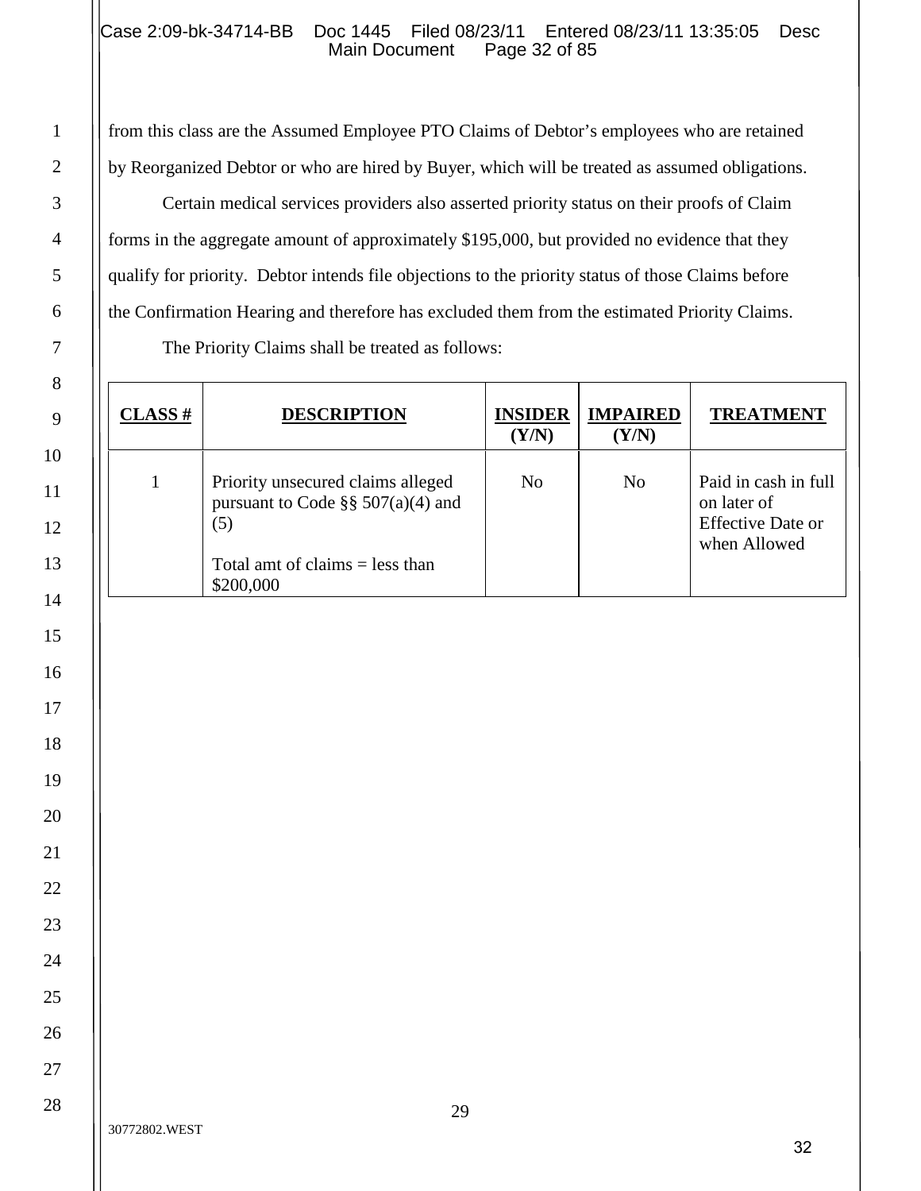from this class are the Assumed Employee PTO Claims of Debtor's employees who are retained by Reorganized Debtor or who are hired by Buyer, which will be treated as assumed obligations.

Certain medical services providers also asserted priority status on their proofs of Claim forms in the aggregate amount of approximately $195,000, but provided no evidence that they qualify for priority. Debtor intends file objections to the priority status of those Claims before the Confirmation Hearing and therefore has excluded them from the estimated Priority Claims.

The Priority Claims shall be treated as follows:

| **CLASS #** | **DESCRIPTION** | **INSIDER (Y/N)** | **IMPAIRED (Y/N)** | **TREATMENT** |
|---|---|---|---|---|
| 1 | Priority unsecured claims alleged pursuant to Code §§ 507(a)(4) and (5)<br><br>Total amt of claims = less than $200,000 | No | No | Paid in cash in full on later of Effective Date or when Allowed |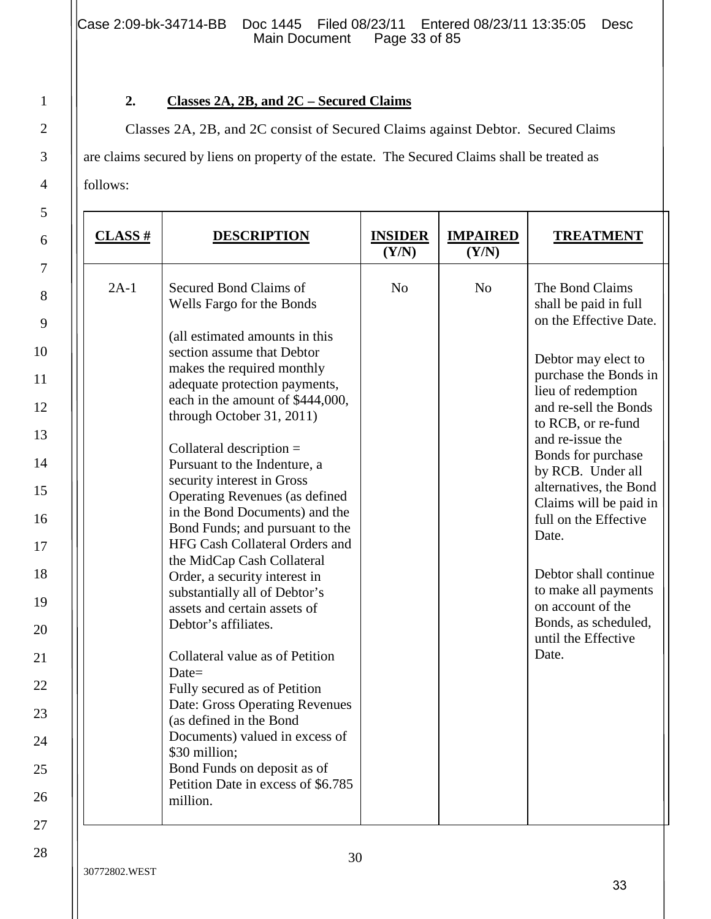### 2. Classes 2A, 2B, and 2C – Secured Claims

Classes 2A, 2B, and 2C consist of Secured Claims against Debtor. Secured Claims are claims secured by liens on property of the estate. The Secured Claims shall be treated as follows:

| CLASS # | DESCRIPTION | INSIDER (Y/N) | IMPAIRED (Y/N) | TREATMENT |
|---|---|---|---|---|
| 2A-1 | Secured Bond Claims of Wells Fargo for the Bonds<br><br>(all estimated amounts in this section assume that Debtor makes the required monthly adequate protection payments, each in the amount of $444,000, through October 31, 2011)<br><br>Collateral description = Pursuant to the Indenture, a security interest in Gross Operating Revenues (as defined in the Bond Documents) and the Bond Funds; and pursuant to the HFG Cash Collateral Orders and the MidCap Cash Collateral Order, a security interest in substantially all of Debtor's assets and certain assets of Debtor's affiliates.<br><br>Collateral value as of Petition Date=<br>Fully secured as of Petition Date: Gross Operating Revenues (as defined in the Bond Documents) valued in excess of $30 million;<br>Bond Funds on deposit as of Petition Date in excess of $6.785 million. | No | No | The Bond Claims shall be paid in full on the Effective Date.<br><br>Debtor may elect to purchase the Bonds in lieu of redemption and re-sell the Bonds to RCB, or re-fund and re-issue the Bonds for purchase by RCB. Under all alternatives, the Bond Claims will be paid in full on the Effective Date.<br><br>Debtor shall continue to make all payments on account of the Bonds, as scheduled, until the Effective Date. |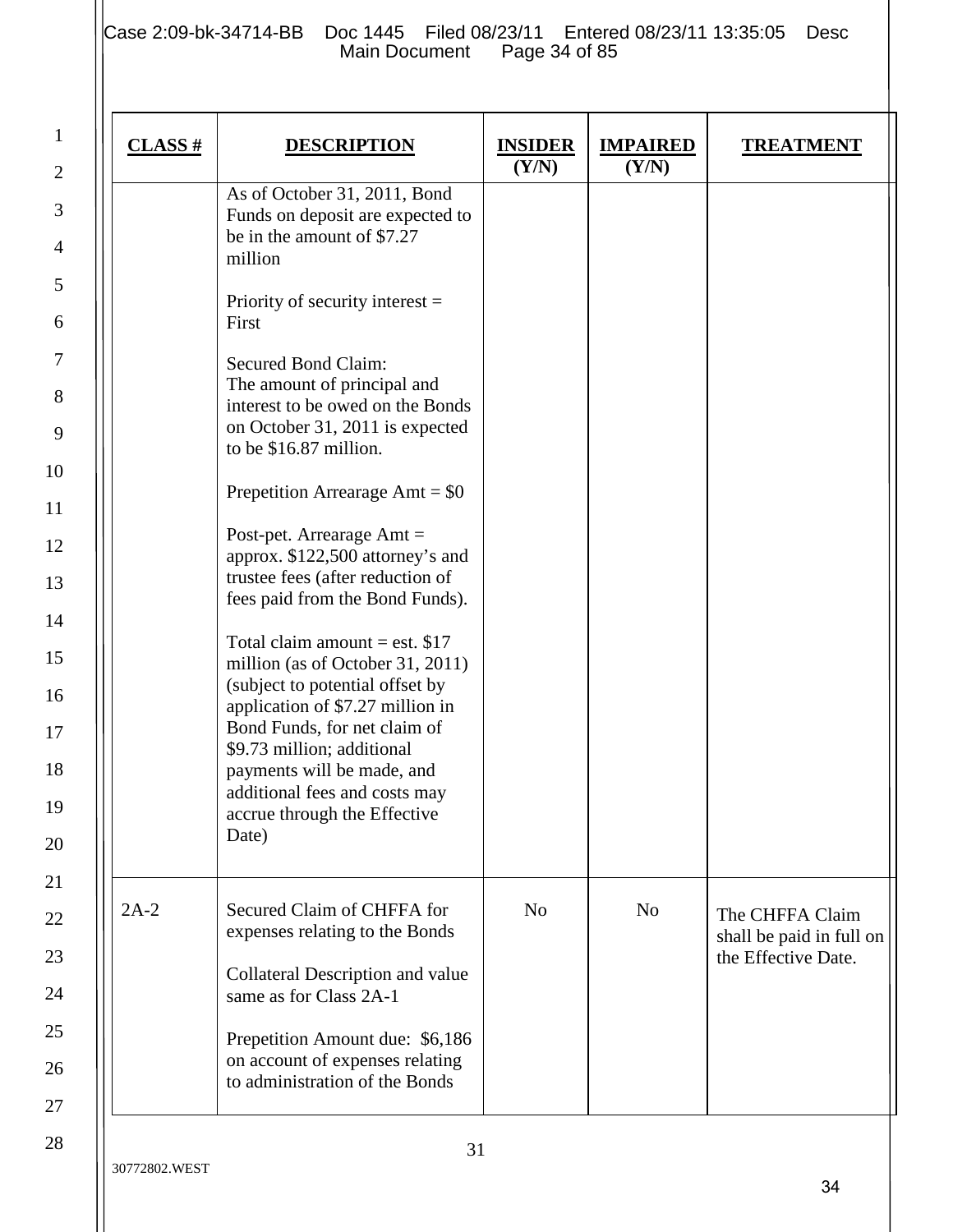| CLASS # | DESCRIPTION | INSIDER (Y/N) | IMPAIRED (Y/N) | TREATMENT |
|---|---|---|---|---|
| | As of October 31, 2011, Bond Funds on deposit are expected to be in the amount of $7.27 million<br><br>Priority of security interest = First<br><br>Secured Bond Claim:<br>The amount of principal and interest to be owed on the Bonds on October 31, 2011 is expected to be $16.87 million.<br><br>Prepetition Arrearage Amt = $0<br><br>Post-pet. Arrearage Amt = approx. $122,500 attorney's and trustee fees (after reduction of fees paid from the Bond Funds).<br><br>Total claim amount = est. $17 million (as of October 31, 2011) (subject to potential offset by application of $7.27 million in Bond Funds, for net claim of $9.73 million; additional payments will be made, and additional fees and costs may accrue through the Effective Date) | | | |
| 2A-2 | Secured Claim of CHFFA for expenses relating to the Bonds<br><br>Collateral Description and value same as for Class 2A-1<br><br>Prepetition Amount due: $6,186 on account of expenses relating to administration of the Bonds | No | No | The CHFFA Claim shall be paid in full on the Effective Date. |

30772802.WEST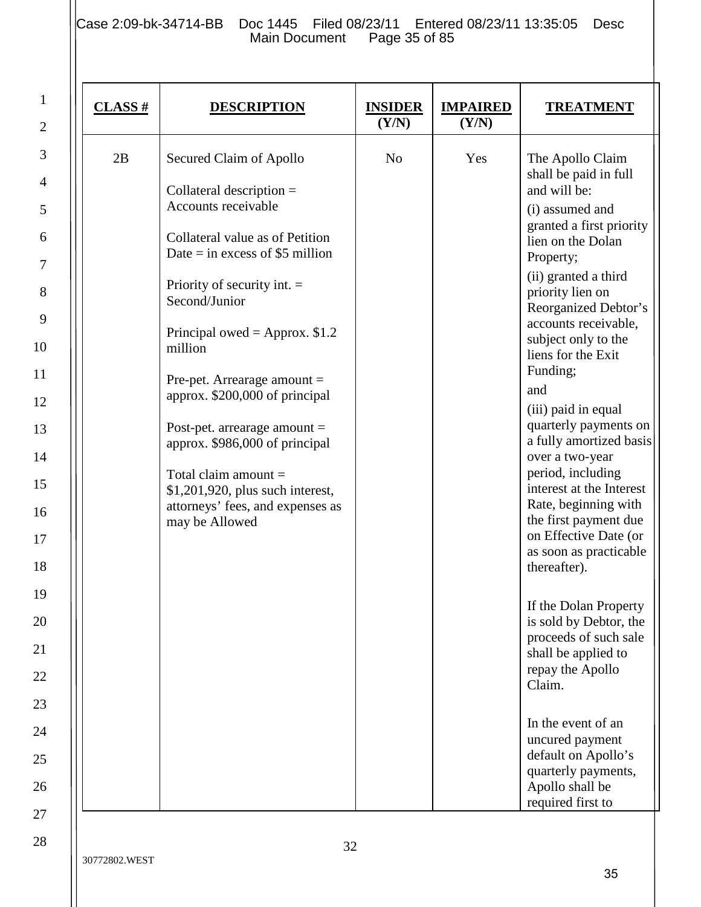| CLASS # | DESCRIPTION | INSIDER (Y/N) | IMPAIRED (Y/N) | TREATMENT |
|---|---|---|---|---|
| 2B | Secured Claim of Apollo<br><br>Collateral description = Accounts receivable<br><br>Collateral value as of Petition Date = in excess of $5 million<br><br>Priority of security int. = Second/Junior<br><br>Principal owed = Approx. $1.2 million<br><br>Pre-pet. Arrearage amount = approx. $200,000 of principal<br><br>Post-pet. arrearage amount = approx. $986,000 of principal<br><br>Total claim amount = $1,201,920, plus such interest, attorneys' fees, and expenses as may be Allowed | No | Yes | The Apollo Claim shall be paid in full and will be:<br>(i) assumed and granted a first priority lien on the Dolan Property;<br>(ii) granted a third priority lien on Reorganized Debtor's accounts receivable, subject only to the liens for the Exit Funding;<br>and<br>(iii) paid in equal quarterly payments on a fully amortized basis over a two-year period, including interest at the Interest Rate, beginning with the first payment due on Effective Date (or as soon as practicable thereafter).<br><br>If the Dolan Property is sold by Debtor, the proceeds of such sale shall be applied to repay the Apollo Claim.<br><br>In the event of an uncured payment default on Apollo's quarterly payments, Apollo shall be required first to |

30772802.WEST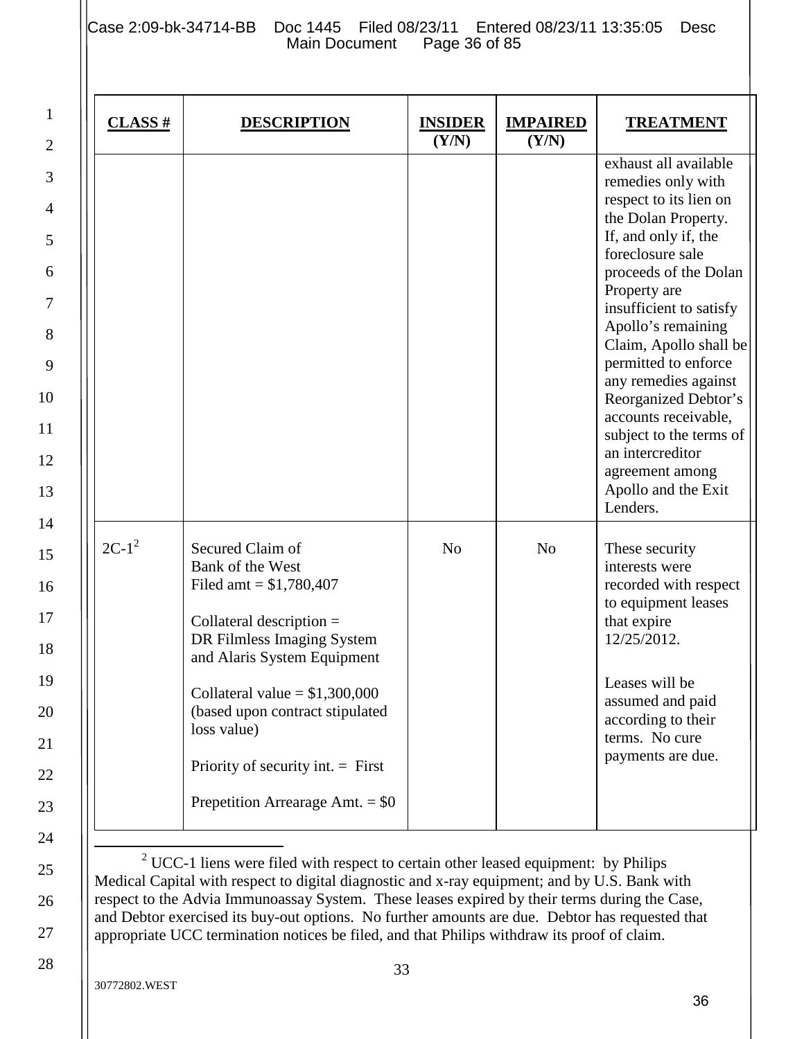| CLASS # | DESCRIPTION | INSIDER (Y/N) | IMPAIRED (Y/N) | TREATMENT |
|---|---|---|---|---|
| | | | | exhaust all available remedies only with respect to its lien on the Dolan Property. If, and only if, the foreclosure sale proceeds of the Dolan Property are insufficient to satisfy Apollo's remaining Claim, Apollo shall be permitted to enforce any remedies against Reorganized Debtor's accounts receivable, subject to the terms of an intercreditor agreement among Apollo and the Exit Lenders. |
| 2C-1[2] | Secured Claim of Bank of the West<br>Filed amt = $1,780,407<br><br>Collateral description = DR Filmless Imaging System and Alaris System Equipment<br><br>Collateral value = $1,300,000 (based upon contract stipulated loss value)<br><br>Priority of security int. = First<br><br>Prepetition Arrearage Amt. = $0 | No | No | These security interests were recorded with respect to equipment leases that expire 12/25/2012.<br><br>Leases will be assumed and paid according to their terms. No cure payments are due. |

[2] UCC-1 liens were filed with respect to certain other leased equipment: by Philips Medical Capital with respect to digital diagnostic and x-ray equipment; and by U.S. Bank with respect to the Advia Immunoassay System. These leases expired by their terms during the Case, and Debtor exercised its buy-out options. No further amounts are due. Debtor has requested that appropriate UCC termination notices be filed, and that Philips withdraw its proof of claim.

30772802.WEST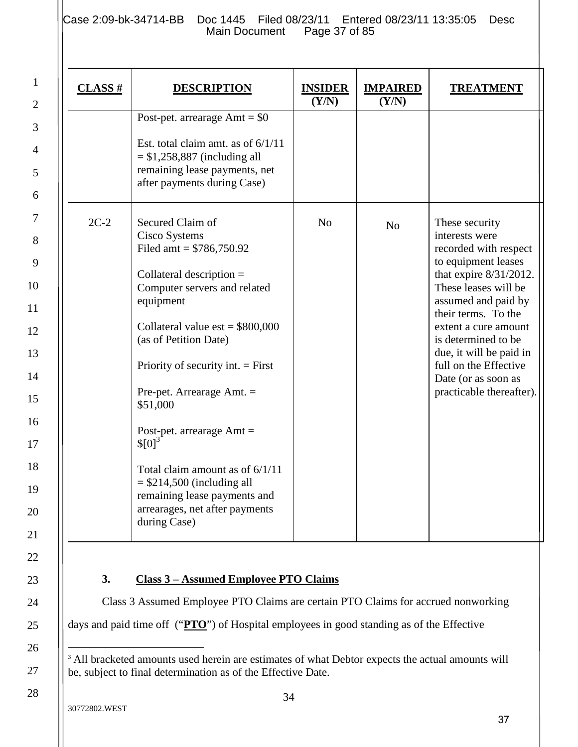| CLASS # | DESCRIPTION | INSIDER (Y/N) | IMPAIRED (Y/N) | TREATMENT |
|---|---|---|---|---|
| | Post-pet. arrearage Amt = $0<br><br>Est. total claim amt. as of 6/1/11 = $1,258,887 (including all remaining lease payments, net after payments during Case) | | | |
| 2C-2 | Secured Claim of Cisco Systems<br>Filed amt = $786,750.92<br><br>Collateral description = Computer servers and related equipment<br><br>Collateral value est = $800,000 (as of Petition Date)<br><br>Priority of security int. = First<br><br>Pre-pet. Arrearage Amt. = $51,000<br><br>Post-pet. arrearage Amt = $[0][3]<br><br>Total claim amount as of 6/1/11 = $214,500 (including all remaining lease payments and arrearages, net after payments during Case) | No | No | These security interests were recorded with respect to equipment leases that expire 8/31/2012. These leases will be assumed and paid by their terms. To the extent a cure amount is determined to be due, it will be paid in full on the Effective Date (or as soon as practicable thereafter). |

3. **Class 3 – Assumed Employee PTO Claims**

Class 3 Assumed Employee PTO Claims are certain PTO Claims for accrued nonworking days and paid time off ("**PTO**") of Hospital employees in good standing as of the Effective

---

[3] All bracketed amounts used herein are estimates of what Debtor expects the actual amounts will be, subject to final determination as of the Effective Date.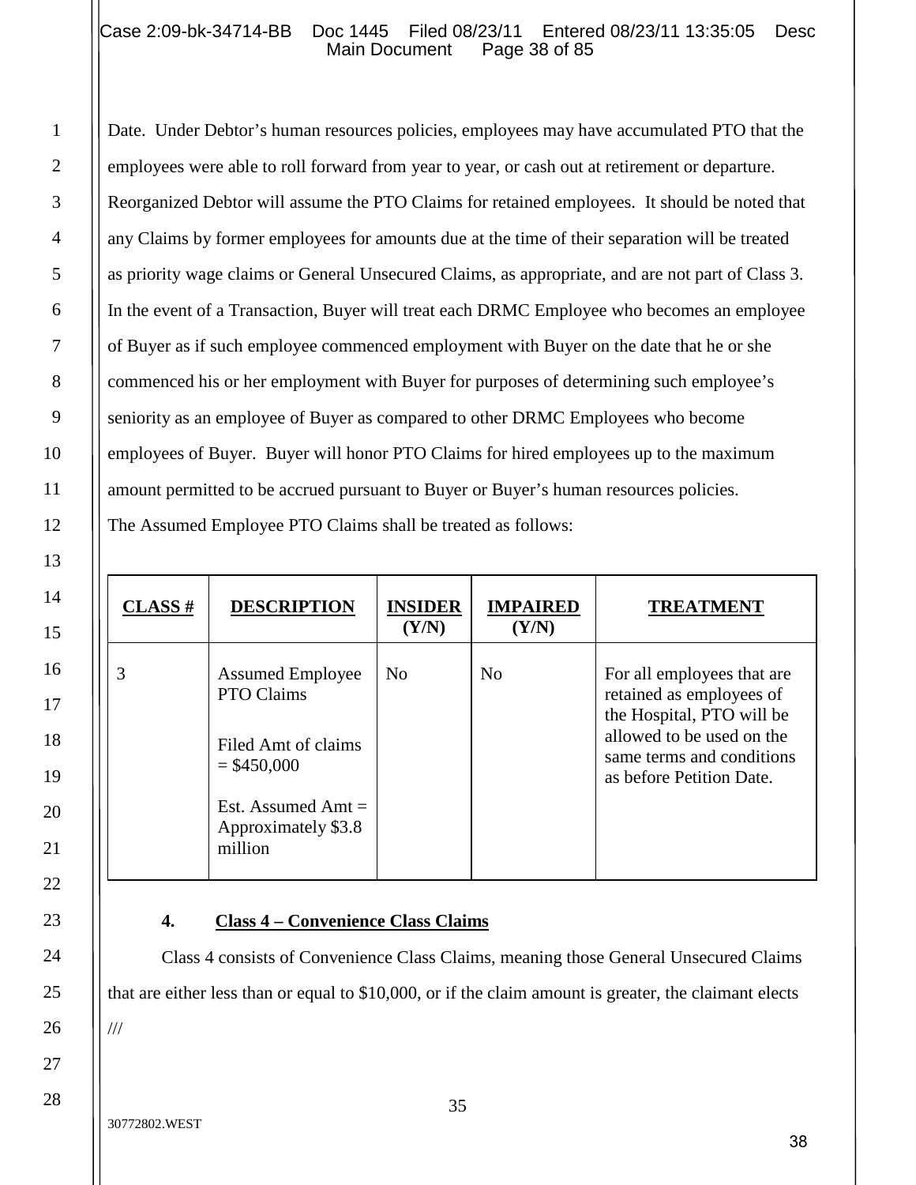Date. Under Debtor's human resources policies, employees may have accumulated PTO that the employees were able to roll forward from year to year, or cash out at retirement or departure. Reorganized Debtor will assume the PTO Claims for retained employees. It should be noted that any Claims by former employees for amounts due at the time of their separation will be treated as priority wage claims or General Unsecured Claims, as appropriate, and are not part of Class 3. In the event of a Transaction, Buyer will treat each DRMC Employee who becomes an employee of Buyer as if such employee commenced employment with Buyer on the date that he or she commenced his or her employment with Buyer for purposes of determining such employee's seniority as an employee of Buyer as compared to other DRMC Employees who become employees of Buyer. Buyer will honor PTO Claims for hired employees up to the maximum amount permitted to be accrued pursuant to Buyer or Buyer's human resources policies. The Assumed Employee PTO Claims shall be treated as follows:

| CLASS # | DESCRIPTION | INSIDER (Y/N) | IMPAIRED (Y/N) | TREATMENT |
|---|---|---|---|---|
| 3 | Assumed Employee PTO Claims<br><br>Filed Amt of claims = $450,000<br><br>Est. Assumed Amt = Approximately $3.8 million | No | No | For all employees that are retained as employees of the Hospital, PTO will be allowed to be used on the same terms and conditions as before Petition Date. |

#### 4. **Class 4 – Convenience Class Claims**

Class 4 consists of Convenience Class Claims, meaning those General Unsecured Claims that are either less than or equal to $10,000, or if the claim amount is greater, the claimant elects

///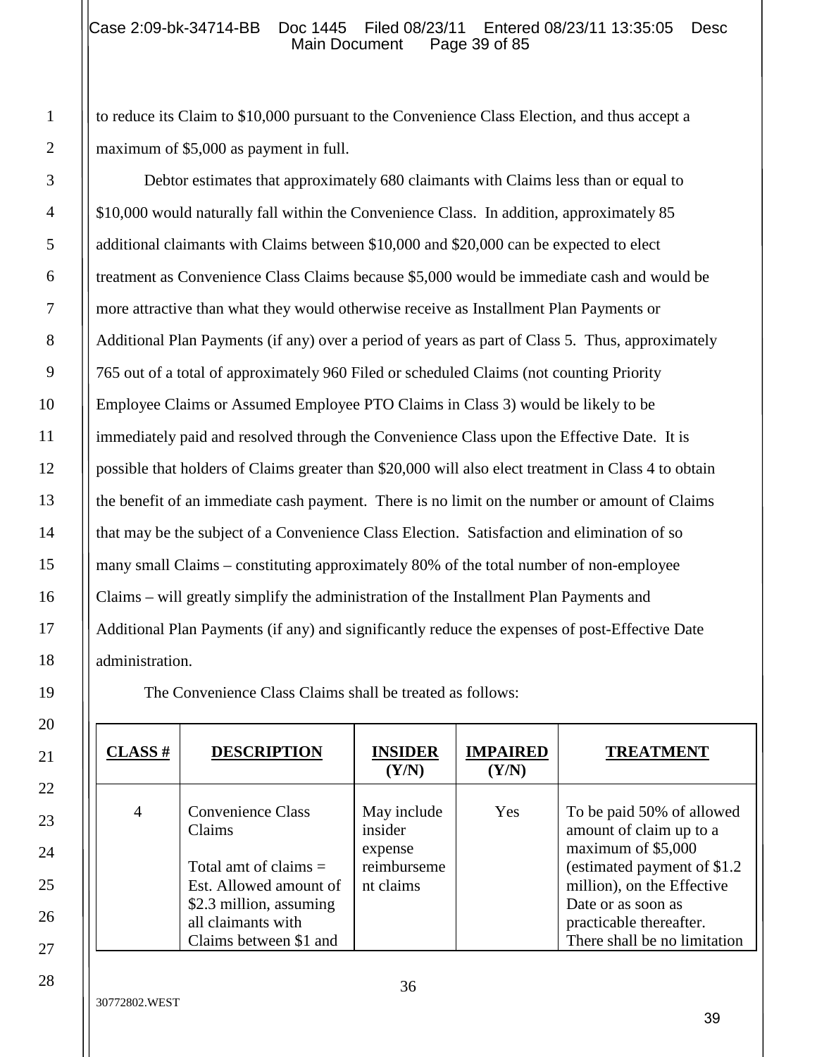to reduce its Claim to $10,000 pursuant to the Convenience Class Election, and thus accept a maximum of $5,000 as payment in full.

Debtor estimates that approximately 680 claimants with Claims less than or equal to $10,000 would naturally fall within the Convenience Class. In addition, approximately 85 additional claimants with Claims between $10,000 and $20,000 can be expected to elect treatment as Convenience Class Claims because $5,000 would be immediate cash and would be more attractive than what they would otherwise receive as Installment Plan Payments or Additional Plan Payments (if any) over a period of years as part of Class 5. Thus, approximately 765 out of a total of approximately 960 Filed or scheduled Claims (not counting Priority Employee Claims or Assumed Employee PTO Claims in Class 3) would be likely to be immediately paid and resolved through the Convenience Class upon the Effective Date. It is possible that holders of Claims greater than $20,000 will also elect treatment in Class 4 to obtain the benefit of an immediate cash payment. There is no limit on the number or amount of Claims that may be the subject of a Convenience Class Election. Satisfaction and elimination of so many small Claims – constituting approximately 80% of the total number of non-employee Claims – will greatly simplify the administration of the Installment Plan Payments and Additional Plan Payments (if any) and significantly reduce the expenses of post-Effective Date administration.

The Convenience Class Claims shall be treated as follows:

| CLASS # | DESCRIPTION | INSIDER (Y/N) | IMPAIRED (Y/N) | TREATMENT |
|---|---|---|---|---|
| 4 | Convenience Class Claims<br><br>Total amt of claims = Est. Allowed amount of $2.3 million, assuming all claimants with Claims between $1 and | May include insider expense reimbursement claims | Yes | To be paid 50% of allowed amount of claim up to a maximum of $5,000 (estimated payment of $1.2 million), on the Effective Date or as soon as practicable thereafter. There shall be no limitation |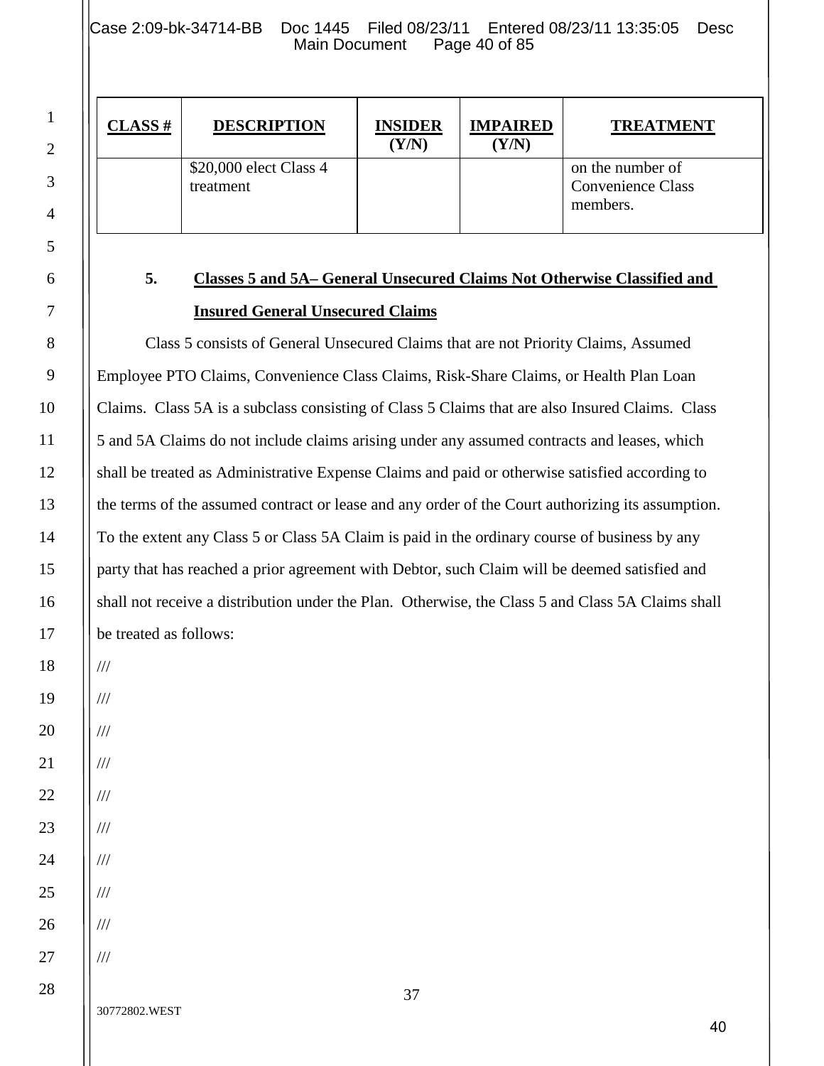| CLASS # | DESCRIPTION | INSIDER (Y/N) | IMPAIRED (Y/N) | TREATMENT |
|---|---|---|---|---|
| | $20,000 elect Class 4 treatment | | | on the number of Convenience Class members. |

**5. Classes 5 and 5A– General Unsecured Claims Not Otherwise Classified and Insured General Unsecured Claims**

Class 5 consists of General Unsecured Claims that are not Priority Claims, Assumed Employee PTO Claims, Convenience Class Claims, Risk-Share Claims, or Health Plan Loan Claims. Class 5A is a subclass consisting of Class 5 Claims that are also Insured Claims. Class 5 and 5A Claims do not include claims arising under any assumed contracts and leases, which shall be treated as Administrative Expense Claims and paid or otherwise satisfied according to the terms of the assumed contract or lease and any order of the Court authorizing its assumption. To the extent any Class 5 or Class 5A Claim is paid in the ordinary course of business by any party that has reached a prior agreement with Debtor, such Claim will be deemed satisfied and shall not receive a distribution under the Plan. Otherwise, the Class 5 and Class 5A Claims shall be treated as follows:

///

///

///

///

///

///

///

///

///

///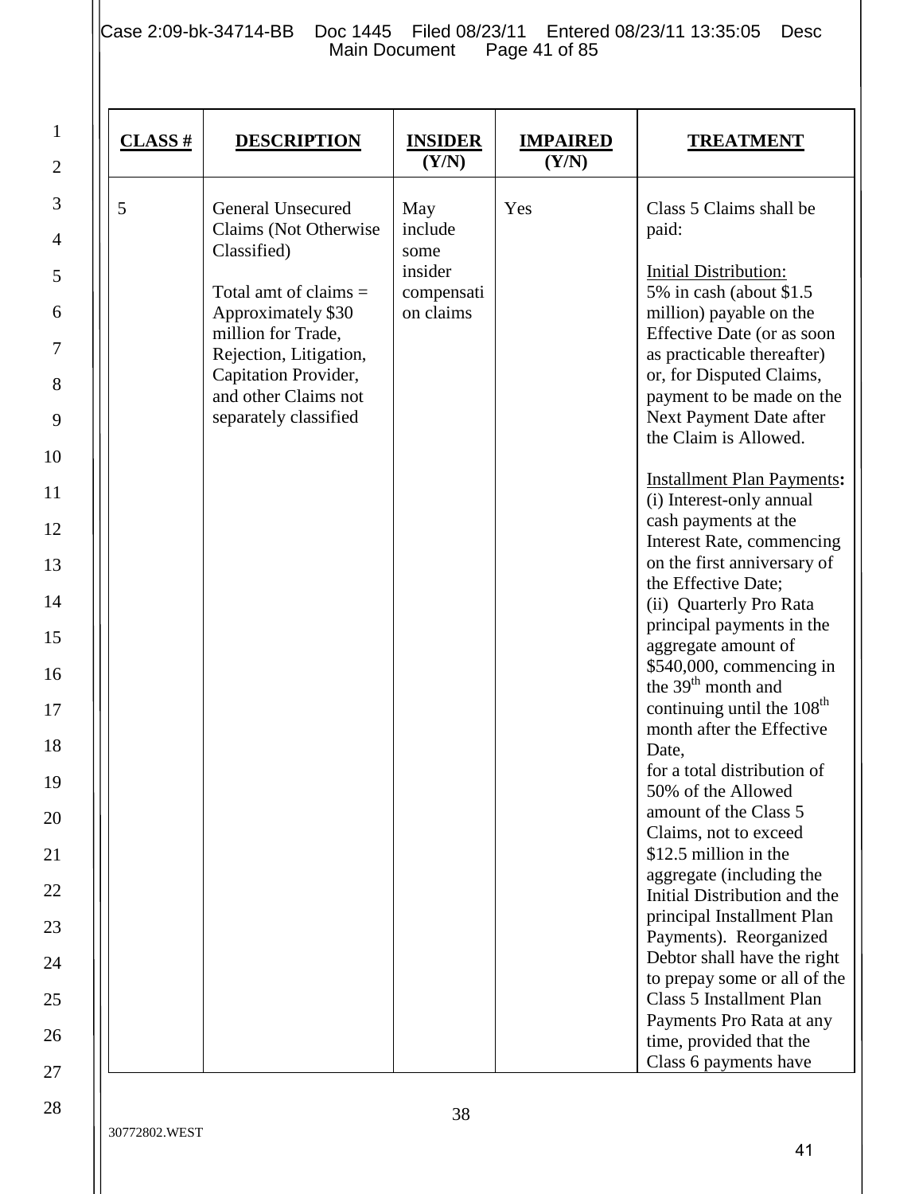| CLASS # | DESCRIPTION | INSIDER (Y/N) | IMPAIRED (Y/N) | TREATMENT |
|---|---|---|---|---|
| 5 | General Unsecured Claims (Not Otherwise Classified)<br><br>Total amt of claims = Approximately $30 million for Trade, Rejection, Litigation, Capitation Provider, and other Claims not separately classified | May include some insider compensation claims | Yes | Class 5 Claims shall be paid:<br><br>Initial Distribution:<br>5% in cash (about $1.5 million) payable on the Effective Date (or as soon as practicable thereafter) or, for Disputed Claims, payment to be made on the Next Payment Date after the Claim is Allowed.<br><br>Installment Plan Payments**:**<br>(i) Interest-only annual cash payments at the Interest Rate, commencing on the first anniversary of the Effective Date;<br>(ii) Quarterly Pro Rata principal payments in the aggregate amount of $540,000, commencing in the 39th month and continuing until the 108th month after the Effective Date,<br>for a total distribution of 50% of the Allowed amount of the Class 5 Claims, not to exceed $12.5 million in the aggregate (including the Initial Distribution and the principal Installment Plan Payments). Reorganized Debtor shall have the right to prepay some or all of the Class 5 Installment Plan Payments Pro Rata at any time, provided that the Class 6 payments have |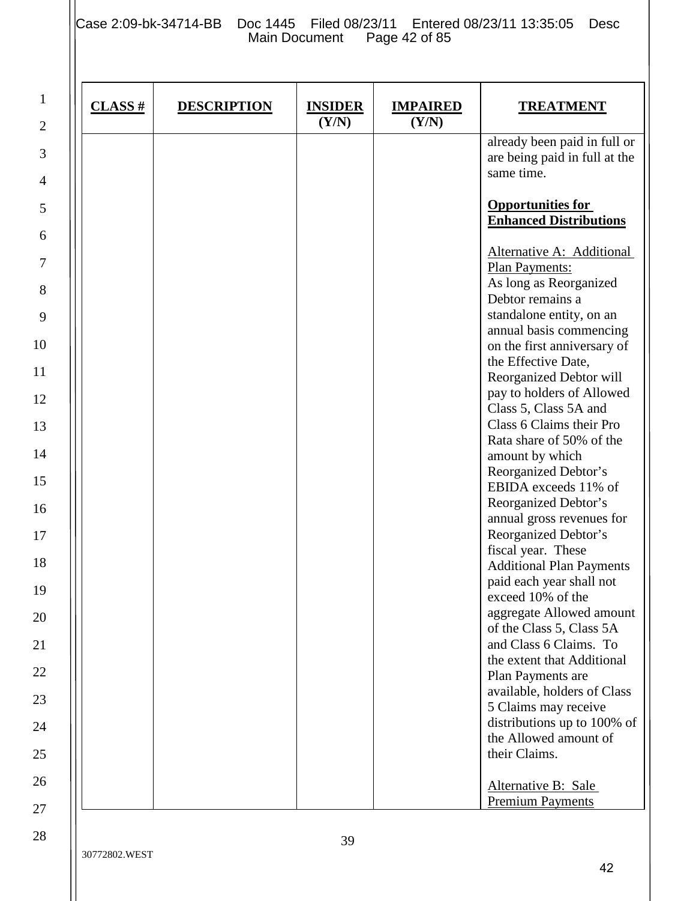| CLASS # | DESCRIPTION | INSIDER (Y/N) | IMPAIRED (Y/N) | TREATMENT |
|---|---|---|---|---|
| | | | | already been paid in full or are being paid in full at the same time.<br><br>**Opportunities for Enhanced Distributions**<br><br>Alternative A: Additional Plan Payments:<br>As long as Reorganized Debtor remains a standalone entity, on an annual basis commencing on the first anniversary of the Effective Date, Reorganized Debtor will pay to holders of Allowed Class 5, Class 5A and Class 6 Claims their Pro Rata share of 50% of the amount by which Reorganized Debtor's EBIDA exceeds 11% of Reorganized Debtor's annual gross revenues for Reorganized Debtor's fiscal year. These Additional Plan Payments paid each year shall not exceed 10% of the aggregate Allowed amount of the Class 5, Class 5A and Class 6 Claims. To the extent that Additional Plan Payments are available, holders of Class 5 Claims may receive distributions up to 100% of the Allowed amount of their Claims.<br><br>Alternative B: Sale Premium Payments |

30772802.WEST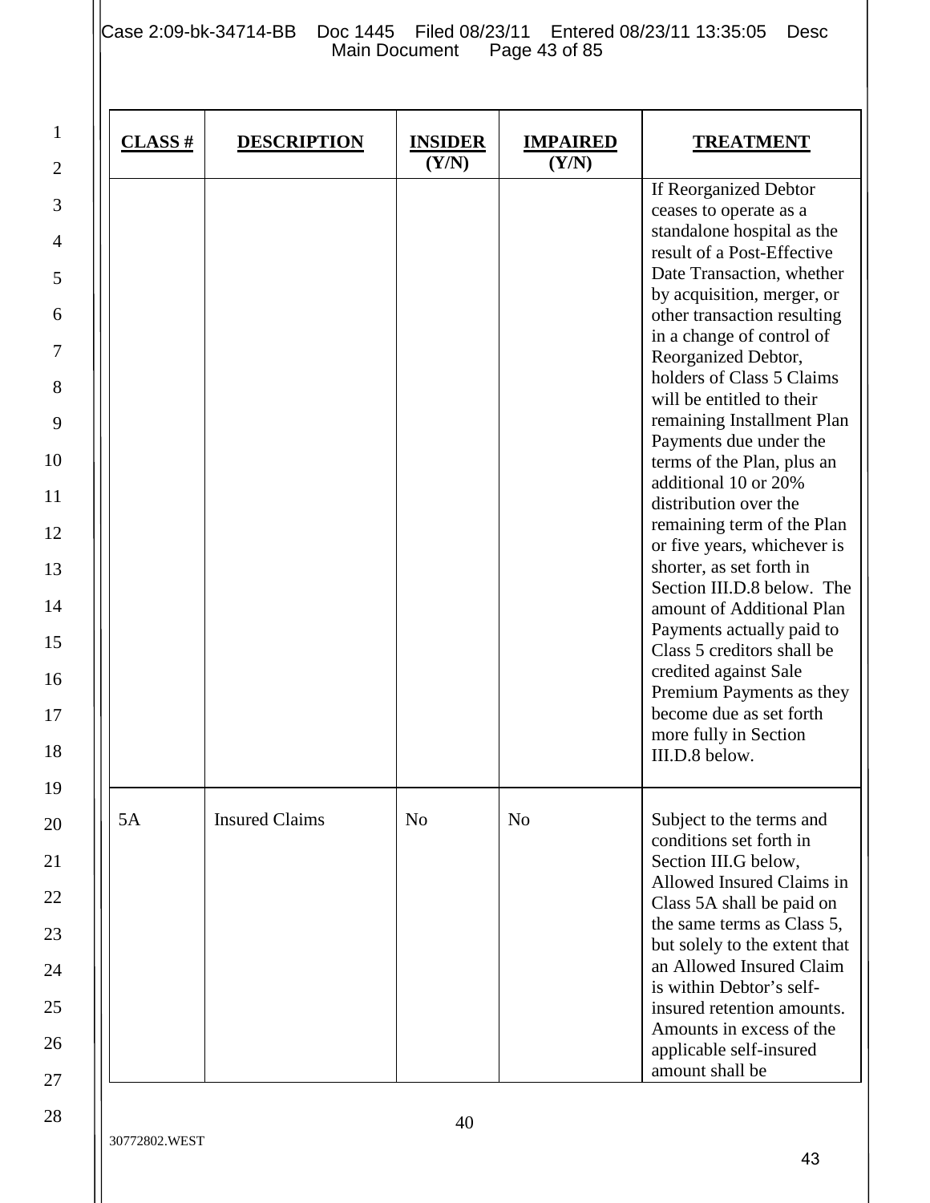| CLASS # | DESCRIPTION | INSIDER (Y/N) | IMPAIRED (Y/N) | TREATMENT |
|---|---|---|---|---|
| | | | | If Reorganized Debtor ceases to operate as a standalone hospital as the result of a Post-Effective Date Transaction, whether by acquisition, merger, or other transaction resulting in a change of control of Reorganized Debtor, holders of Class 5 Claims will be entitled to their remaining Installment Plan Payments due under the terms of the Plan, plus an additional 10 or 20% distribution over the remaining term of the Plan or five years, whichever is shorter, as set forth in Section III.D.8 below. The amount of Additional Plan Payments actually paid to Class 5 creditors shall be credited against Sale Premium Payments as they become due as set forth more fully in Section III.D.8 below. |
| 5A | Insured Claims | No | No | Subject to the terms and conditions set forth in Section III.G below, Allowed Insured Claims in Class 5A shall be paid on the same terms as Class 5, but solely to the extent that an Allowed Insured Claim is within Debtor's self-insured retention amounts. Amounts in excess of the applicable self-insured amount shall be |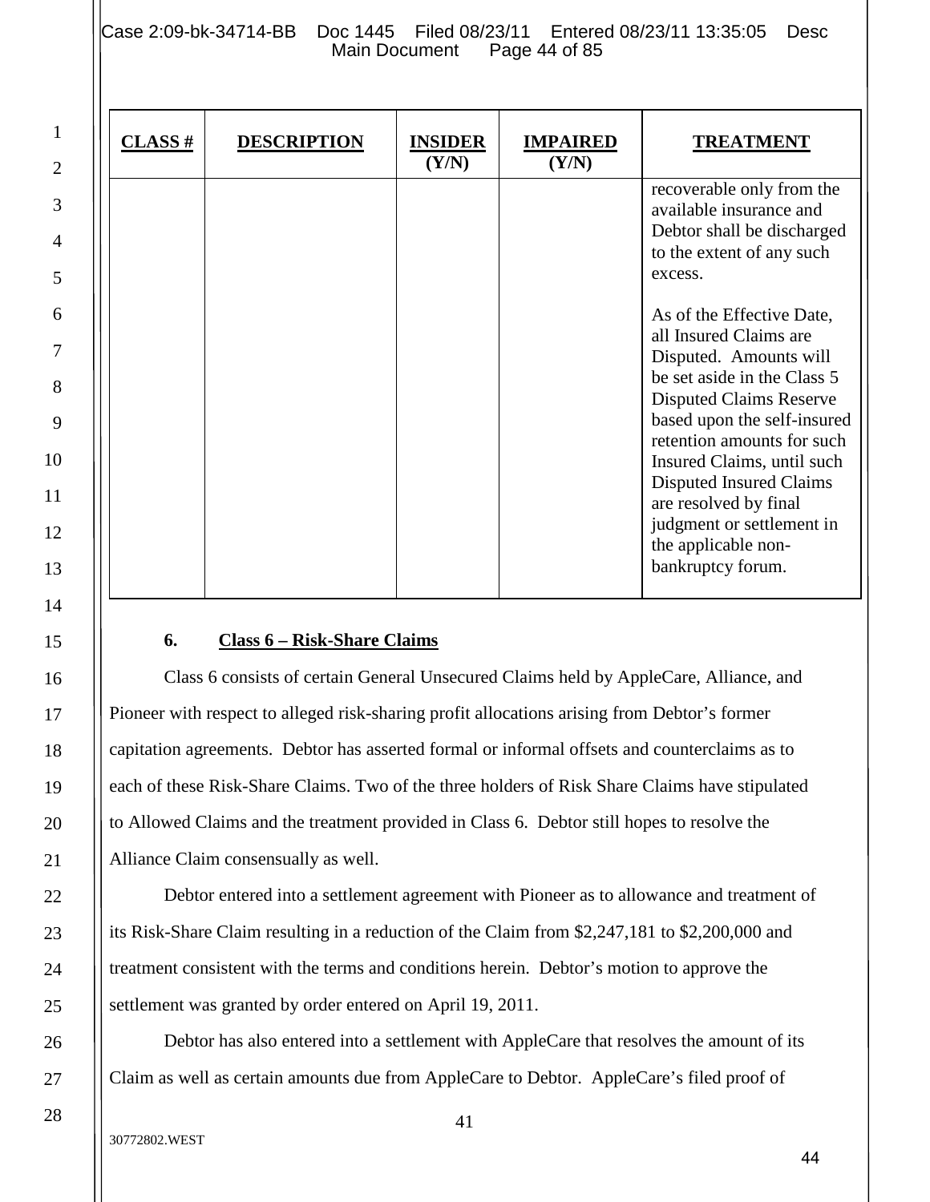| CLASS # | DESCRIPTION | INSIDER (Y/N) | IMPAIRED (Y/N) | TREATMENT |
|---|---|---|---|---|
| | | | | recoverable only from the available insurance and Debtor shall be discharged to the extent of any such excess.<br><br>As of the Effective Date, all Insured Claims are Disputed. Amounts will be set aside in the Class 5 Disputed Claims Reserve based upon the self-insured retention amounts for such Insured Claims, until such Disputed Insured Claims are resolved by final judgment or settlement in the applicable non-bankruptcy forum. |

**6. Class 6 – Risk-Share Claims**

Class 6 consists of certain General Unsecured Claims held by AppleCare, Alliance, and Pioneer with respect to alleged risk-sharing profit allocations arising from Debtor's former capitation agreements. Debtor has asserted formal or informal offsets and counterclaims as to each of these Risk-Share Claims. Two of the three holders of Risk Share Claims have stipulated to Allowed Claims and the treatment provided in Class 6. Debtor still hopes to resolve the Alliance Claim consensually as well.

Debtor entered into a settlement agreement with Pioneer as to allowance and treatment of its Risk-Share Claim resulting in a reduction of the Claim from $2,247,181 to $2,200,000 and treatment consistent with the terms and conditions herein. Debtor's motion to approve the settlement was granted by order entered on April 19, 2011.

Debtor has also entered into a settlement with AppleCare that resolves the amount of its Claim as well as certain amounts due from AppleCare to Debtor. AppleCare's filed proof of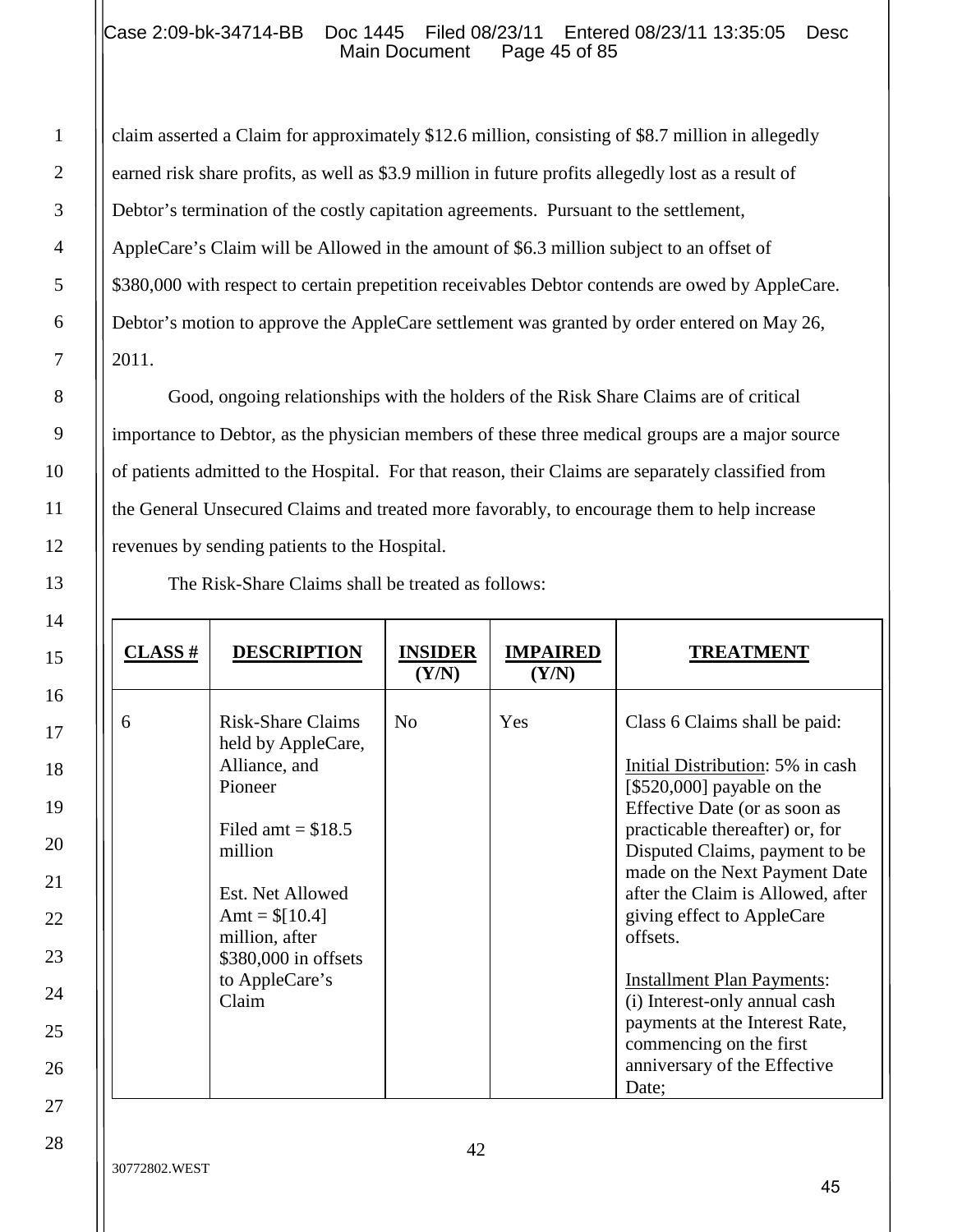claim asserted a Claim for approximately $12.6 million, consisting of $8.7 million in allegedly earned risk share profits, as well as $3.9 million in future profits allegedly lost as a result of Debtor's termination of the costly capitation agreements. Pursuant to the settlement, AppleCare's Claim will be Allowed in the amount of $6.3 million subject to an offset of $380,000 with respect to certain prepetition receivables Debtor contends are owed by AppleCare. Debtor's motion to approve the AppleCare settlement was granted by order entered on May 26, 2011.

Good, ongoing relationships with the holders of the Risk Share Claims are of critical importance to Debtor, as the physician members of these three medical groups are a major source of patients admitted to the Hospital. For that reason, their Claims are separately classified from the General Unsecured Claims and treated more favorably, to encourage them to help increase revenues by sending patients to the Hospital.

The Risk-Share Claims shall be treated as follows:

| **CLASS #** | **DESCRIPTION** | **INSIDER (Y/N)** | **IMPAIRED (Y/N)** | **TREATMENT** |
|---|---|---|---|---|
| 6 | Risk-Share Claims held by AppleCare, Alliance, and Pioneer<br><br>Filed amt = $18.5 million<br><br>Est. Net Allowed Amt = $[10.4] million, after $380,000 in offsets to AppleCare's Claim | No | Yes | Class 6 Claims shall be paid:<br><br>Initial Distribution: 5% in cash [$520,000] payable on the Effective Date (or as soon as practicable thereafter) or, for Disputed Claims, payment to be made on the Next Payment Date after the Claim is Allowed, after giving effect to AppleCare offsets.<br><br>Installment Plan Payments: (i) Interest-only annual cash payments at the Interest Rate, commencing on the first anniversary of the Effective Date; |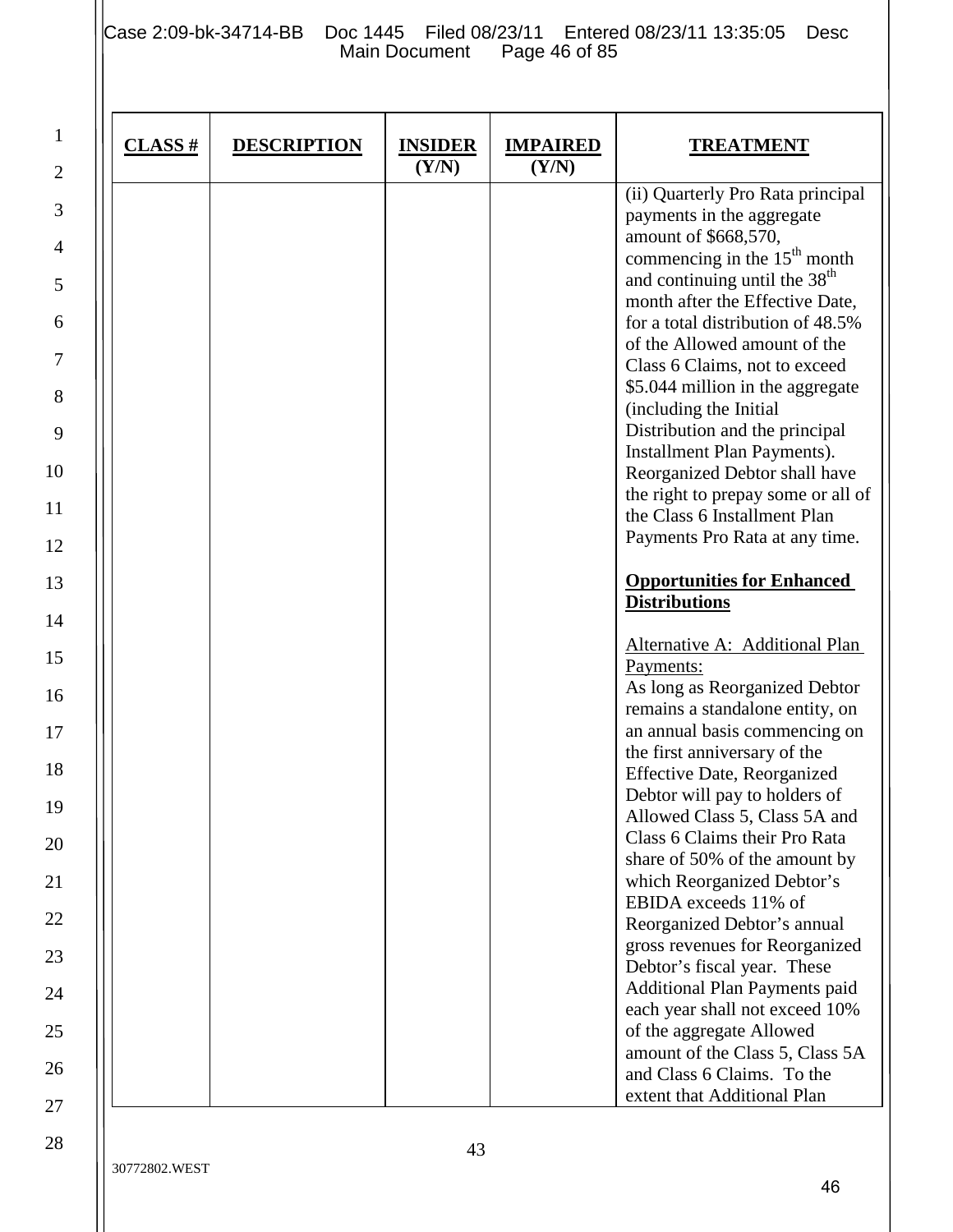| CLASS # | DESCRIPTION | INSIDER (Y/N) | IMPAIRED (Y/N) | TREATMENT |
|---|---|---|---|---|
| | | | | (ii) Quarterly Pro Rata principal payments in the aggregate amount of $668,570, commencing in the 15th month and continuing until the 38th month after the Effective Date, for a total distribution of 48.5% of the Allowed amount of the Class 6 Claims, not to exceed $5.044 million in the aggregate (including the Initial Distribution and the principal Installment Plan Payments). Reorganized Debtor shall have the right to prepay some or all of the Class 6 Installment Plan Payments Pro Rata at any time.<br><br>**<u>Opportunities for Enhanced Distributions</u>**<br><br><u>Alternative A: Additional Plan Payments:</u><br>As long as Reorganized Debtor remains a standalone entity, on an annual basis commencing on the first anniversary of the Effective Date, Reorganized Debtor will pay to holders of Allowed Class 5, Class 5A and Class 6 Claims their Pro Rata share of 50% of the amount by which Reorganized Debtor's EBIDA exceeds 11% of Reorganized Debtor's annual gross revenues for Reorganized Debtor's fiscal year. These Additional Plan Payments paid each year shall not exceed 10% of the aggregate Allowed amount of the Class 5, Class 5A and Class 6 Claims. To the extent that Additional Plan |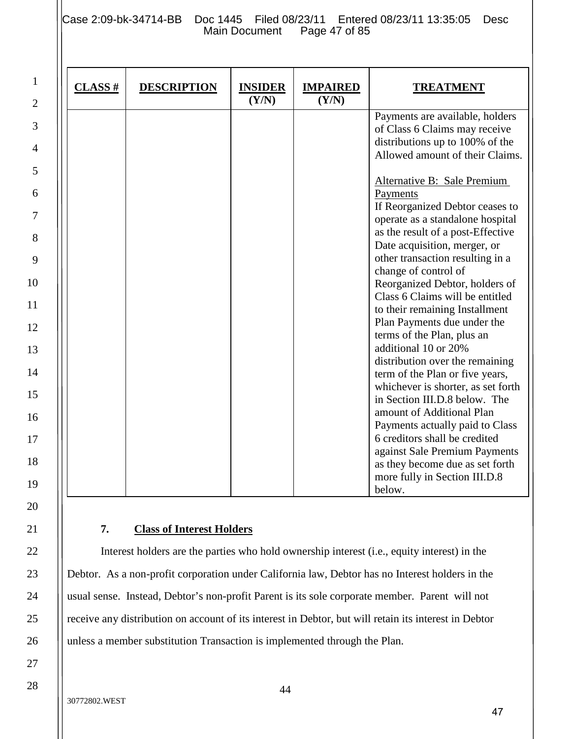| CLASS # | DESCRIPTION | INSIDER (Y/N) | IMPAIRED (Y/N) | TREATMENT |
|---|---|---|---|---|
| | | | | Payments are available, holders of Class 6 Claims may receive distributions up to 100% of the Allowed amount of their Claims.<br><br>Alternative B: Sale Premium Payments<br>If Reorganized Debtor ceases to operate as a standalone hospital as the result of a post-Effective Date acquisition, merger, or other transaction resulting in a change of control of Reorganized Debtor, holders of Class 6 Claims will be entitled to their remaining Installment Plan Payments due under the terms of the Plan, plus an additional 10 or 20% distribution over the remaining term of the Plan or five years, whichever is shorter, as set forth in Section III.D.8 below. The amount of Additional Plan Payments actually paid to Class 6 creditors shall be credited against Sale Premium Payments as they become due as set forth more fully in Section III.D.8 below. |

### 7. Class of Interest Holders

Interest holders are the parties who hold ownership interest (i.e., equity interest) in the Debtor. As a non-profit corporation under California law, Debtor has no Interest holders in the usual sense. Instead, Debtor's non-profit Parent is its sole corporate member. Parent will not receive any distribution on account of its interest in Debtor, but will retain its interest in Debtor unless a member substitution Transaction is implemented through the Plan.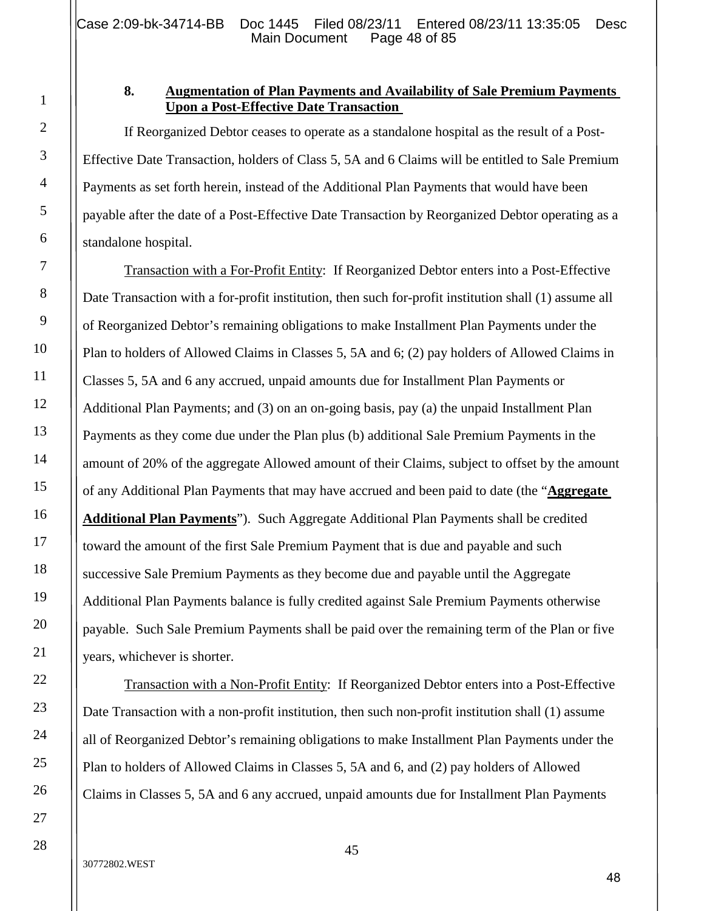**8. Augmentation of Plan Payments and Availability of Sale Premium Payments Upon a Post-Effective Date Transaction**

If Reorganized Debtor ceases to operate as a standalone hospital as the result of a Post-Effective Date Transaction, holders of Class 5, 5A and 6 Claims will be entitled to Sale Premium Payments as set forth herein, instead of the Additional Plan Payments that would have been payable after the date of a Post-Effective Date Transaction by Reorganized Debtor operating as a standalone hospital.

Transaction with a For-Profit Entity: If Reorganized Debtor enters into a Post-Effective Date Transaction with a for-profit institution, then such for-profit institution shall (1) assume all of Reorganized Debtor's remaining obligations to make Installment Plan Payments under the Plan to holders of Allowed Claims in Classes 5, 5A and 6; (2) pay holders of Allowed Claims in Classes 5, 5A and 6 any accrued, unpaid amounts due for Installment Plan Payments or Additional Plan Payments; and (3) on an on-going basis, pay (a) the unpaid Installment Plan Payments as they come due under the Plan plus (b) additional Sale Premium Payments in the amount of 20% of the aggregate Allowed amount of their Claims, subject to offset by the amount of any Additional Plan Payments that may have accrued and been paid to date (the "**Aggregate Additional Plan Payments**"). Such Aggregate Additional Plan Payments shall be credited toward the amount of the first Sale Premium Payment that is due and payable and such successive Sale Premium Payments as they become due and payable until the Aggregate Additional Plan Payments balance is fully credited against Sale Premium Payments otherwise payable. Such Sale Premium Payments shall be paid over the remaining term of the Plan or five years, whichever is shorter.

Transaction with a Non-Profit Entity: If Reorganized Debtor enters into a Post-Effective Date Transaction with a non-profit institution, then such non-profit institution shall (1) assume all of Reorganized Debtor's remaining obligations to make Installment Plan Payments under the Plan to holders of Allowed Claims in Classes 5, 5A and 6, and (2) pay holders of Allowed Claims in Classes 5, 5A and 6 any accrued, unpaid amounts due for Installment Plan Payments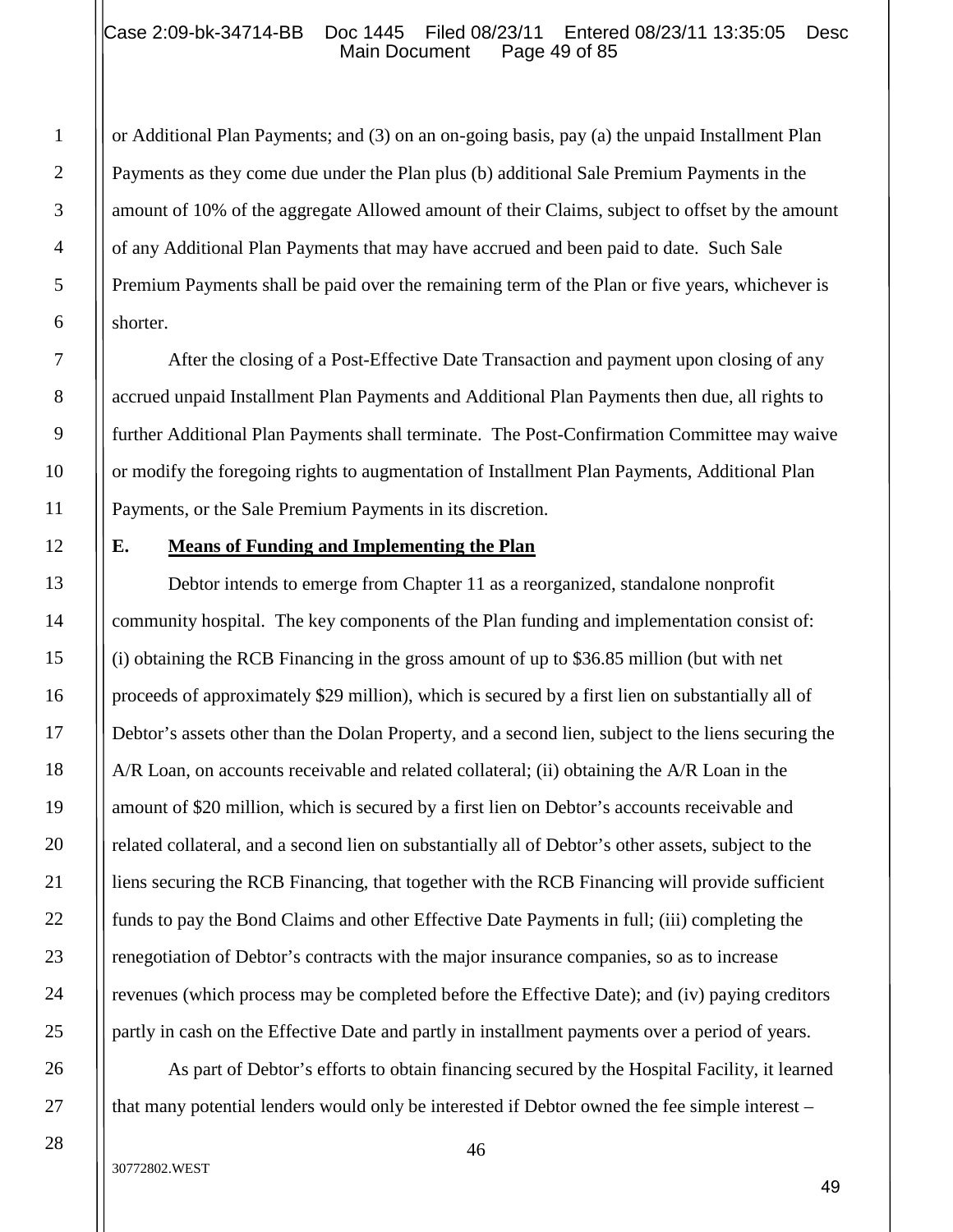or Additional Plan Payments; and (3) on an on-going basis, pay (a) the unpaid Installment Plan Payments as they come due under the Plan plus (b) additional Sale Premium Payments in the amount of 10% of the aggregate Allowed amount of their Claims, subject to offset by the amount of any Additional Plan Payments that may have accrued and been paid to date. Such Sale Premium Payments shall be paid over the remaining term of the Plan or five years, whichever is shorter.

After the closing of a Post-Effective Date Transaction and payment upon closing of any accrued unpaid Installment Plan Payments and Additional Plan Payments then due, all rights to further Additional Plan Payments shall terminate. The Post-Confirmation Committee may waive or modify the foregoing rights to augmentation of Installment Plan Payments, Additional Plan Payments, or the Sale Premium Payments in its discretion.

## E. Means of Funding and Implementing the Plan

Debtor intends to emerge from Chapter 11 as a reorganized, standalone nonprofit community hospital. The key components of the Plan funding and implementation consist of: (i) obtaining the RCB Financing in the gross amount of up to $36.85 million (but with net proceeds of approximately $29 million), which is secured by a first lien on substantially all of Debtor's assets other than the Dolan Property, and a second lien, subject to the liens securing the A/R Loan, on accounts receivable and related collateral; (ii) obtaining the A/R Loan in the amount of $20 million, which is secured by a first lien on Debtor's accounts receivable and related collateral, and a second lien on substantially all of Debtor's other assets, subject to the liens securing the RCB Financing, that together with the RCB Financing will provide sufficient funds to pay the Bond Claims and other Effective Date Payments in full; (iii) completing the renegotiation of Debtor's contracts with the major insurance companies, so as to increase revenues (which process may be completed before the Effective Date); and (iv) paying creditors partly in cash on the Effective Date and partly in installment payments over a period of years.

As part of Debtor's efforts to obtain financing secured by the Hospital Facility, it learned that many potential lenders would only be interested if Debtor owned the fee simple interest –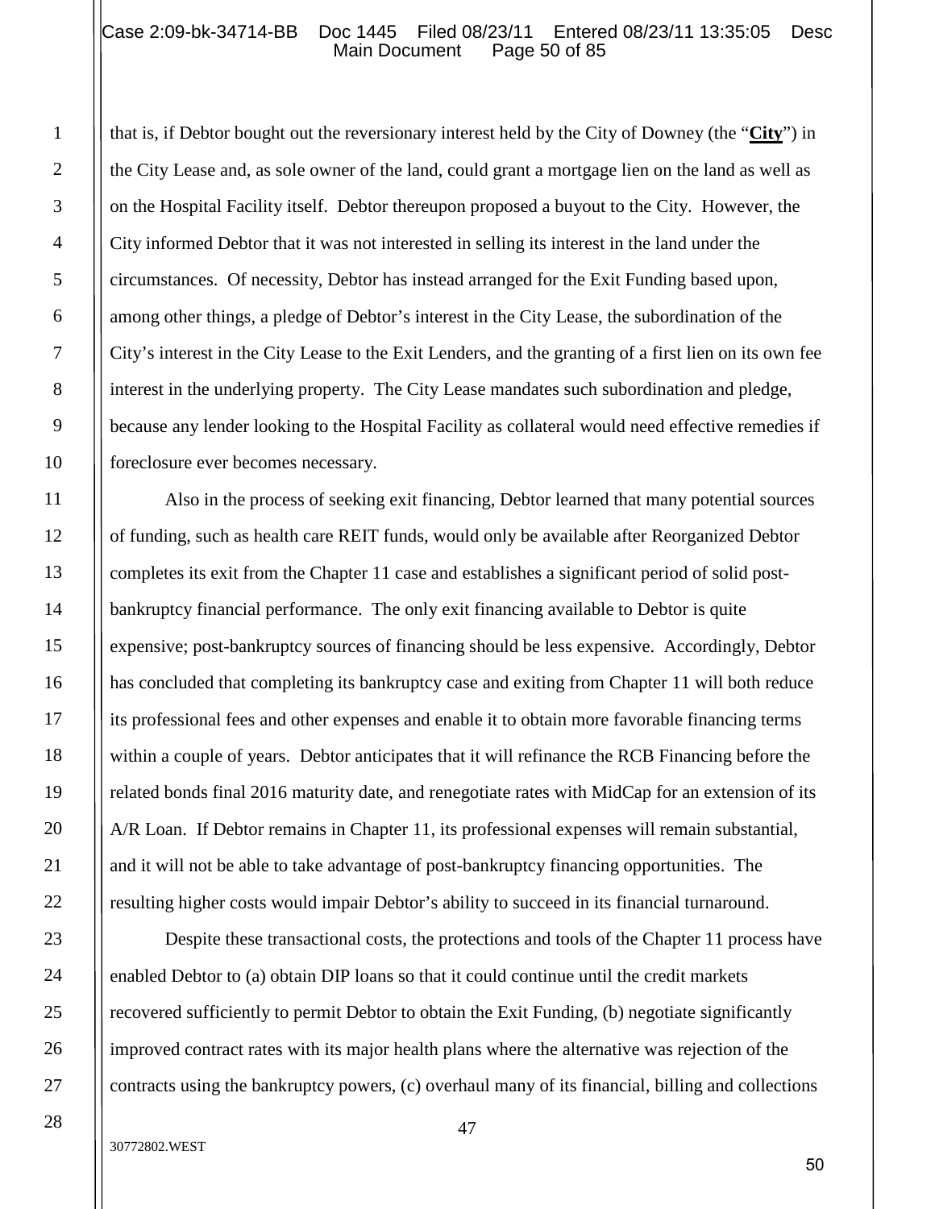that is, if Debtor bought out the reversionary interest held by the City of Downey (the "**City**") in the City Lease and, as sole owner of the land, could grant a mortgage lien on the land as well as on the Hospital Facility itself. Debtor thereupon proposed a buyout to the City. However, the City informed Debtor that it was not interested in selling its interest in the land under the circumstances. Of necessity, Debtor has instead arranged for the Exit Funding based upon, among other things, a pledge of Debtor's interest in the City Lease, the subordination of the City's interest in the City Lease to the Exit Lenders, and the granting of a first lien on its own fee interest in the underlying property. The City Lease mandates such subordination and pledge, because any lender looking to the Hospital Facility as collateral would need effective remedies if foreclosure ever becomes necessary.

Also in the process of seeking exit financing, Debtor learned that many potential sources of funding, such as health care REIT funds, would only be available after Reorganized Debtor completes its exit from the Chapter 11 case and establishes a significant period of solid post-bankruptcy financial performance. The only exit financing available to Debtor is quite expensive; post-bankruptcy sources of financing should be less expensive. Accordingly, Debtor has concluded that completing its bankruptcy case and exiting from Chapter 11 will both reduce its professional fees and other expenses and enable it to obtain more favorable financing terms within a couple of years. Debtor anticipates that it will refinance the RCB Financing before the related bonds final 2016 maturity date, and renegotiate rates with MidCap for an extension of its A/R Loan. If Debtor remains in Chapter 11, its professional expenses will remain substantial, and it will not be able to take advantage of post-bankruptcy financing opportunities. The resulting higher costs would impair Debtor's ability to succeed in its financial turnaround.

Despite these transactional costs, the protections and tools of the Chapter 11 process have enabled Debtor to (a) obtain DIP loans so that it could continue until the credit markets recovered sufficiently to permit Debtor to obtain the Exit Funding, (b) negotiate significantly improved contract rates with its major health plans where the alternative was rejection of the contracts using the bankruptcy powers, (c) overhaul many of its financial, billing and collections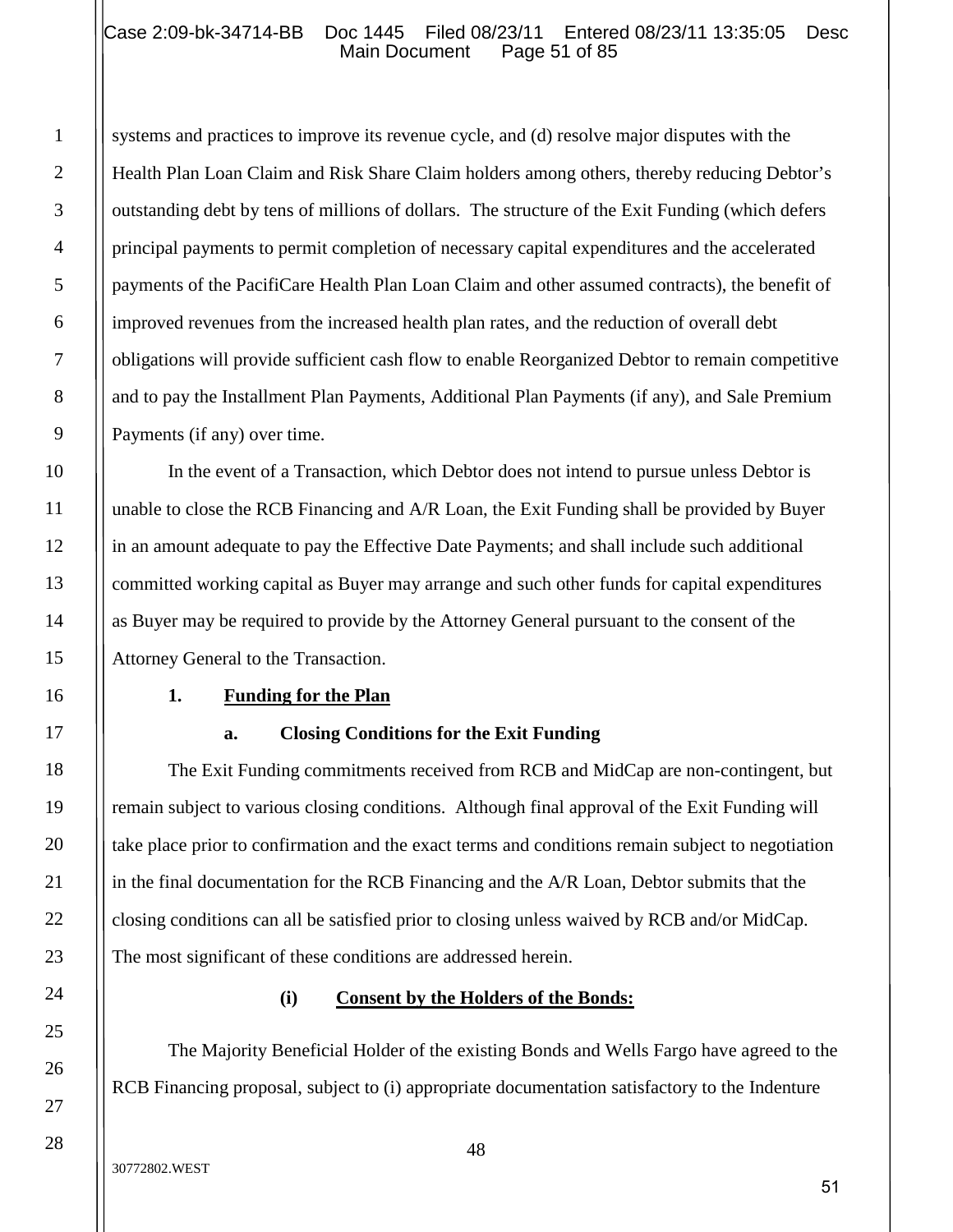systems and practices to improve its revenue cycle, and (d) resolve major disputes with the Health Plan Loan Claim and Risk Share Claim holders among others, thereby reducing Debtor's outstanding debt by tens of millions of dollars. The structure of the Exit Funding (which defers principal payments to permit completion of necessary capital expenditures and the accelerated payments of the PacifiCare Health Plan Loan Claim and other assumed contracts), the benefit of improved revenues from the increased health plan rates, and the reduction of overall debt obligations will provide sufficient cash flow to enable Reorganized Debtor to remain competitive and to pay the Installment Plan Payments, Additional Plan Payments (if any), and Sale Premium Payments (if any) over time.

In the event of a Transaction, which Debtor does not intend to pursue unless Debtor is unable to close the RCB Financing and A/R Loan, the Exit Funding shall be provided by Buyer in an amount adequate to pay the Effective Date Payments; and shall include such additional committed working capital as Buyer may arrange and such other funds for capital expenditures as Buyer may be required to provide by the Attorney General pursuant to the consent of the Attorney General to the Transaction.

**1. Funding for the Plan**

**a. Closing Conditions for the Exit Funding**

The Exit Funding commitments received from RCB and MidCap are non-contingent, but remain subject to various closing conditions. Although final approval of the Exit Funding will take place prior to confirmation and the exact terms and conditions remain subject to negotiation in the final documentation for the RCB Financing and the A/R Loan, Debtor submits that the closing conditions can all be satisfied prior to closing unless waived by RCB and/or MidCap. The most significant of these conditions are addressed herein.

**(i) Consent by the Holders of the Bonds:**

The Majority Beneficial Holder of the existing Bonds and Wells Fargo have agreed to the RCB Financing proposal, subject to (i) appropriate documentation satisfactory to the Indenture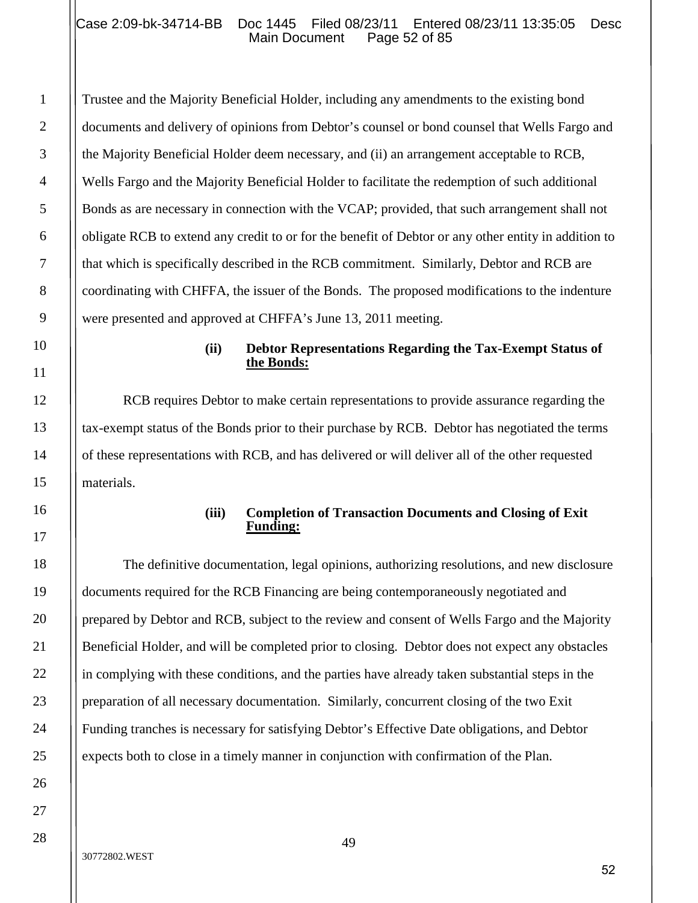Trustee and the Majority Beneficial Holder, including any amendments to the existing bond documents and delivery of opinions from Debtor's counsel or bond counsel that Wells Fargo and the Majority Beneficial Holder deem necessary, and (ii) an arrangement acceptable to RCB, Wells Fargo and the Majority Beneficial Holder to facilitate the redemption of such additional Bonds as are necessary in connection with the VCAP; provided, that such arrangement shall not obligate RCB to extend any credit to or for the benefit of Debtor or any other entity in addition to that which is specifically described in the RCB commitment. Similarly, Debtor and RCB are coordinating with CHFFA, the issuer of the Bonds. The proposed modifications to the indenture were presented and approved at CHFFA's June 13, 2011 meeting.

**(ii) Debtor Representations Regarding the Tax-Exempt Status of the Bonds:**

RCB requires Debtor to make certain representations to provide assurance regarding the tax-exempt status of the Bonds prior to their purchase by RCB. Debtor has negotiated the terms of these representations with RCB, and has delivered or will deliver all of the other requested materials.

**(iii) Completion of Transaction Documents and Closing of Exit Funding:**

The definitive documentation, legal opinions, authorizing resolutions, and new disclosure documents required for the RCB Financing are being contemporaneously negotiated and prepared by Debtor and RCB, subject to the review and consent of Wells Fargo and the Majority Beneficial Holder, and will be completed prior to closing. Debtor does not expect any obstacles in complying with these conditions, and the parties have already taken substantial steps in the preparation of all necessary documentation. Similarly, concurrent closing of the two Exit Funding tranches is necessary for satisfying Debtor's Effective Date obligations, and Debtor expects both to close in a timely manner in conjunction with confirmation of the Plan.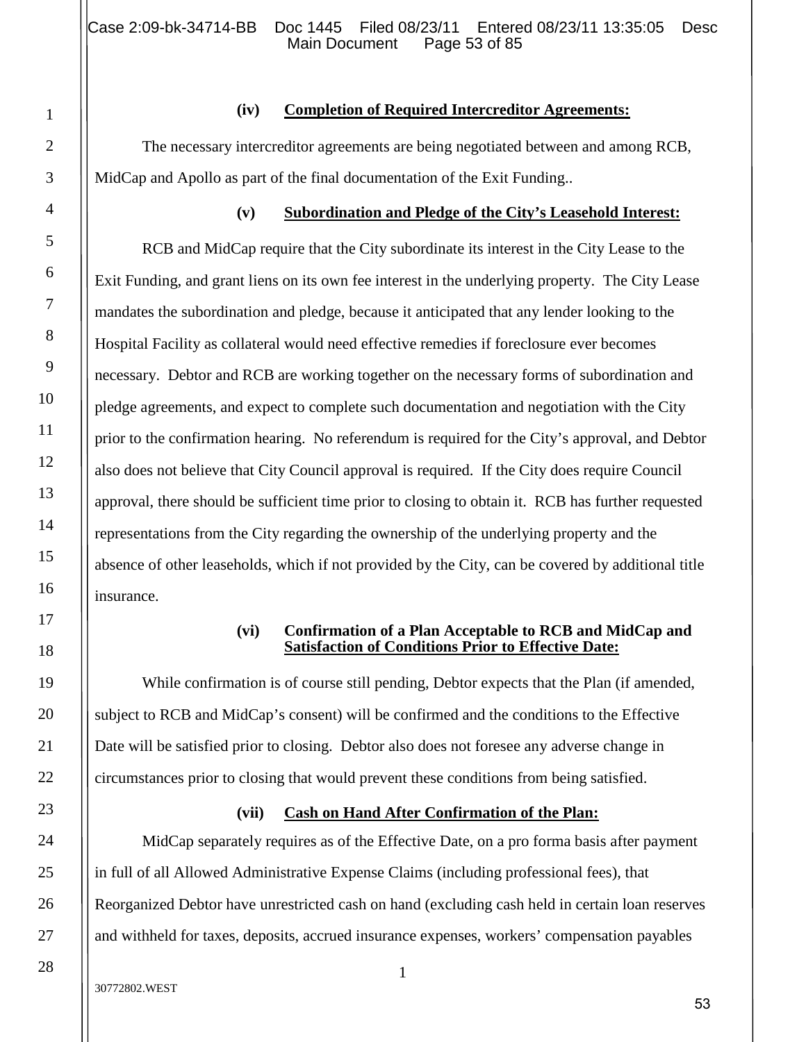**(iv) Completion of Required Intercreditor Agreements:**

The necessary intercreditor agreements are being negotiated between and among RCB, MidCap and Apollo as part of the final documentation of the Exit Funding..

**(v) Subordination and Pledge of the City's Leasehold Interest:**

RCB and MidCap require that the City subordinate its interest in the City Lease to the Exit Funding, and grant liens on its own fee interest in the underlying property. The City Lease mandates the subordination and pledge, because it anticipated that any lender looking to the Hospital Facility as collateral would need effective remedies if foreclosure ever becomes necessary. Debtor and RCB are working together on the necessary forms of subordination and pledge agreements, and expect to complete such documentation and negotiation with the City prior to the confirmation hearing. No referendum is required for the City's approval, and Debtor also does not believe that City Council approval is required. If the City does require Council approval, there should be sufficient time prior to closing to obtain it. RCB has further requested representations from the City regarding the ownership of the underlying property and the absence of other leaseholds, which if not provided by the City, can be covered by additional title insurance.

**(vi) Confirmation of a Plan Acceptable to RCB and MidCap and Satisfaction of Conditions Prior to Effective Date:**

While confirmation is of course still pending, Debtor expects that the Plan (if amended, subject to RCB and MidCap's consent) will be confirmed and the conditions to the Effective Date will be satisfied prior to closing. Debtor also does not foresee any adverse change in circumstances prior to closing that would prevent these conditions from being satisfied.

**(vii) Cash on Hand After Confirmation of the Plan:**

MidCap separately requires as of the Effective Date, on a pro forma basis after payment in full of all Allowed Administrative Expense Claims (including professional fees), that Reorganized Debtor have unrestricted cash on hand (excluding cash held in certain loan reserves and withheld for taxes, deposits, accrued insurance expenses, workers' compensation payables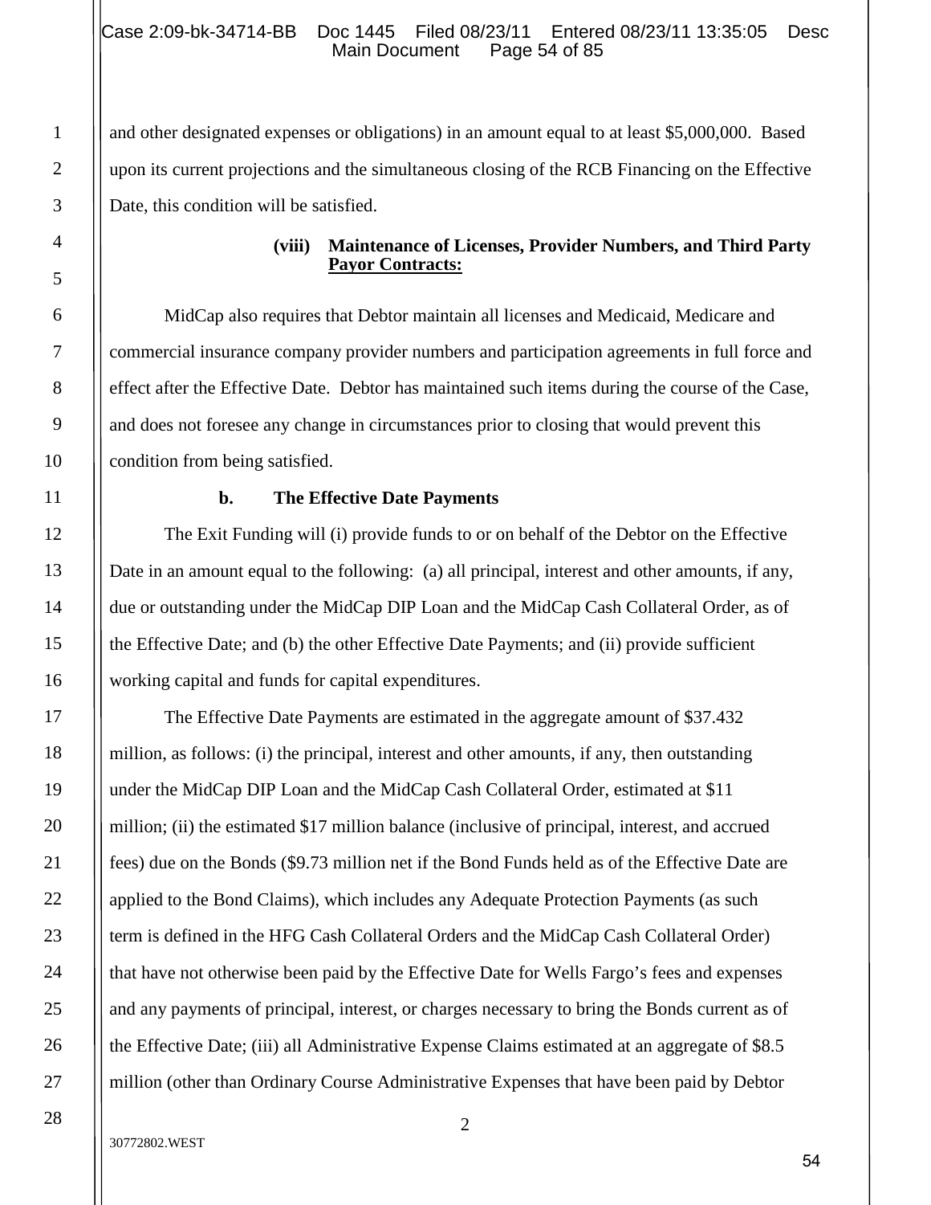and other designated expenses or obligations) in an amount equal to at least $5,000,000. Based upon its current projections and the simultaneous closing of the RCB Financing on the Effective Date, this condition will be satisfied.

**(viii) Maintenance of Licenses, Provider Numbers, and Third Party Payor Contracts:**

MidCap also requires that Debtor maintain all licenses and Medicaid, Medicare and commercial insurance company provider numbers and participation agreements in full force and effect after the Effective Date. Debtor has maintained such items during the course of the Case, and does not foresee any change in circumstances prior to closing that would prevent this condition from being satisfied.

**b. The Effective Date Payments**

The Exit Funding will (i) provide funds to or on behalf of the Debtor on the Effective Date in an amount equal to the following: (a) all principal, interest and other amounts, if any, due or outstanding under the MidCap DIP Loan and the MidCap Cash Collateral Order, as of the Effective Date; and (b) the other Effective Date Payments; and (ii) provide sufficient working capital and funds for capital expenditures.

The Effective Date Payments are estimated in the aggregate amount of $37.432 million, as follows: (i) the principal, interest and other amounts, if any, then outstanding under the MidCap DIP Loan and the MidCap Cash Collateral Order, estimated at $11 million; (ii) the estimated $17 million balance (inclusive of principal, interest, and accrued fees) due on the Bonds ($9.73 million net if the Bond Funds held as of the Effective Date are applied to the Bond Claims), which includes any Adequate Protection Payments (as such term is defined in the HFG Cash Collateral Orders and the MidCap Cash Collateral Order) that have not otherwise been paid by the Effective Date for Wells Fargo's fees and expenses and any payments of principal, interest, or charges necessary to bring the Bonds current as of the Effective Date; (iii) all Administrative Expense Claims estimated at an aggregate of $8.5 million (other than Ordinary Course Administrative Expenses that have been paid by Debtor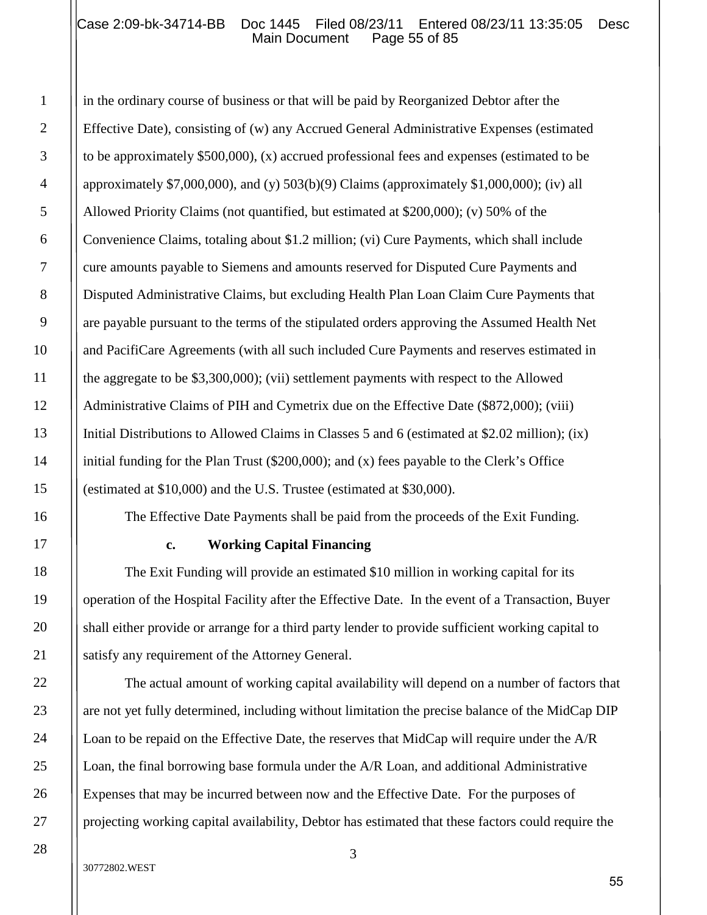in the ordinary course of business or that will be paid by Reorganized Debtor after the Effective Date), consisting of (w) any Accrued General Administrative Expenses (estimated to be approximately $500,000), (x) accrued professional fees and expenses (estimated to be approximately $7,000,000), and (y) 503(b)(9) Claims (approximately $1,000,000); (iv) all Allowed Priority Claims (not quantified, but estimated at $200,000); (v) 50% of the Convenience Claims, totaling about $1.2 million; (vi) Cure Payments, which shall include cure amounts payable to Siemens and amounts reserved for Disputed Cure Payments and Disputed Administrative Claims, but excluding Health Plan Loan Claim Cure Payments that are payable pursuant to the terms of the stipulated orders approving the Assumed Health Net and PacifiCare Agreements (with all such included Cure Payments and reserves estimated in the aggregate to be $3,300,000); (vii) settlement payments with respect to the Allowed Administrative Claims of PIH and Cymetrix due on the Effective Date ($872,000); (viii) Initial Distributions to Allowed Claims in Classes 5 and 6 (estimated at $2.02 million); (ix) initial funding for the Plan Trust ($200,000); and (x) fees payable to the Clerk's Office (estimated at $10,000) and the U.S. Trustee (estimated at $30,000).

The Effective Date Payments shall be paid from the proceeds of the Exit Funding.

**c. Working Capital Financing**

The Exit Funding will provide an estimated $10 million in working capital for its operation of the Hospital Facility after the Effective Date. In the event of a Transaction, Buyer shall either provide or arrange for a third party lender to provide sufficient working capital to satisfy any requirement of the Attorney General.

The actual amount of working capital availability will depend on a number of factors that are not yet fully determined, including without limitation the precise balance of the MidCap DIP Loan to be repaid on the Effective Date, the reserves that MidCap will require under the A/R Loan, the final borrowing base formula under the A/R Loan, and additional Administrative Expenses that may be incurred between now and the Effective Date. For the purposes of projecting working capital availability, Debtor has estimated that these factors could require the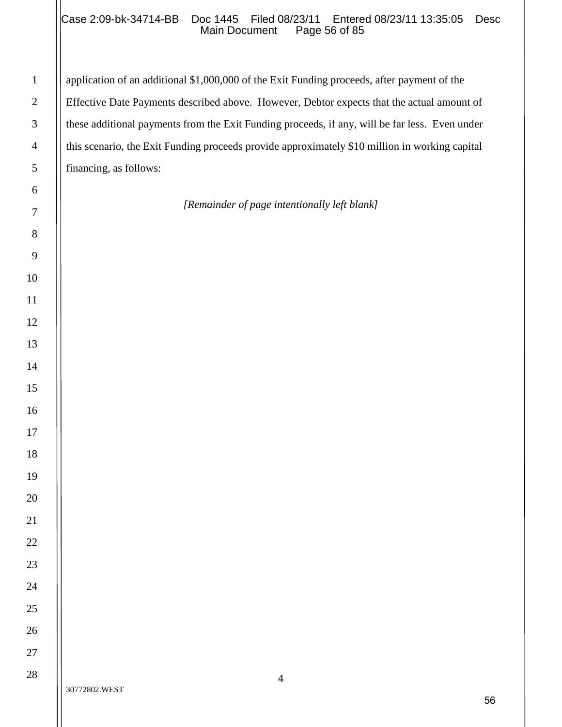application of an additional $1,000,000 of the Exit Funding proceeds, after payment of the Effective Date Payments described above. However, Debtor expects that the actual amount of these additional payments from the Exit Funding proceeds, if any, will be far less. Even under this scenario, the Exit Funding proceeds provide approximately $10 million in working capital financing, as follows:

*[Remainder of page intentionally left blank]*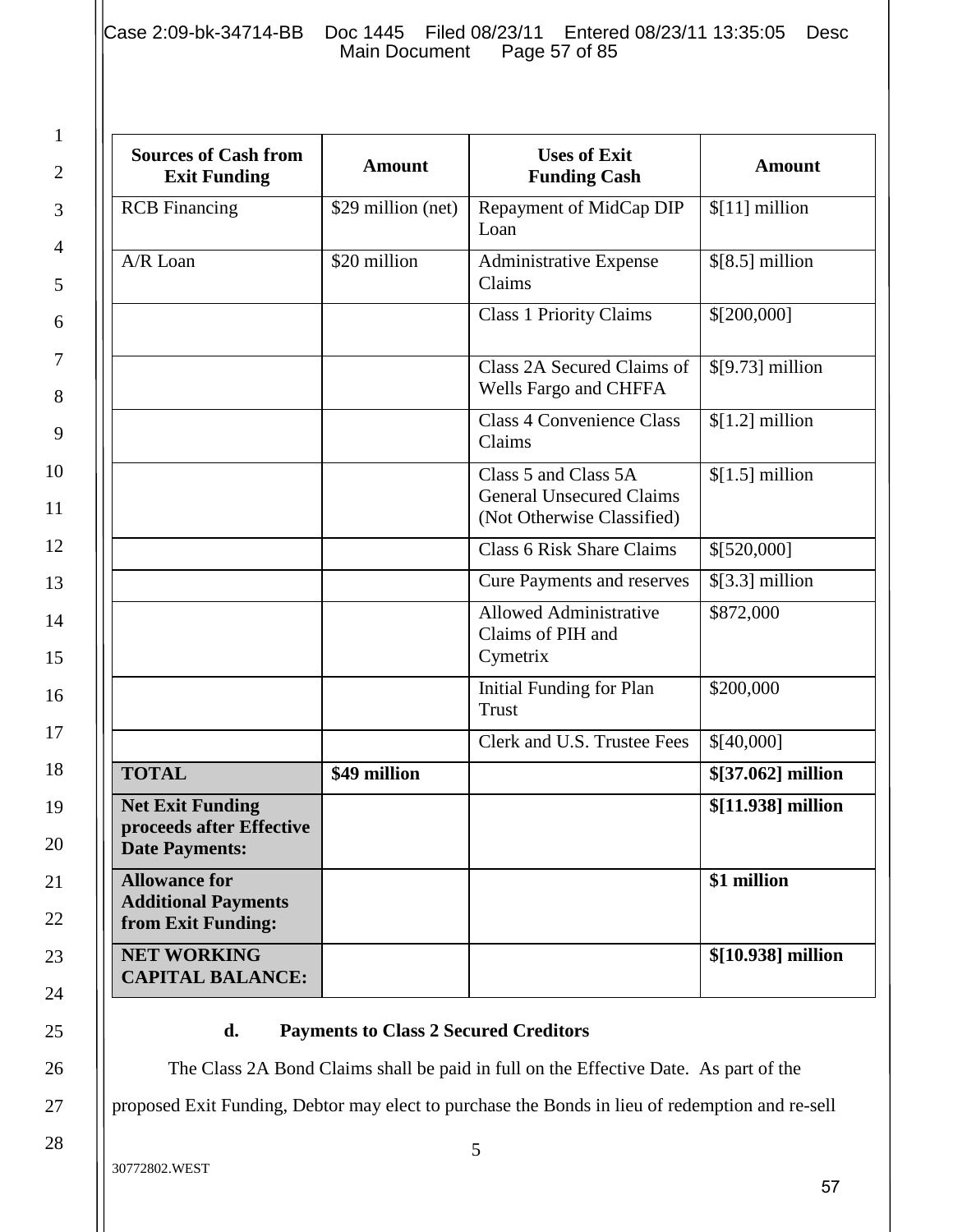| Sources of Cash from Exit Funding | Amount | Uses of Exit Funding Cash | Amount |
|---|---|---|---|
| RCB Financing | $29 million (net) | Repayment of MidCap DIP Loan | $[11] million |
| A/R Loan | $20 million | Administrative Expense Claims | $[8.5] million |
| | | Class 1 Priority Claims | $[200,000] |
| | | Class 2A Secured Claims of Wells Fargo and CHFFA | $[9.73] million |
| | | Class 4 Convenience Class Claims | $[1.2] million |
| | | Class 5 and Class 5A General Unsecured Claims (Not Otherwise Classified) | $[1.5] million |
| | | Class 6 Risk Share Claims | $[520,000] |
| | | Cure Payments and reserves | $[3.3] million |
| | | Allowed Administrative Claims of PIH and Cymetrix | $872,000 |
| | | Initial Funding for Plan Trust | $200,000 |
| | | Clerk and U.S. Trustee Fees | $[40,000] |
| **TOTAL** | **$49 million** | | **$[37.062] million** |
| **Net Exit Funding proceeds after Effective Date Payments:** | | | **$[11.938] million** |
| **Allowance for Additional Payments from Exit Funding:** | | | **$1 million** |
| **NET WORKING CAPITAL BALANCE:** | | | **$[10.938] million** |

**d. Payments to Class 2 Secured Creditors**

The Class 2A Bond Claims shall be paid in full on the Effective Date. As part of the proposed Exit Funding, Debtor may elect to purchase the Bonds in lieu of redemption and re-sell

30772802.WEST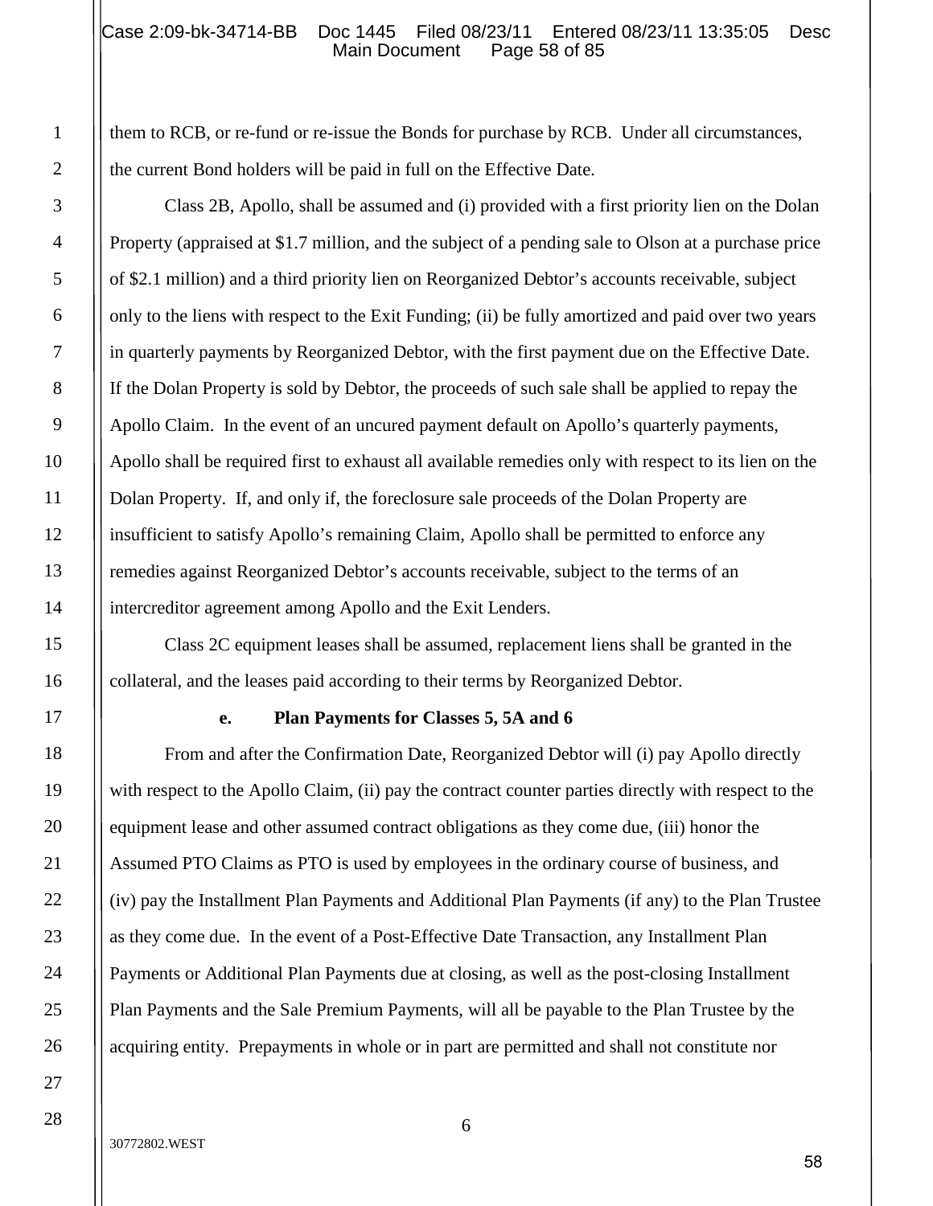them to RCB, or re-fund or re-issue the Bonds for purchase by RCB. Under all circumstances, the current Bond holders will be paid in full on the Effective Date.

Class 2B, Apollo, shall be assumed and (i) provided with a first priority lien on the Dolan Property (appraised at $1.7 million, and the subject of a pending sale to Olson at a purchase price of $2.1 million) and a third priority lien on Reorganized Debtor's accounts receivable, subject only to the liens with respect to the Exit Funding; (ii) be fully amortized and paid over two years in quarterly payments by Reorganized Debtor, with the first payment due on the Effective Date. If the Dolan Property is sold by Debtor, the proceeds of such sale shall be applied to repay the Apollo Claim. In the event of an uncured payment default on Apollo's quarterly payments, Apollo shall be required first to exhaust all available remedies only with respect to its lien on the Dolan Property. If, and only if, the foreclosure sale proceeds of the Dolan Property are insufficient to satisfy Apollo's remaining Claim, Apollo shall be permitted to enforce any remedies against Reorganized Debtor's accounts receivable, subject to the terms of an intercreditor agreement among Apollo and the Exit Lenders.

Class 2C equipment leases shall be assumed, replacement liens shall be granted in the collateral, and the leases paid according to their terms by Reorganized Debtor.

**e. Plan Payments for Classes 5, 5A and 6**

From and after the Confirmation Date, Reorganized Debtor will (i) pay Apollo directly with respect to the Apollo Claim, (ii) pay the contract counter parties directly with respect to the equipment lease and other assumed contract obligations as they come due, (iii) honor the Assumed PTO Claims as PTO is used by employees in the ordinary course of business, and (iv) pay the Installment Plan Payments and Additional Plan Payments (if any) to the Plan Trustee as they come due. In the event of a Post-Effective Date Transaction, any Installment Plan Payments or Additional Plan Payments due at closing, as well as the post-closing Installment Plan Payments and the Sale Premium Payments, will all be payable to the Plan Trustee by the acquiring entity. Prepayments in whole or in part are permitted and shall not constitute nor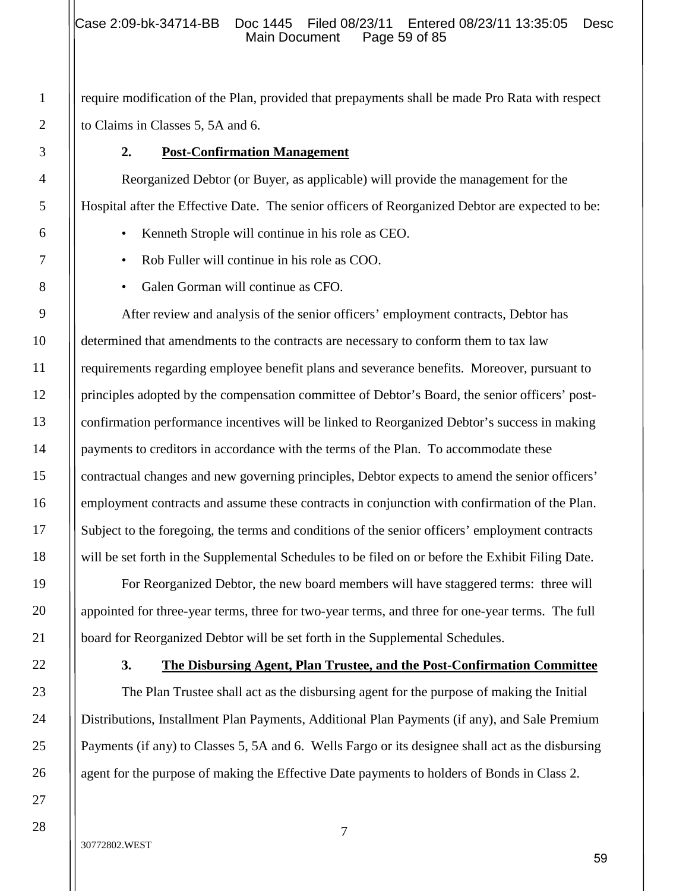require modification of the Plan, provided that prepayments shall be made Pro Rata with respect to Claims in Classes 5, 5A and 6.

### 2. Post-Confirmation Management

Reorganized Debtor (or Buyer, as applicable) will provide the management for the Hospital after the Effective Date. The senior officers of Reorganized Debtor are expected to be:

- Kenneth Strople will continue in his role as CEO.
- Rob Fuller will continue in his role as COO.
- Galen Gorman will continue as CFO.

After review and analysis of the senior officers' employment contracts, Debtor has determined that amendments to the contracts are necessary to conform them to tax law requirements regarding employee benefit plans and severance benefits. Moreover, pursuant to principles adopted by the compensation committee of Debtor's Board, the senior officers' post-confirmation performance incentives will be linked to Reorganized Debtor's success in making payments to creditors in accordance with the terms of the Plan. To accommodate these contractual changes and new governing principles, Debtor expects to amend the senior officers' employment contracts and assume these contracts in conjunction with confirmation of the Plan. Subject to the foregoing, the terms and conditions of the senior officers' employment contracts will be set forth in the Supplemental Schedules to be filed on or before the Exhibit Filing Date.

For Reorganized Debtor, the new board members will have staggered terms: three will appointed for three-year terms, three for two-year terms, and three for one-year terms. The full board for Reorganized Debtor will be set forth in the Supplemental Schedules.

### 3. The Disbursing Agent, Plan Trustee, and the Post-Confirmation Committee

The Plan Trustee shall act as the disbursing agent for the purpose of making the Initial Distributions, Installment Plan Payments, Additional Plan Payments (if any), and Sale Premium Payments (if any) to Classes 5, 5A and 6. Wells Fargo or its designee shall act as the disbursing agent for the purpose of making the Effective Date payments to holders of Bonds in Class 2.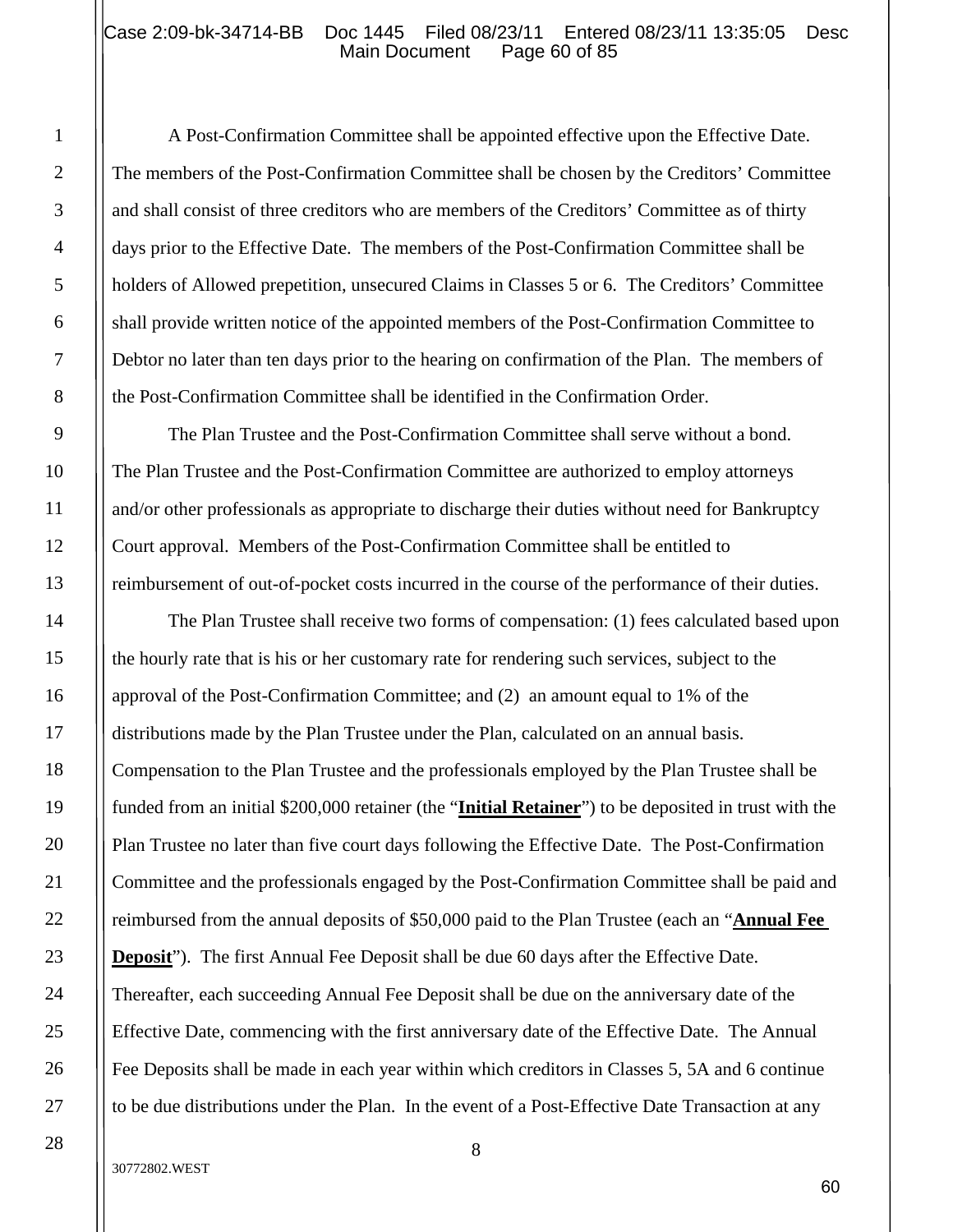A Post-Confirmation Committee shall be appointed effective upon the Effective Date. The members of the Post-Confirmation Committee shall be chosen by the Creditors' Committee and shall consist of three creditors who are members of the Creditors' Committee as of thirty days prior to the Effective Date. The members of the Post-Confirmation Committee shall be holders of Allowed prepetition, unsecured Claims in Classes 5 or 6. The Creditors' Committee shall provide written notice of the appointed members of the Post-Confirmation Committee to Debtor no later than ten days prior to the hearing on confirmation of the Plan. The members of the Post-Confirmation Committee shall be identified in the Confirmation Order.

The Plan Trustee and the Post-Confirmation Committee shall serve without a bond. The Plan Trustee and the Post-Confirmation Committee are authorized to employ attorneys and/or other professionals as appropriate to discharge their duties without need for Bankruptcy Court approval. Members of the Post-Confirmation Committee shall be entitled to reimbursement of out-of-pocket costs incurred in the course of the performance of their duties.

The Plan Trustee shall receive two forms of compensation: (1) fees calculated based upon the hourly rate that is his or her customary rate for rendering such services, subject to the approval of the Post-Confirmation Committee; and (2) an amount equal to 1% of the distributions made by the Plan Trustee under the Plan, calculated on an annual basis. Compensation to the Plan Trustee and the professionals employed by the Plan Trustee shall be funded from an initial $200,000 retainer (the "**Initial Retainer**") to be deposited in trust with the Plan Trustee no later than five court days following the Effective Date. The Post-Confirmation Committee and the professionals engaged by the Post-Confirmation Committee shall be paid and reimbursed from the annual deposits of $50,000 paid to the Plan Trustee (each an "**Annual Fee Deposit**"). The first Annual Fee Deposit shall be due 60 days after the Effective Date. Thereafter, each succeeding Annual Fee Deposit shall be due on the anniversary date of the Effective Date, commencing with the first anniversary date of the Effective Date. The Annual Fee Deposits shall be made in each year within which creditors in Classes 5, 5A and 6 continue to be due distributions under the Plan. In the event of a Post-Effective Date Transaction at any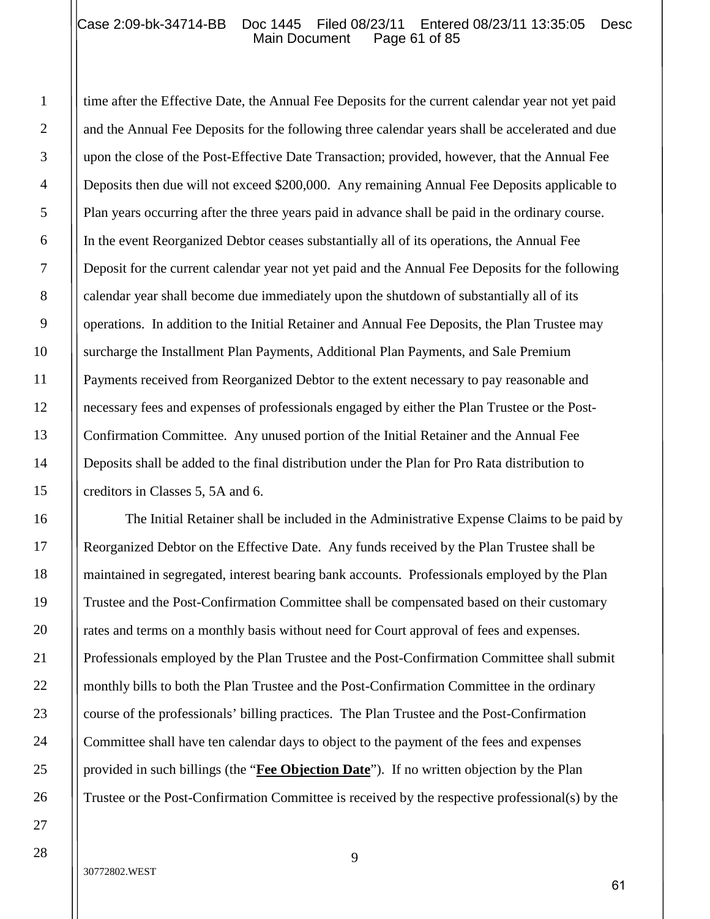time after the Effective Date, the Annual Fee Deposits for the current calendar year not yet paid and the Annual Fee Deposits for the following three calendar years shall be accelerated and due upon the close of the Post-Effective Date Transaction; provided, however, that the Annual Fee Deposits then due will not exceed $200,000. Any remaining Annual Fee Deposits applicable to Plan years occurring after the three years paid in advance shall be paid in the ordinary course. In the event Reorganized Debtor ceases substantially all of its operations, the Annual Fee Deposit for the current calendar year not yet paid and the Annual Fee Deposits for the following calendar year shall become due immediately upon the shutdown of substantially all of its operations. In addition to the Initial Retainer and Annual Fee Deposits, the Plan Trustee may surcharge the Installment Plan Payments, Additional Plan Payments, and Sale Premium Payments received from Reorganized Debtor to the extent necessary to pay reasonable and necessary fees and expenses of professionals engaged by either the Plan Trustee or the Post-Confirmation Committee. Any unused portion of the Initial Retainer and the Annual Fee Deposits shall be added to the final distribution under the Plan for Pro Rata distribution to creditors in Classes 5, 5A and 6.

The Initial Retainer shall be included in the Administrative Expense Claims to be paid by Reorganized Debtor on the Effective Date. Any funds received by the Plan Trustee shall be maintained in segregated, interest bearing bank accounts. Professionals employed by the Plan Trustee and the Post-Confirmation Committee shall be compensated based on their customary rates and terms on a monthly basis without need for Court approval of fees and expenses. Professionals employed by the Plan Trustee and the Post-Confirmation Committee shall submit monthly bills to both the Plan Trustee and the Post-Confirmation Committee in the ordinary course of the professionals' billing practices. The Plan Trustee and the Post-Confirmation Committee shall have ten calendar days to object to the payment of the fees and expenses provided in such billings (the "**Fee Objection Date**"). If no written objection by the Plan Trustee or the Post-Confirmation Committee is received by the respective professional(s) by the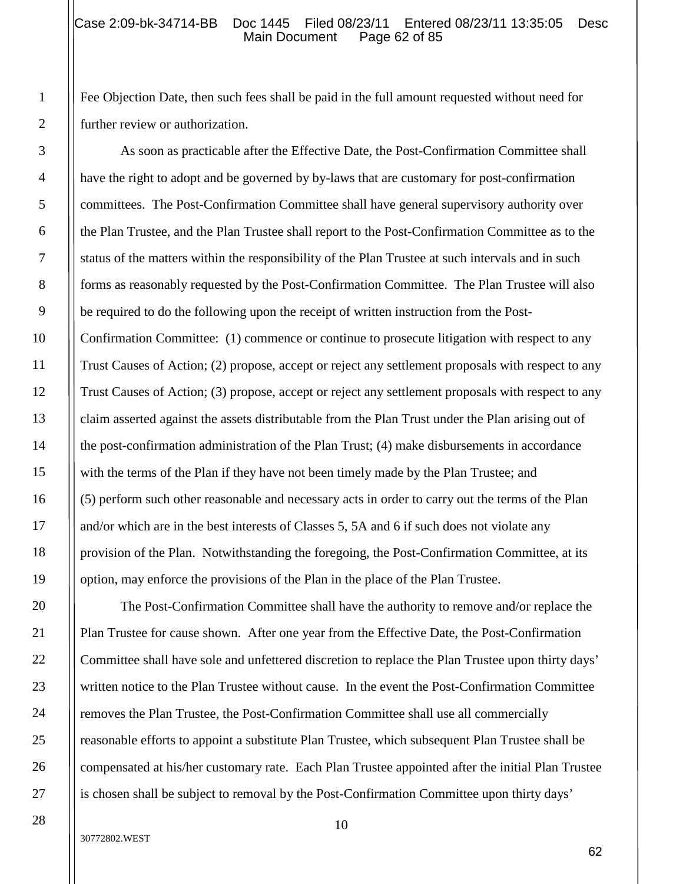Fee Objection Date, then such fees shall be paid in the full amount requested without need for further review or authorization.

As soon as practicable after the Effective Date, the Post-Confirmation Committee shall have the right to adopt and be governed by by-laws that are customary for post-confirmation committees. The Post-Confirmation Committee shall have general supervisory authority over the Plan Trustee, and the Plan Trustee shall report to the Post-Confirmation Committee as to the status of the matters within the responsibility of the Plan Trustee at such intervals and in such forms as reasonably requested by the Post-Confirmation Committee. The Plan Trustee will also be required to do the following upon the receipt of written instruction from the Post-Confirmation Committee: (1) commence or continue to prosecute litigation with respect to any Trust Causes of Action; (2) propose, accept or reject any settlement proposals with respect to any Trust Causes of Action; (3) propose, accept or reject any settlement proposals with respect to any claim asserted against the assets distributable from the Plan Trust under the Plan arising out of the post-confirmation administration of the Plan Trust; (4) make disbursements in accordance with the terms of the Plan if they have not been timely made by the Plan Trustee; and (5) perform such other reasonable and necessary acts in order to carry out the terms of the Plan and/or which are in the best interests of Classes 5, 5A and 6 if such does not violate any provision of the Plan. Notwithstanding the foregoing, the Post-Confirmation Committee, at its option, may enforce the provisions of the Plan in the place of the Plan Trustee.

The Post-Confirmation Committee shall have the authority to remove and/or replace the Plan Trustee for cause shown. After one year from the Effective Date, the Post-Confirmation Committee shall have sole and unfettered discretion to replace the Plan Trustee upon thirty days' written notice to the Plan Trustee without cause. In the event the Post-Confirmation Committee removes the Plan Trustee, the Post-Confirmation Committee shall use all commercially reasonable efforts to appoint a substitute Plan Trustee, which subsequent Plan Trustee shall be compensated at his/her customary rate. Each Plan Trustee appointed after the initial Plan Trustee is chosen shall be subject to removal by the Post-Confirmation Committee upon thirty days'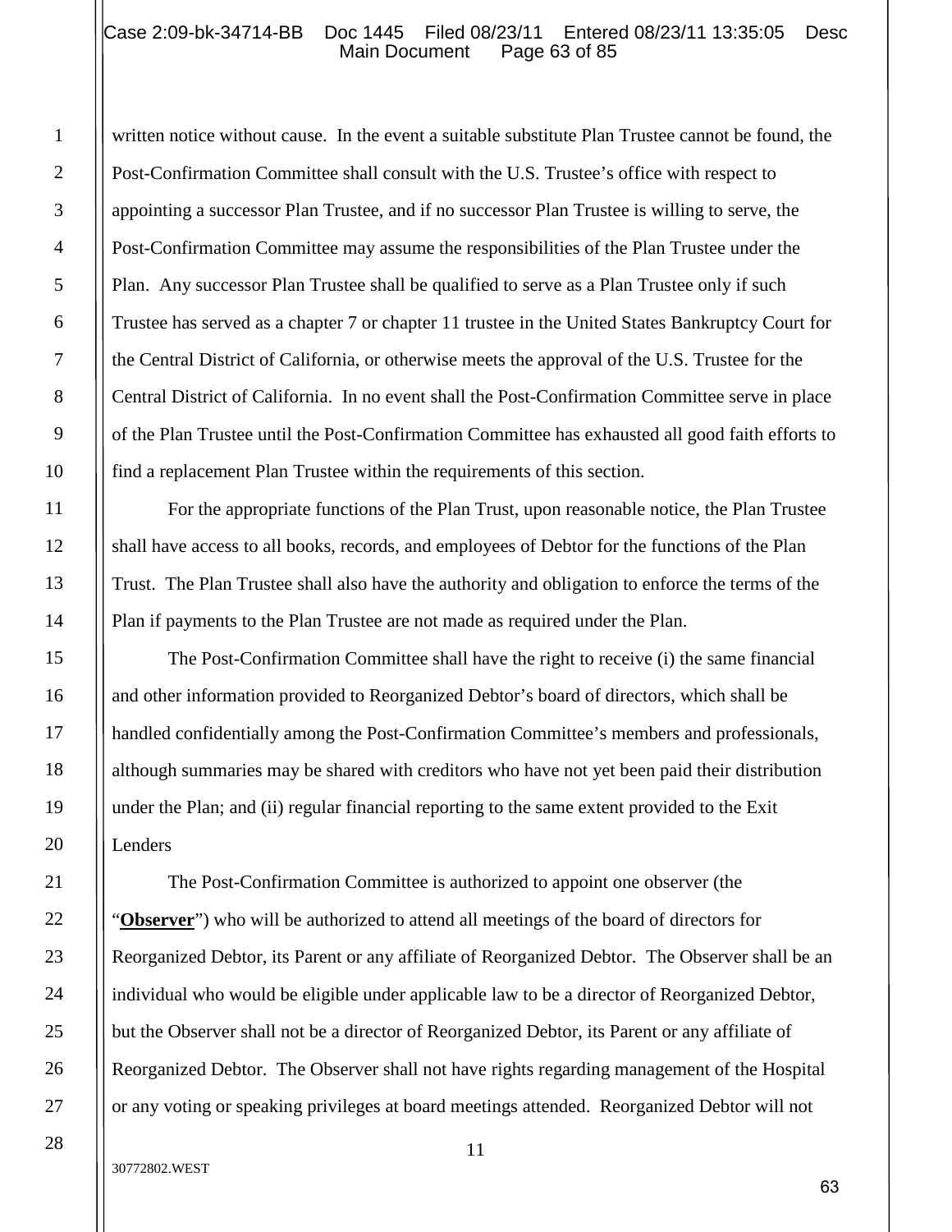written notice without cause. In the event a suitable substitute Plan Trustee cannot be found, the Post-Confirmation Committee shall consult with the U.S. Trustee's office with respect to appointing a successor Plan Trustee, and if no successor Plan Trustee is willing to serve, the Post-Confirmation Committee may assume the responsibilities of the Plan Trustee under the Plan. Any successor Plan Trustee shall be qualified to serve as a Plan Trustee only if such Trustee has served as a chapter 7 or chapter 11 trustee in the United States Bankruptcy Court for the Central District of California, or otherwise meets the approval of the U.S. Trustee for the Central District of California. In no event shall the Post-Confirmation Committee serve in place of the Plan Trustee until the Post-Confirmation Committee has exhausted all good faith efforts to find a replacement Plan Trustee within the requirements of this section.

For the appropriate functions of the Plan Trust, upon reasonable notice, the Plan Trustee shall have access to all books, records, and employees of Debtor for the functions of the Plan Trust. The Plan Trustee shall also have the authority and obligation to enforce the terms of the Plan if payments to the Plan Trustee are not made as required under the Plan.

The Post-Confirmation Committee shall have the right to receive (i) the same financial and other information provided to Reorganized Debtor's board of directors, which shall be handled confidentially among the Post-Confirmation Committee's members and professionals, although summaries may be shared with creditors who have not yet been paid their distribution under the Plan; and (ii) regular financial reporting to the same extent provided to the Exit Lenders

The Post-Confirmation Committee is authorized to appoint one observer (the "**Observer**") who will be authorized to attend all meetings of the board of directors for Reorganized Debtor, its Parent or any affiliate of Reorganized Debtor. The Observer shall be an individual who would be eligible under applicable law to be a director of Reorganized Debtor, but the Observer shall not be a director of Reorganized Debtor, its Parent or any affiliate of Reorganized Debtor. The Observer shall not have rights regarding management of the Hospital or any voting or speaking privileges at board meetings attended. Reorganized Debtor will not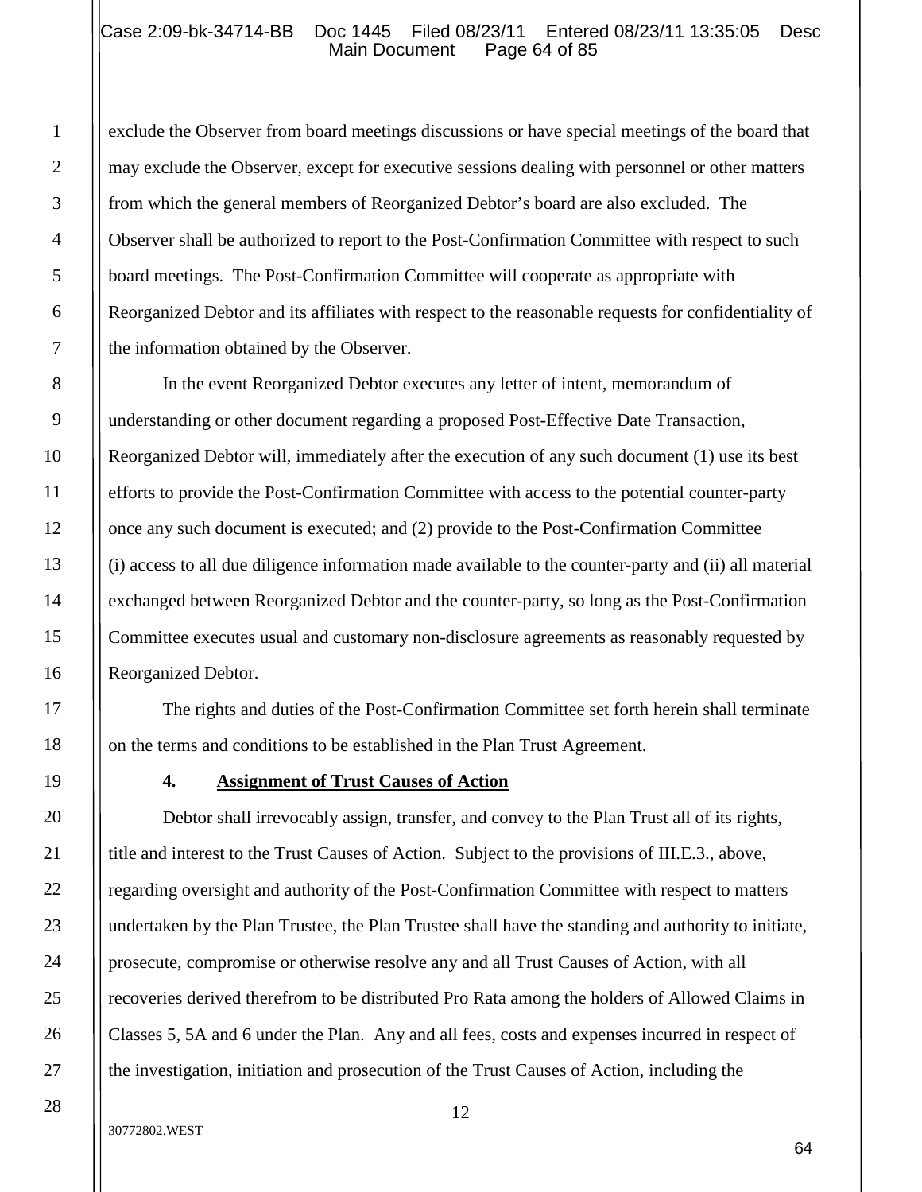exclude the Observer from board meetings discussions or have special meetings of the board that may exclude the Observer, except for executive sessions dealing with personnel or other matters from which the general members of Reorganized Debtor's board are also excluded. The Observer shall be authorized to report to the Post-Confirmation Committee with respect to such board meetings. The Post-Confirmation Committee will cooperate as appropriate with Reorganized Debtor and its affiliates with respect to the reasonable requests for confidentiality of the information obtained by the Observer.

In the event Reorganized Debtor executes any letter of intent, memorandum of understanding or other document regarding a proposed Post-Effective Date Transaction, Reorganized Debtor will, immediately after the execution of any such document (1) use its best efforts to provide the Post-Confirmation Committee with access to the potential counter-party once any such document is executed; and (2) provide to the Post-Confirmation Committee (i) access to all due diligence information made available to the counter-party and (ii) all material exchanged between Reorganized Debtor and the counter-party, so long as the Post-Confirmation Committee executes usual and customary non-disclosure agreements as reasonably requested by Reorganized Debtor.

The rights and duties of the Post-Confirmation Committee set forth herein shall terminate on the terms and conditions to be established in the Plan Trust Agreement.

**4. Assignment of Trust Causes of Action**

Debtor shall irrevocably assign, transfer, and convey to the Plan Trust all of its rights, title and interest to the Trust Causes of Action. Subject to the provisions of III.E.3., above, regarding oversight and authority of the Post-Confirmation Committee with respect to matters undertaken by the Plan Trustee, the Plan Trustee shall have the standing and authority to initiate, prosecute, compromise or otherwise resolve any and all Trust Causes of Action, with all recoveries derived therefrom to be distributed Pro Rata among the holders of Allowed Claims in Classes 5, 5A and 6 under the Plan. Any and all fees, costs and expenses incurred in respect of the investigation, initiation and prosecution of the Trust Causes of Action, including the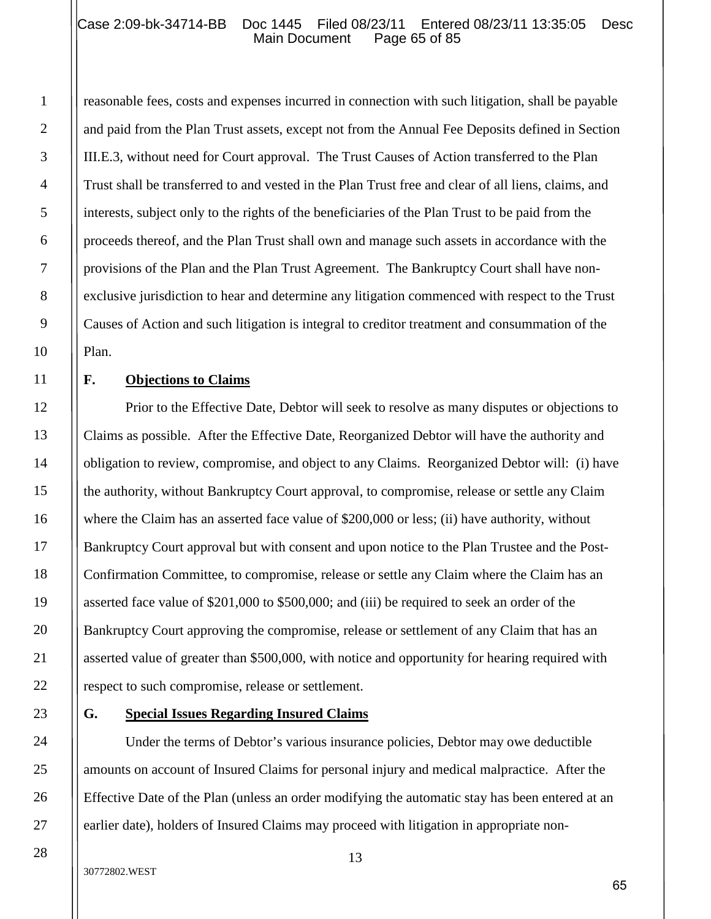reasonable fees, costs and expenses incurred in connection with such litigation, shall be payable and paid from the Plan Trust assets, except not from the Annual Fee Deposits defined in Section III.E.3, without need for Court approval. The Trust Causes of Action transferred to the Plan Trust shall be transferred to and vested in the Plan Trust free and clear of all liens, claims, and interests, subject only to the rights of the beneficiaries of the Plan Trust to be paid from the proceeds thereof, and the Plan Trust shall own and manage such assets in accordance with the provisions of the Plan and the Plan Trust Agreement. The Bankruptcy Court shall have non-exclusive jurisdiction to hear and determine any litigation commenced with respect to the Trust Causes of Action and such litigation is integral to creditor treatment and consummation of the Plan.

## F. Objections to Claims

Prior to the Effective Date, Debtor will seek to resolve as many disputes or objections to Claims as possible. After the Effective Date, Reorganized Debtor will have the authority and obligation to review, compromise, and object to any Claims. Reorganized Debtor will: (i) have the authority, without Bankruptcy Court approval, to compromise, release or settle any Claim where the Claim has an asserted face value of $200,000 or less; (ii) have authority, without Bankruptcy Court approval but with consent and upon notice to the Plan Trustee and the Post-Confirmation Committee, to compromise, release or settle any Claim where the Claim has an asserted face value of $201,000 to $500,000; and (iii) be required to seek an order of the Bankruptcy Court approving the compromise, release or settlement of any Claim that has an asserted value of greater than $500,000, with notice and opportunity for hearing required with respect to such compromise, release or settlement.

## G. Special Issues Regarding Insured Claims

Under the terms of Debtor's various insurance policies, Debtor may owe deductible amounts on account of Insured Claims for personal injury and medical malpractice. After the Effective Date of the Plan (unless an order modifying the automatic stay has been entered at an earlier date), holders of Insured Claims may proceed with litigation in appropriate non-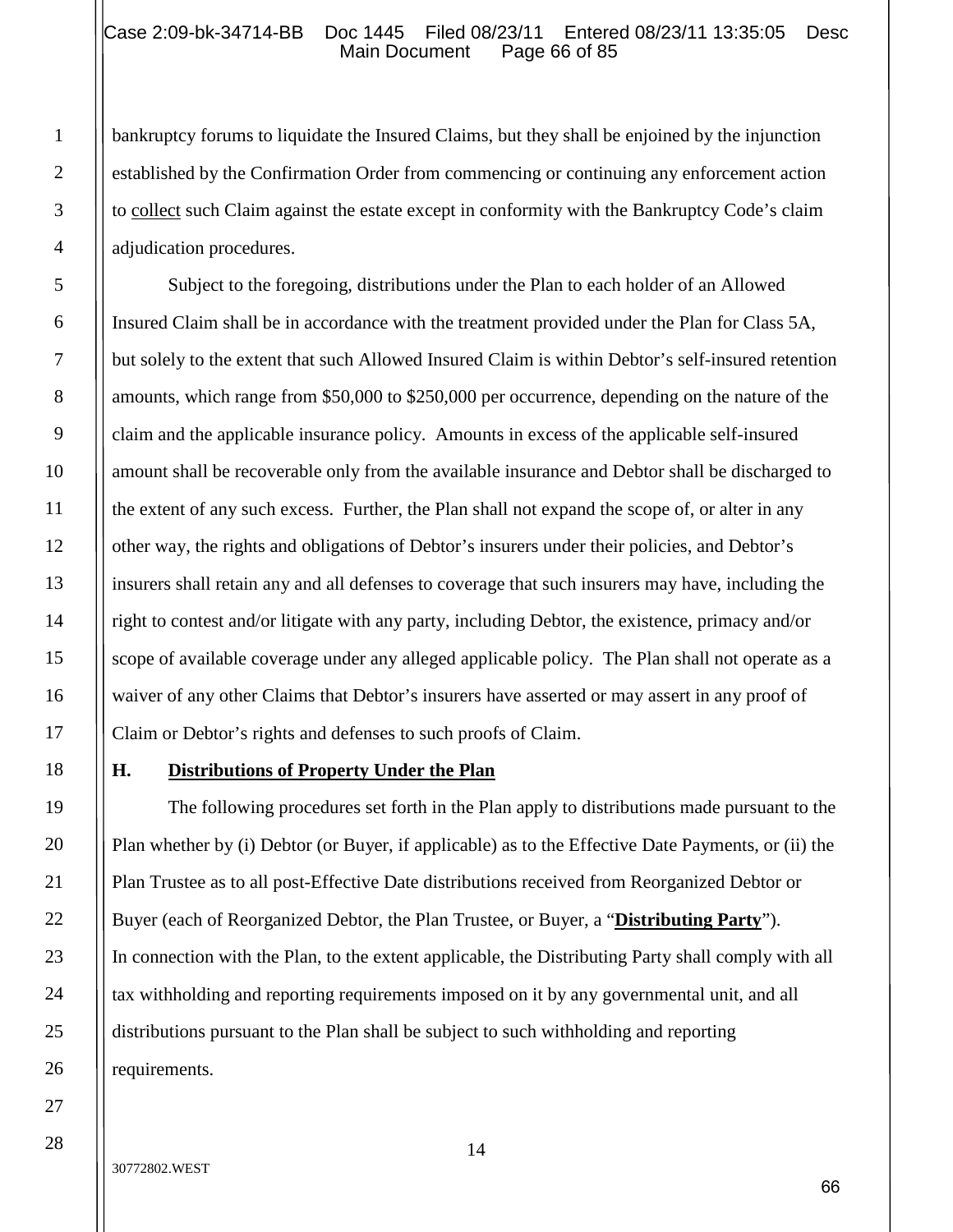bankruptcy forums to liquidate the Insured Claims, but they shall be enjoined by the injunction established by the Confirmation Order from commencing or continuing any enforcement action to collect such Claim against the estate except in conformity with the Bankruptcy Code's claim adjudication procedures.

Subject to the foregoing, distributions under the Plan to each holder of an Allowed Insured Claim shall be in accordance with the treatment provided under the Plan for Class 5A, but solely to the extent that such Allowed Insured Claim is within Debtor's self-insured retention amounts, which range from $50,000 to $250,000 per occurrence, depending on the nature of the claim and the applicable insurance policy. Amounts in excess of the applicable self-insured amount shall be recoverable only from the available insurance and Debtor shall be discharged to the extent of any such excess. Further, the Plan shall not expand the scope of, or alter in any other way, the rights and obligations of Debtor's insurers under their policies, and Debtor's insurers shall retain any and all defenses to coverage that such insurers may have, including the right to contest and/or litigate with any party, including Debtor, the existence, primacy and/or scope of available coverage under any alleged applicable policy. The Plan shall not operate as a waiver of any other Claims that Debtor's insurers have asserted or may assert in any proof of Claim or Debtor's rights and defenses to such proofs of Claim.

### H. Distributions of Property Under the Plan

The following procedures set forth in the Plan apply to distributions made pursuant to the Plan whether by (i) Debtor (or Buyer, if applicable) as to the Effective Date Payments, or (ii) the Plan Trustee as to all post-Effective Date distributions received from Reorganized Debtor or Buyer (each of Reorganized Debtor, the Plan Trustee, or Buyer, a "**Distributing Party**"). In connection with the Plan, to the extent applicable, the Distributing Party shall comply with all tax withholding and reporting requirements imposed on it by any governmental unit, and all distributions pursuant to the Plan shall be subject to such withholding and reporting requirements.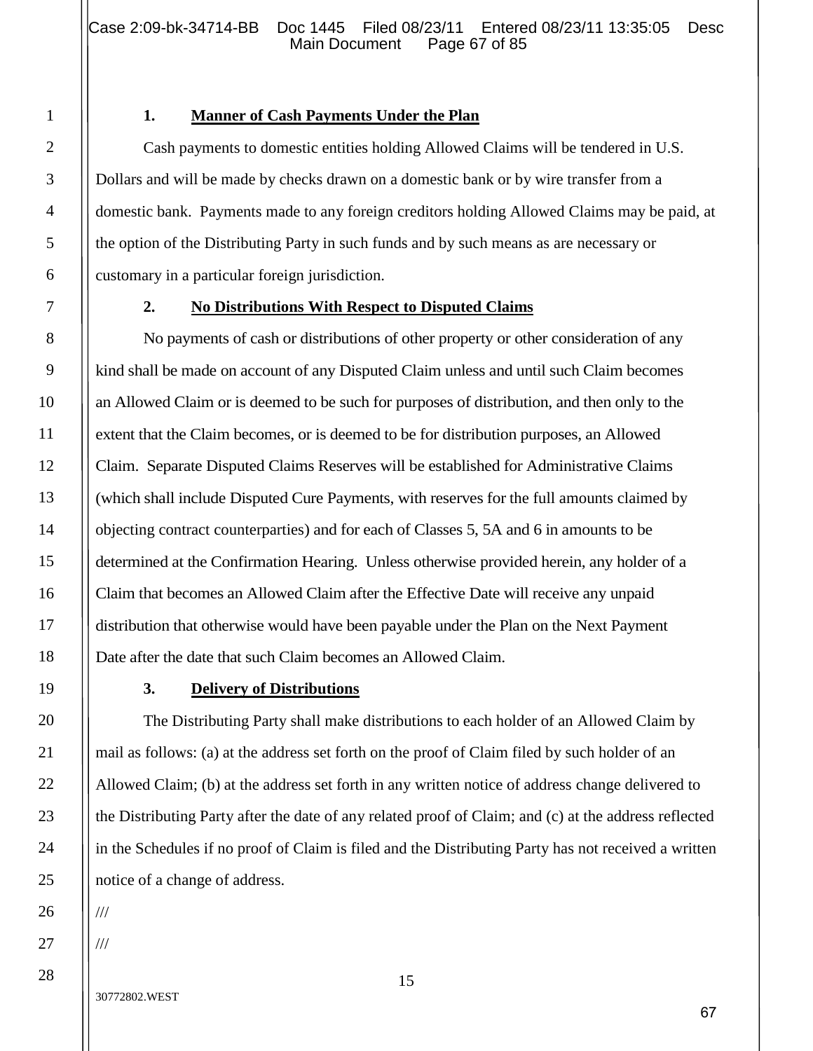**1. Manner of Cash Payments Under the Plan**

Cash payments to domestic entities holding Allowed Claims will be tendered in U.S. Dollars and will be made by checks drawn on a domestic bank or by wire transfer from a domestic bank. Payments made to any foreign creditors holding Allowed Claims may be paid, at the option of the Distributing Party in such funds and by such means as are necessary or customary in a particular foreign jurisdiction.

**2. No Distributions With Respect to Disputed Claims**

No payments of cash or distributions of other property or other consideration of any kind shall be made on account of any Disputed Claim unless and until such Claim becomes an Allowed Claim or is deemed to be such for purposes of distribution, and then only to the extent that the Claim becomes, or is deemed to be for distribution purposes, an Allowed Claim. Separate Disputed Claims Reserves will be established for Administrative Claims (which shall include Disputed Cure Payments, with reserves for the full amounts claimed by objecting contract counterparties) and for each of Classes 5, 5A and 6 in amounts to be determined at the Confirmation Hearing. Unless otherwise provided herein, any holder of a Claim that becomes an Allowed Claim after the Effective Date will receive any unpaid distribution that otherwise would have been payable under the Plan on the Next Payment Date after the date that such Claim becomes an Allowed Claim.

**3. Delivery of Distributions**

The Distributing Party shall make distributions to each holder of an Allowed Claim by mail as follows: (a) at the address set forth on the proof of Claim filed by such holder of an Allowed Claim; (b) at the address set forth in any written notice of address change delivered to the Distributing Party after the date of any related proof of Claim; and (c) at the address reflected in the Schedules if no proof of Claim is filed and the Distributing Party has not received a written notice of a change of address.

///

///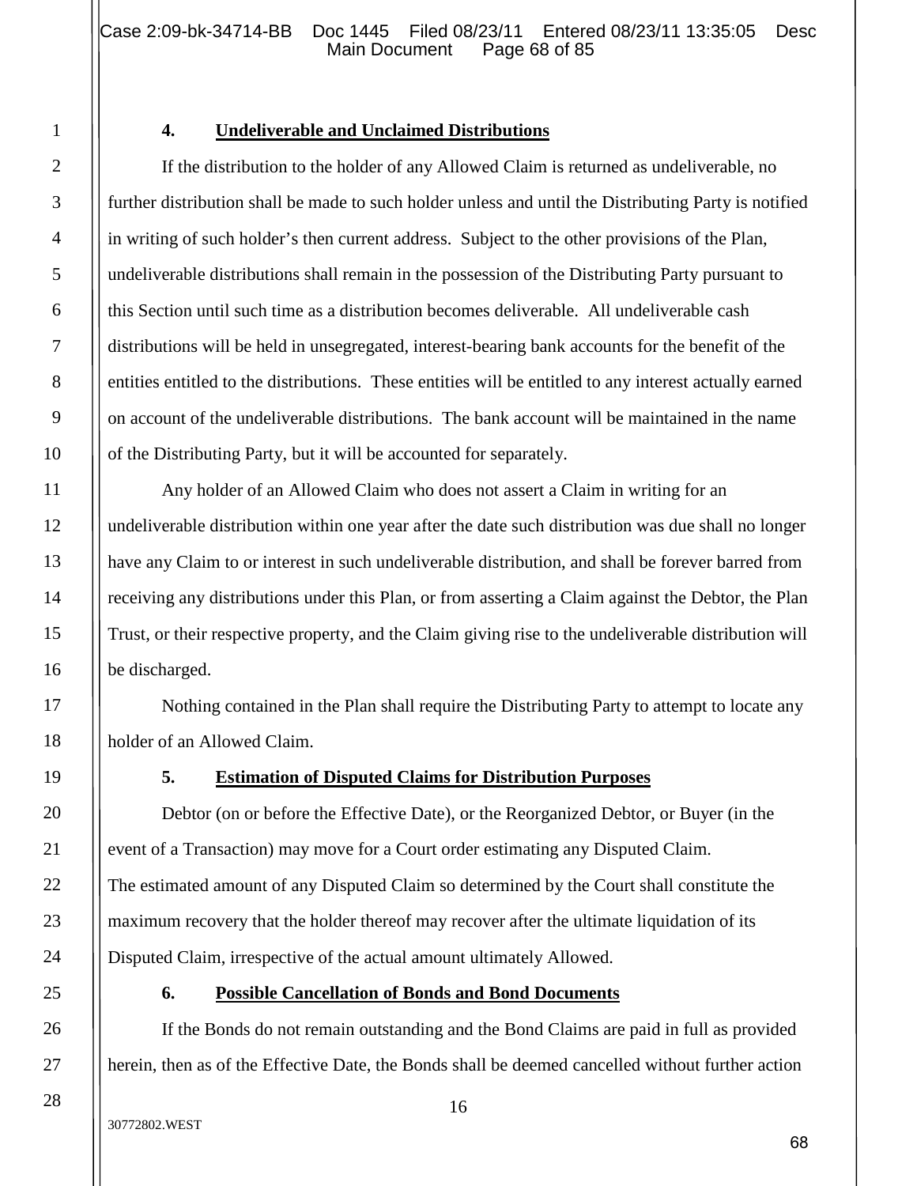**4. Undeliverable and Unclaimed Distributions**

If the distribution to the holder of any Allowed Claim is returned as undeliverable, no further distribution shall be made to such holder unless and until the Distributing Party is notified in writing of such holder's then current address. Subject to the other provisions of the Plan, undeliverable distributions shall remain in the possession of the Distributing Party pursuant to this Section until such time as a distribution becomes deliverable. All undeliverable cash distributions will be held in unsegregated, interest-bearing bank accounts for the benefit of the entities entitled to the distributions. These entities will be entitled to any interest actually earned on account of the undeliverable distributions. The bank account will be maintained in the name of the Distributing Party, but it will be accounted for separately.

Any holder of an Allowed Claim who does not assert a Claim in writing for an undeliverable distribution within one year after the date such distribution was due shall no longer have any Claim to or interest in such undeliverable distribution, and shall be forever barred from receiving any distributions under this Plan, or from asserting a Claim against the Debtor, the Plan Trust, or their respective property, and the Claim giving rise to the undeliverable distribution will be discharged.

Nothing contained in the Plan shall require the Distributing Party to attempt to locate any holder of an Allowed Claim.

**5. Estimation of Disputed Claims for Distribution Purposes**

Debtor (on or before the Effective Date), or the Reorganized Debtor, or Buyer (in the event of a Transaction) may move for a Court order estimating any Disputed Claim. The estimated amount of any Disputed Claim so determined by the Court shall constitute the maximum recovery that the holder thereof may recover after the ultimate liquidation of its Disputed Claim, irrespective of the actual amount ultimately Allowed.

**6. Possible Cancellation of Bonds and Bond Documents**

If the Bonds do not remain outstanding and the Bond Claims are paid in full as provided herein, then as of the Effective Date, the Bonds shall be deemed cancelled without further action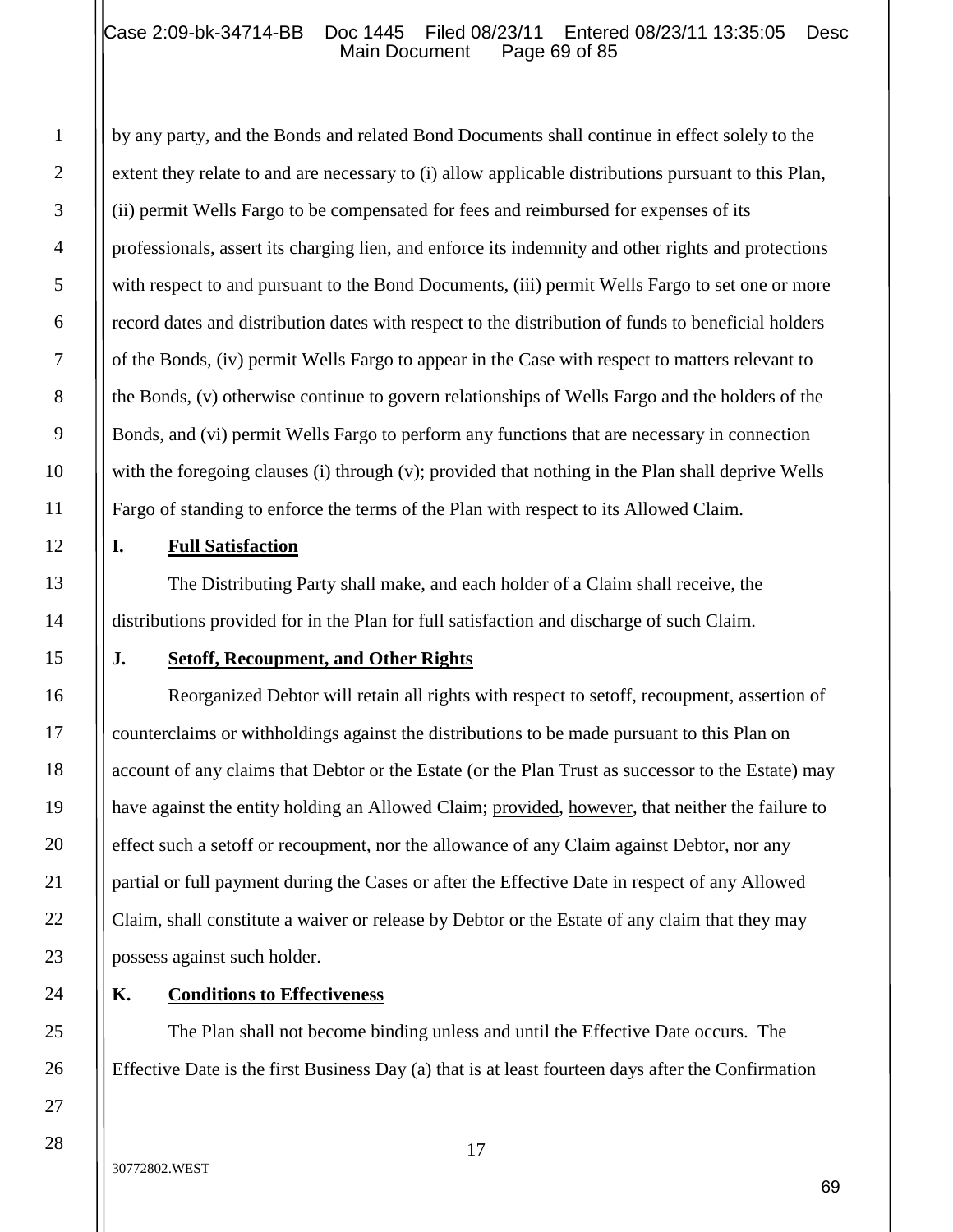by any party, and the Bonds and related Bond Documents shall continue in effect solely to the extent they relate to and are necessary to (i) allow applicable distributions pursuant to this Plan, (ii) permit Wells Fargo to be compensated for fees and reimbursed for expenses of its professionals, assert its charging lien, and enforce its indemnity and other rights and protections with respect to and pursuant to the Bond Documents, (iii) permit Wells Fargo to set one or more record dates and distribution dates with respect to the distribution of funds to beneficial holders of the Bonds, (iv) permit Wells Fargo to appear in the Case with respect to matters relevant to the Bonds, (v) otherwise continue to govern relationships of Wells Fargo and the holders of the Bonds, and (vi) permit Wells Fargo to perform any functions that are necessary in connection with the foregoing clauses (i) through (v); provided that nothing in the Plan shall deprive Wells Fargo of standing to enforce the terms of the Plan with respect to its Allowed Claim.

**I. Full Satisfaction**

The Distributing Party shall make, and each holder of a Claim shall receive, the distributions provided for in the Plan for full satisfaction and discharge of such Claim.

**J. Setoff, Recoupment, and Other Rights**

Reorganized Debtor will retain all rights with respect to setoff, recoupment, assertion of counterclaims or withholdings against the distributions to be made pursuant to this Plan on account of any claims that Debtor or the Estate (or the Plan Trust as successor to the Estate) may have against the entity holding an Allowed Claim; provided, however, that neither the failure to effect such a setoff or recoupment, nor the allowance of any Claim against Debtor, nor any partial or full payment during the Cases or after the Effective Date in respect of any Allowed Claim, shall constitute a waiver or release by Debtor or the Estate of any claim that they may possess against such holder.

**K. Conditions to Effectiveness**

The Plan shall not become binding unless and until the Effective Date occurs. The Effective Date is the first Business Day (a) that is at least fourteen days after the Confirmation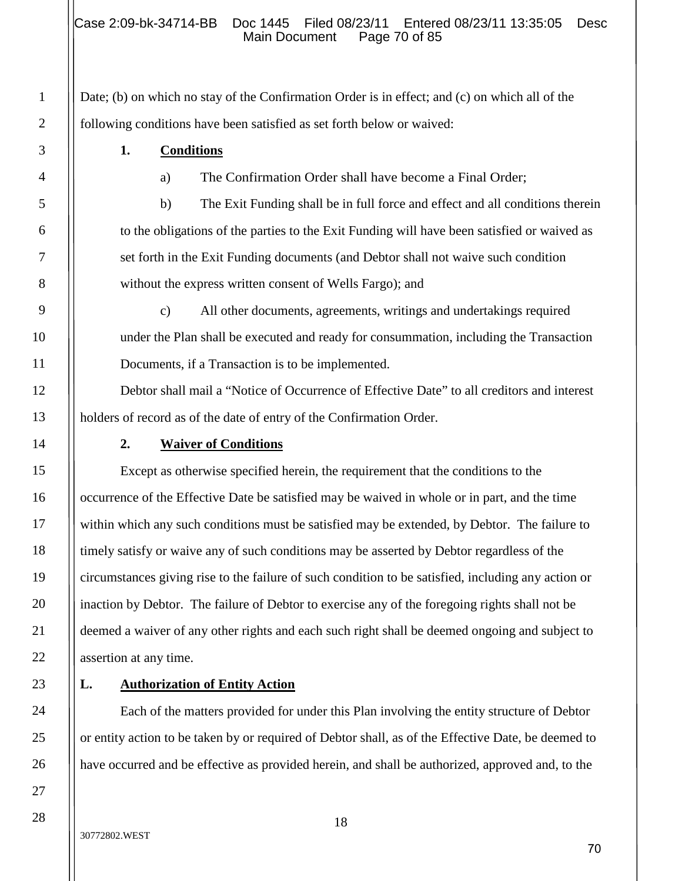Date; (b) on which no stay of the Confirmation Order is in effect; and (c) on which all of the following conditions have been satisfied as set forth below or waived:

**1. Conditions**

a) The Confirmation Order shall have become a Final Order;

b) The Exit Funding shall be in full force and effect and all conditions therein to the obligations of the parties to the Exit Funding will have been satisfied or waived as set forth in the Exit Funding documents (and Debtor shall not waive such condition without the express written consent of Wells Fargo); and

c) All other documents, agreements, writings and undertakings required under the Plan shall be executed and ready for consummation, including the Transaction Documents, if a Transaction is to be implemented.

Debtor shall mail a "Notice of Occurrence of Effective Date" to all creditors and interest holders of record as of the date of entry of the Confirmation Order.

**2. Waiver of Conditions**

Except as otherwise specified herein, the requirement that the conditions to the occurrence of the Effective Date be satisfied may be waived in whole or in part, and the time within which any such conditions must be satisfied may be extended, by Debtor. The failure to timely satisfy or waive any of such conditions may be asserted by Debtor regardless of the circumstances giving rise to the failure of such condition to be satisfied, including any action or inaction by Debtor. The failure of Debtor to exercise any of the foregoing rights shall not be deemed a waiver of any other rights and each such right shall be deemed ongoing and subject to assertion at any time.

**L. Authorization of Entity Action**

Each of the matters provided for under this Plan involving the entity structure of Debtor or entity action to be taken by or required of Debtor shall, as of the Effective Date, be deemed to have occurred and be effective as provided herein, and shall be authorized, approved and, to the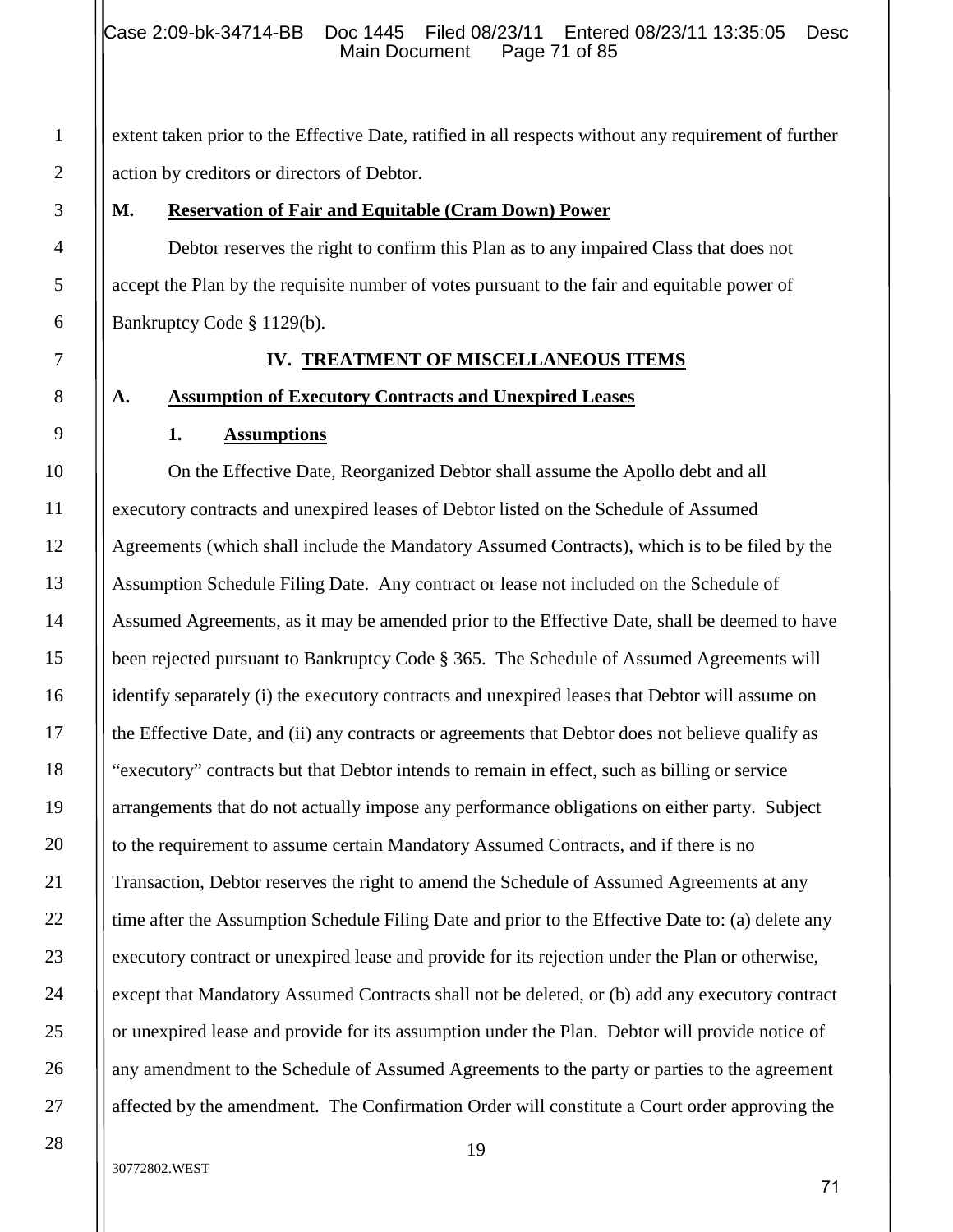extent taken prior to the Effective Date, ratified in all respects without any requirement of further action by creditors or directors of Debtor.

**M. Reservation of Fair and Equitable (Cram Down) Power**

Debtor reserves the right to confirm this Plan as to any impaired Class that does not accept the Plan by the requisite number of votes pursuant to the fair and equitable power of Bankruptcy Code § 1129(b).

## IV. TREATMENT OF MISCELLANEOUS ITEMS

**A. Assumption of Executory Contracts and Unexpired Leases**

**1. Assumptions**

On the Effective Date, Reorganized Debtor shall assume the Apollo debt and all executory contracts and unexpired leases of Debtor listed on the Schedule of Assumed Agreements (which shall include the Mandatory Assumed Contracts), which is to be filed by the Assumption Schedule Filing Date. Any contract or lease not included on the Schedule of Assumed Agreements, as it may be amended prior to the Effective Date, shall be deemed to have been rejected pursuant to Bankruptcy Code § 365. The Schedule of Assumed Agreements will identify separately (i) the executory contracts and unexpired leases that Debtor will assume on the Effective Date, and (ii) any contracts or agreements that Debtor does not believe qualify as "executory" contracts but that Debtor intends to remain in effect, such as billing or service arrangements that do not actually impose any performance obligations on either party. Subject to the requirement to assume certain Mandatory Assumed Contracts, and if there is no Transaction, Debtor reserves the right to amend the Schedule of Assumed Agreements at any time after the Assumption Schedule Filing Date and prior to the Effective Date to: (a) delete any executory contract or unexpired lease and provide for its rejection under the Plan or otherwise, except that Mandatory Assumed Contracts shall not be deleted, or (b) add any executory contract or unexpired lease and provide for its assumption under the Plan. Debtor will provide notice of any amendment to the Schedule of Assumed Agreements to the party or parties to the agreement affected by the amendment. The Confirmation Order will constitute a Court order approving the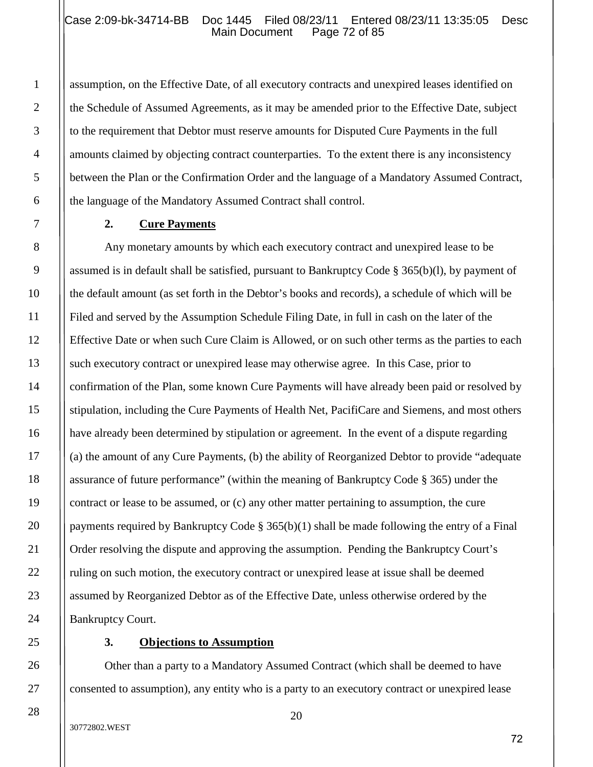assumption, on the Effective Date, of all executory contracts and unexpired leases identified on the Schedule of Assumed Agreements, as it may be amended prior to the Effective Date, subject to the requirement that Debtor must reserve amounts for Disputed Cure Payments in the full amounts claimed by objecting contract counterparties. To the extent there is any inconsistency between the Plan or the Confirmation Order and the language of a Mandatory Assumed Contract, the language of the Mandatory Assumed Contract shall control.

**2. Cure Payments**

Any monetary amounts by which each executory contract and unexpired lease to be assumed is in default shall be satisfied, pursuant to Bankruptcy Code § 365(b)(l), by payment of the default amount (as set forth in the Debtor's books and records), a schedule of which will be Filed and served by the Assumption Schedule Filing Date, in full in cash on the later of the Effective Date or when such Cure Claim is Allowed, or on such other terms as the parties to each such executory contract or unexpired lease may otherwise agree. In this Case, prior to confirmation of the Plan, some known Cure Payments will have already been paid or resolved by stipulation, including the Cure Payments of Health Net, PacifiCare and Siemens, and most others have already been determined by stipulation or agreement. In the event of a dispute regarding (a) the amount of any Cure Payments, (b) the ability of Reorganized Debtor to provide "adequate assurance of future performance" (within the meaning of Bankruptcy Code § 365) under the contract or lease to be assumed, or (c) any other matter pertaining to assumption, the cure payments required by Bankruptcy Code § 365(b)(1) shall be made following the entry of a Final Order resolving the dispute and approving the assumption. Pending the Bankruptcy Court's ruling on such motion, the executory contract or unexpired lease at issue shall be deemed assumed by Reorganized Debtor as of the Effective Date, unless otherwise ordered by the Bankruptcy Court.

**3. Objections to Assumption**

Other than a party to a Mandatory Assumed Contract (which shall be deemed to have consented to assumption), any entity who is a party to an executory contract or unexpired lease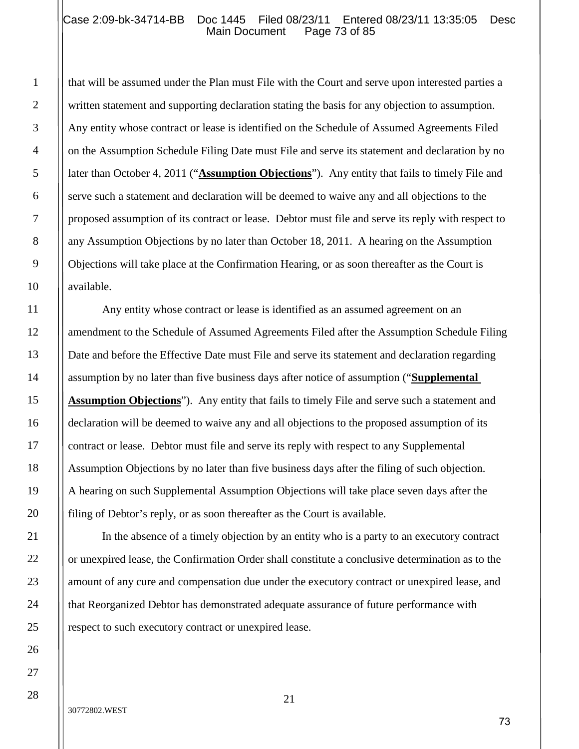that will be assumed under the Plan must File with the Court and serve upon interested parties a written statement and supporting declaration stating the basis for any objection to assumption. Any entity whose contract or lease is identified on the Schedule of Assumed Agreements Filed on the Assumption Schedule Filing Date must File and serve its statement and declaration by no later than October 4, 2011 ("**Assumption Objections**"). Any entity that fails to timely File and serve such a statement and declaration will be deemed to waive any and all objections to the proposed assumption of its contract or lease. Debtor must file and serve its reply with respect to any Assumption Objections by no later than October 18, 2011. A hearing on the Assumption Objections will take place at the Confirmation Hearing, or as soon thereafter as the Court is available.

Any entity whose contract or lease is identified as an assumed agreement on an amendment to the Schedule of Assumed Agreements Filed after the Assumption Schedule Filing Date and before the Effective Date must File and serve its statement and declaration regarding assumption by no later than five business days after notice of assumption ("**Supplemental Assumption Objections**"). Any entity that fails to timely File and serve such a statement and declaration will be deemed to waive any and all objections to the proposed assumption of its contract or lease. Debtor must file and serve its reply with respect to any Supplemental Assumption Objections by no later than five business days after the filing of such objection. A hearing on such Supplemental Assumption Objections will take place seven days after the filing of Debtor's reply, or as soon thereafter as the Court is available.

In the absence of a timely objection by an entity who is a party to an executory contract or unexpired lease, the Confirmation Order shall constitute a conclusive determination as to the amount of any cure and compensation due under the executory contract or unexpired lease, and that Reorganized Debtor has demonstrated adequate assurance of future performance with respect to such executory contract or unexpired lease.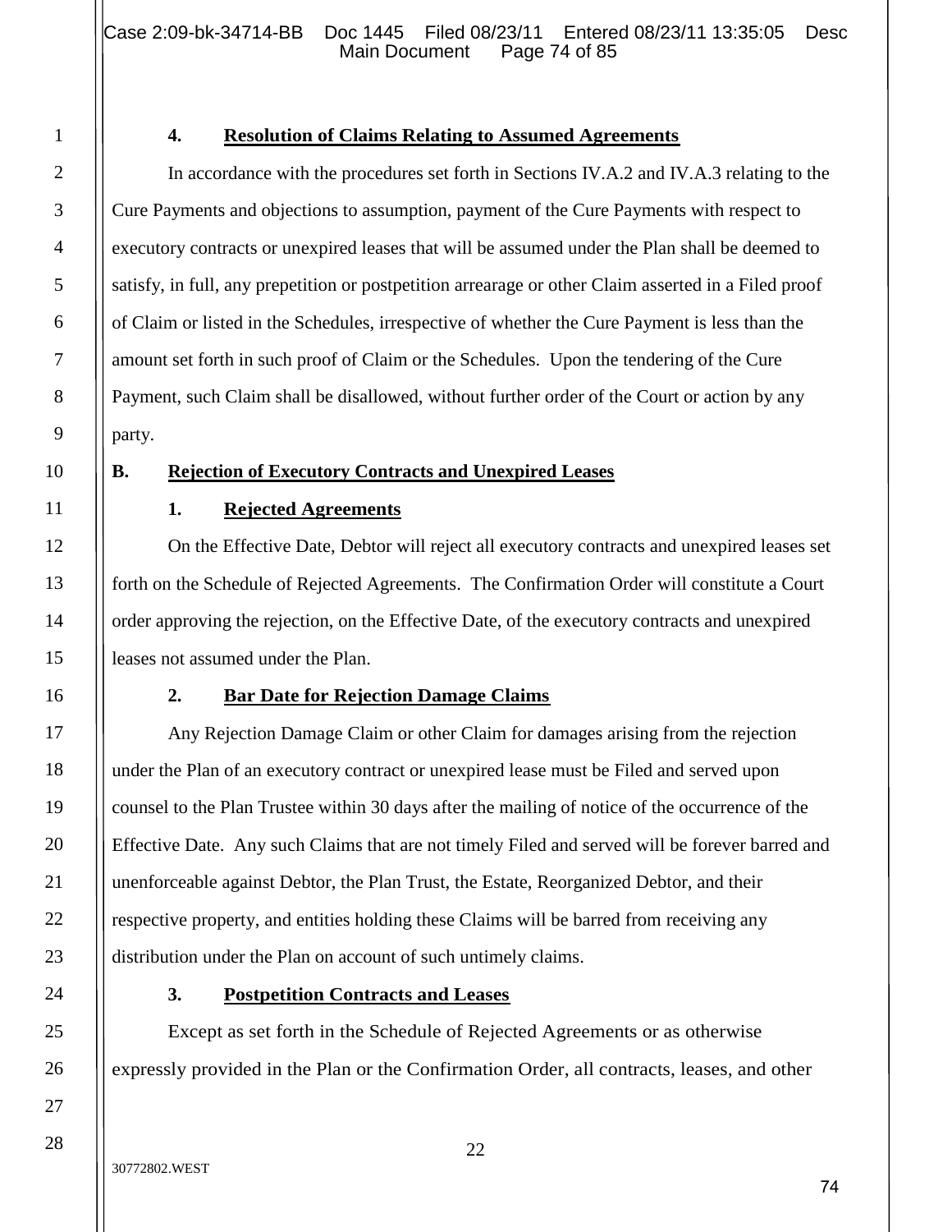#### 4. Resolution of Claims Relating to Assumed Agreements

In accordance with the procedures set forth in Sections IV.A.2 and IV.A.3 relating to the Cure Payments and objections to assumption, payment of the Cure Payments with respect to executory contracts or unexpired leases that will be assumed under the Plan shall be deemed to satisfy, in full, any prepetition or postpetition arrearage or other Claim asserted in a Filed proof of Claim or listed in the Schedules, irrespective of whether the Cure Payment is less than the amount set forth in such proof of Claim or the Schedules. Upon the tendering of the Cure Payment, such Claim shall be disallowed, without further order of the Court or action by any party.

### B. Rejection of Executory Contracts and Unexpired Leases

#### 1. Rejected Agreements

On the Effective Date, Debtor will reject all executory contracts and unexpired leases set forth on the Schedule of Rejected Agreements. The Confirmation Order will constitute a Court order approving the rejection, on the Effective Date, of the executory contracts and unexpired leases not assumed under the Plan.

#### 2. Bar Date for Rejection Damage Claims

Any Rejection Damage Claim or other Claim for damages arising from the rejection under the Plan of an executory contract or unexpired lease must be Filed and served upon counsel to the Plan Trustee within 30 days after the mailing of notice of the occurrence of the Effective Date. Any such Claims that are not timely Filed and served will be forever barred and unenforceable against Debtor, the Plan Trust, the Estate, Reorganized Debtor, and their respective property, and entities holding these Claims will be barred from receiving any distribution under the Plan on account of such untimely claims.

#### 3. Postpetition Contracts and Leases

Except as set forth in the Schedule of Rejected Agreements or as otherwise expressly provided in the Plan or the Confirmation Order, all contracts, leases, and other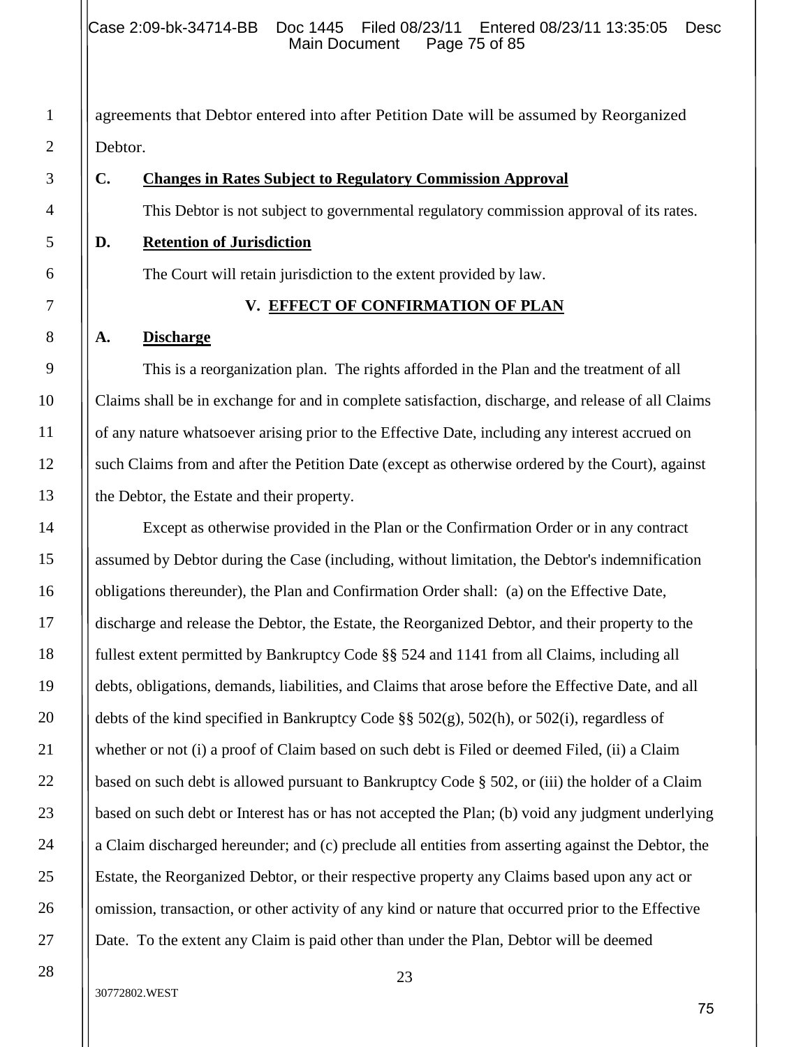agreements that Debtor entered into after Petition Date will be assumed by Reorganized Debtor.

**C. Changes in Rates Subject to Regulatory Commission Approval**

This Debtor is not subject to governmental regulatory commission approval of its rates.

**D. Retention of Jurisdiction**

The Court will retain jurisdiction to the extent provided by law.

## V. EFFECT OF CONFIRMATION OF PLAN

**A. Discharge**

This is a reorganization plan. The rights afforded in the Plan and the treatment of all Claims shall be in exchange for and in complete satisfaction, discharge, and release of all Claims of any nature whatsoever arising prior to the Effective Date, including any interest accrued on such Claims from and after the Petition Date (except as otherwise ordered by the Court), against the Debtor, the Estate and their property.

Except as otherwise provided in the Plan or the Confirmation Order or in any contract assumed by Debtor during the Case (including, without limitation, the Debtor's indemnification obligations thereunder), the Plan and Confirmation Order shall: (a) on the Effective Date, discharge and release the Debtor, the Estate, the Reorganized Debtor, and their property to the fullest extent permitted by Bankruptcy Code §§ 524 and 1141 from all Claims, including all debts, obligations, demands, liabilities, and Claims that arose before the Effective Date, and all debts of the kind specified in Bankruptcy Code §§ 502(g), 502(h), or 502(i), regardless of whether or not (i) a proof of Claim based on such debt is Filed or deemed Filed, (ii) a Claim based on such debt is allowed pursuant to Bankruptcy Code § 502, or (iii) the holder of a Claim based on such debt or Interest has or has not accepted the Plan; (b) void any judgment underlying a Claim discharged hereunder; and (c) preclude all entities from asserting against the Debtor, the Estate, the Reorganized Debtor, or their respective property any Claims based upon any act or omission, transaction, or other activity of any kind or nature that occurred prior to the Effective Date. To the extent any Claim is paid other than under the Plan, Debtor will be deemed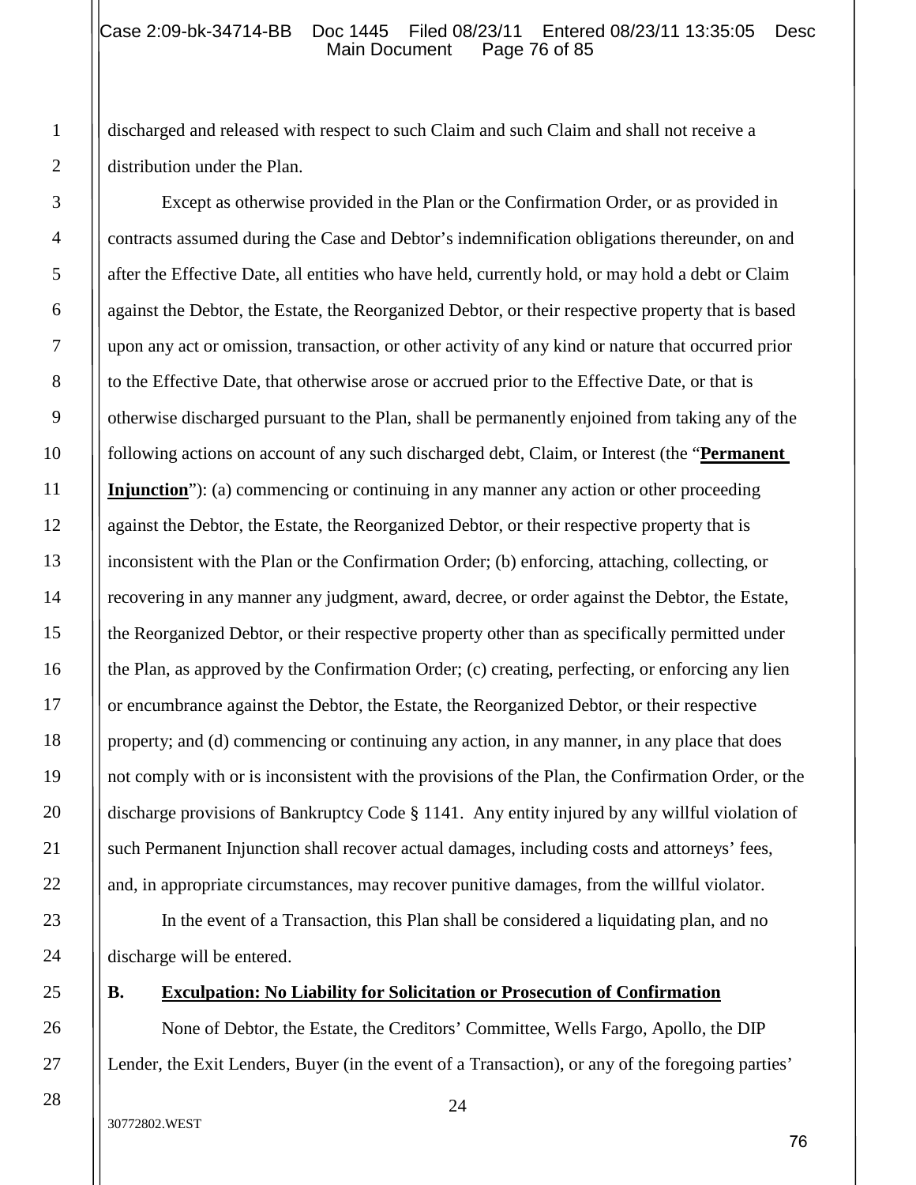discharged and released with respect to such Claim and such Claim and shall not receive a distribution under the Plan.

Except as otherwise provided in the Plan or the Confirmation Order, or as provided in contracts assumed during the Case and Debtor's indemnification obligations thereunder, on and after the Effective Date, all entities who have held, currently hold, or may hold a debt or Claim against the Debtor, the Estate, the Reorganized Debtor, or their respective property that is based upon any act or omission, transaction, or other activity of any kind or nature that occurred prior to the Effective Date, that otherwise arose or accrued prior to the Effective Date, or that is otherwise discharged pursuant to the Plan, shall be permanently enjoined from taking any of the following actions on account of any such discharged debt, Claim, or Interest (the "**Permanent Injunction**"): (a) commencing or continuing in any manner any action or other proceeding against the Debtor, the Estate, the Reorganized Debtor, or their respective property that is inconsistent with the Plan or the Confirmation Order; (b) enforcing, attaching, collecting, or recovering in any manner any judgment, award, decree, or order against the Debtor, the Estate, the Reorganized Debtor, or their respective property other than as specifically permitted under the Plan, as approved by the Confirmation Order; (c) creating, perfecting, or enforcing any lien or encumbrance against the Debtor, the Estate, the Reorganized Debtor, or their respective property; and (d) commencing or continuing any action, in any manner, in any place that does not comply with or is inconsistent with the provisions of the Plan, the Confirmation Order, or the discharge provisions of Bankruptcy Code § 1141. Any entity injured by any willful violation of such Permanent Injunction shall recover actual damages, including costs and attorneys' fees, and, in appropriate circumstances, may recover punitive damages, from the willful violator.

In the event of a Transaction, this Plan shall be considered a liquidating plan, and no discharge will be entered.

**B. Exculpation: No Liability for Solicitation or Prosecution of Confirmation**

None of Debtor, the Estate, the Creditors' Committee, Wells Fargo, Apollo, the DIP Lender, the Exit Lenders, Buyer (in the event of a Transaction), or any of the foregoing parties'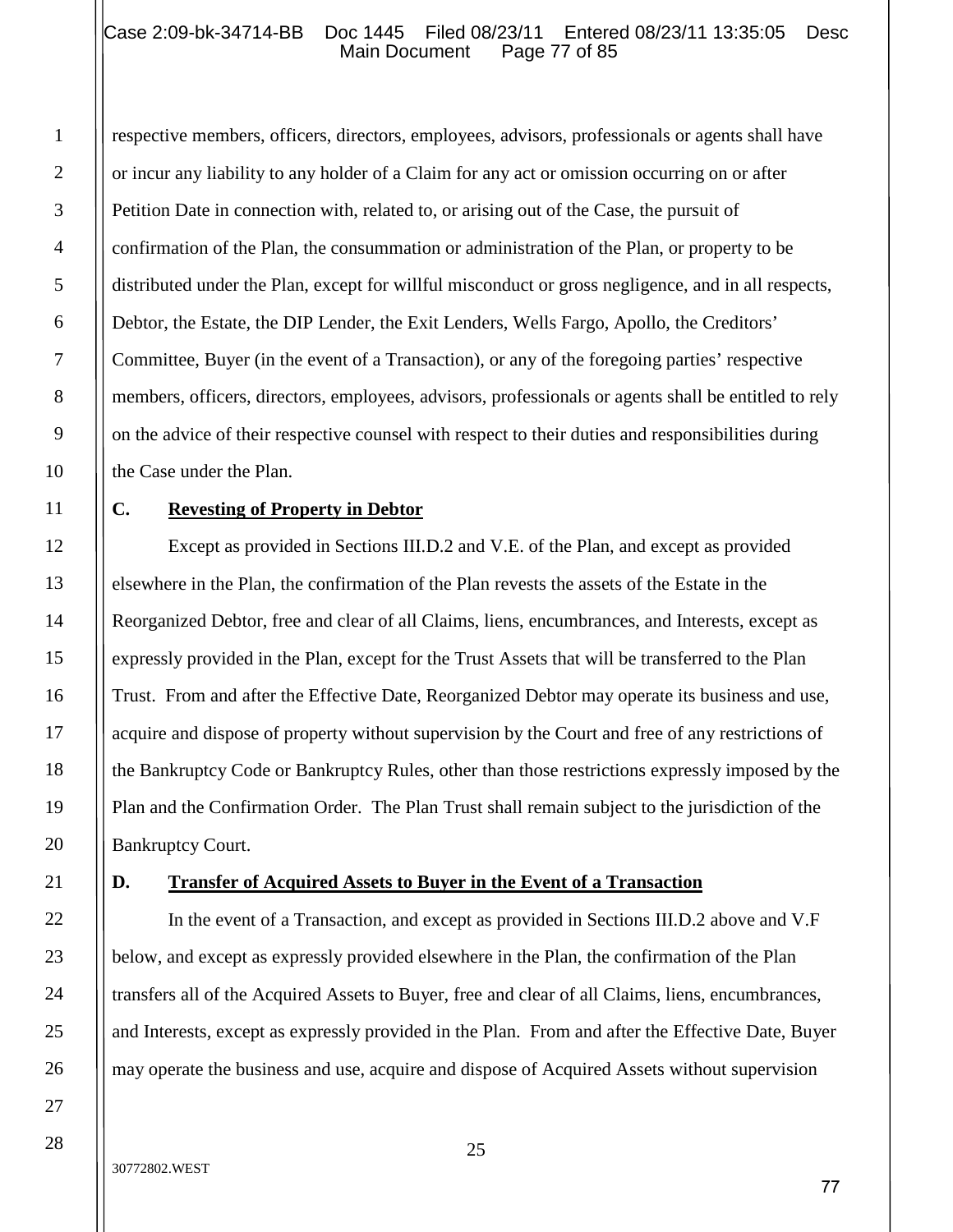respective members, officers, directors, employees, advisors, professionals or agents shall have or incur any liability to any holder of a Claim for any act or omission occurring on or after Petition Date in connection with, related to, or arising out of the Case, the pursuit of confirmation of the Plan, the consummation or administration of the Plan, or property to be distributed under the Plan, except for willful misconduct or gross negligence, and in all respects, Debtor, the Estate, the DIP Lender, the Exit Lenders, Wells Fargo, Apollo, the Creditors' Committee, Buyer (in the event of a Transaction), or any of the foregoing parties' respective members, officers, directors, employees, advisors, professionals or agents shall be entitled to rely on the advice of their respective counsel with respect to their duties and responsibilities during the Case under the Plan.

## C. Revesting of Property in Debtor

Except as provided in Sections III.D.2 and V.E. of the Plan, and except as provided elsewhere in the Plan, the confirmation of the Plan revests the assets of the Estate in the Reorganized Debtor, free and clear of all Claims, liens, encumbrances, and Interests, except as expressly provided in the Plan, except for the Trust Assets that will be transferred to the Plan Trust. From and after the Effective Date, Reorganized Debtor may operate its business and use, acquire and dispose of property without supervision by the Court and free of any restrictions of the Bankruptcy Code or Bankruptcy Rules, other than those restrictions expressly imposed by the Plan and the Confirmation Order. The Plan Trust shall remain subject to the jurisdiction of the Bankruptcy Court.

## D. Transfer of Acquired Assets to Buyer in the Event of a Transaction

In the event of a Transaction, and except as provided in Sections III.D.2 above and V.F below, and except as expressly provided elsewhere in the Plan, the confirmation of the Plan transfers all of the Acquired Assets to Buyer, free and clear of all Claims, liens, encumbrances, and Interests, except as expressly provided in the Plan. From and after the Effective Date, Buyer may operate the business and use, acquire and dispose of Acquired Assets without supervision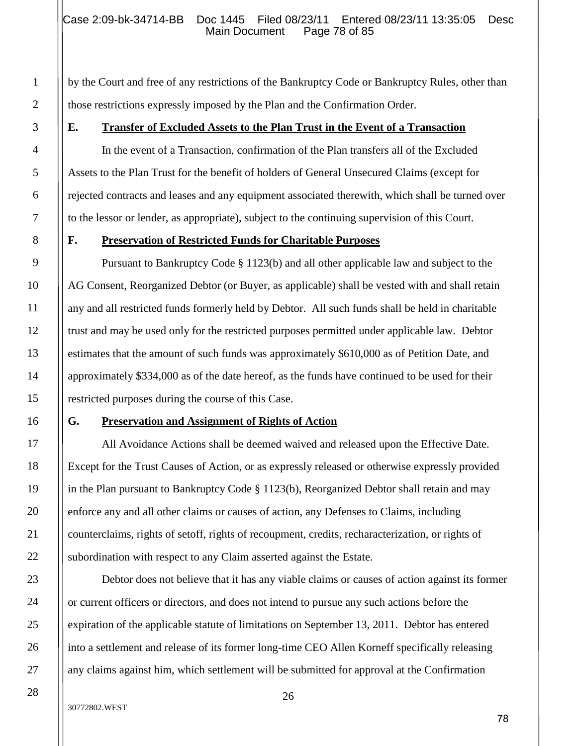by the Court and free of any restrictions of the Bankruptcy Code or Bankruptcy Rules, other than those restrictions expressly imposed by the Plan and the Confirmation Order.

### E. Transfer of Excluded Assets to the Plan Trust in the Event of a Transaction

In the event of a Transaction, confirmation of the Plan transfers all of the Excluded Assets to the Plan Trust for the benefit of holders of General Unsecured Claims (except for rejected contracts and leases and any equipment associated therewith, which shall be turned over to the lessor or lender, as appropriate), subject to the continuing supervision of this Court.

### F. Preservation of Restricted Funds for Charitable Purposes

Pursuant to Bankruptcy Code § 1123(b) and all other applicable law and subject to the AG Consent, Reorganized Debtor (or Buyer, as applicable) shall be vested with and shall retain any and all restricted funds formerly held by Debtor. All such funds shall be held in charitable trust and may be used only for the restricted purposes permitted under applicable law. Debtor estimates that the amount of such funds was approximately $610,000 as of Petition Date, and approximately $334,000 as of the date hereof, as the funds have continued to be used for their restricted purposes during the course of this Case.

### G. Preservation and Assignment of Rights of Action

All Avoidance Actions shall be deemed waived and released upon the Effective Date. Except for the Trust Causes of Action, or as expressly released or otherwise expressly provided in the Plan pursuant to Bankruptcy Code § 1123(b), Reorganized Debtor shall retain and may enforce any and all other claims or causes of action, any Defenses to Claims, including counterclaims, rights of setoff, rights of recoupment, credits, recharacterization, or rights of subordination with respect to any Claim asserted against the Estate.

Debtor does not believe that it has any viable claims or causes of action against its former or current officers or directors, and does not intend to pursue any such actions before the expiration of the applicable statute of limitations on September 13, 2011. Debtor has entered into a settlement and release of its former long-time CEO Allen Korneff specifically releasing any claims against him, which settlement will be submitted for approval at the Confirmation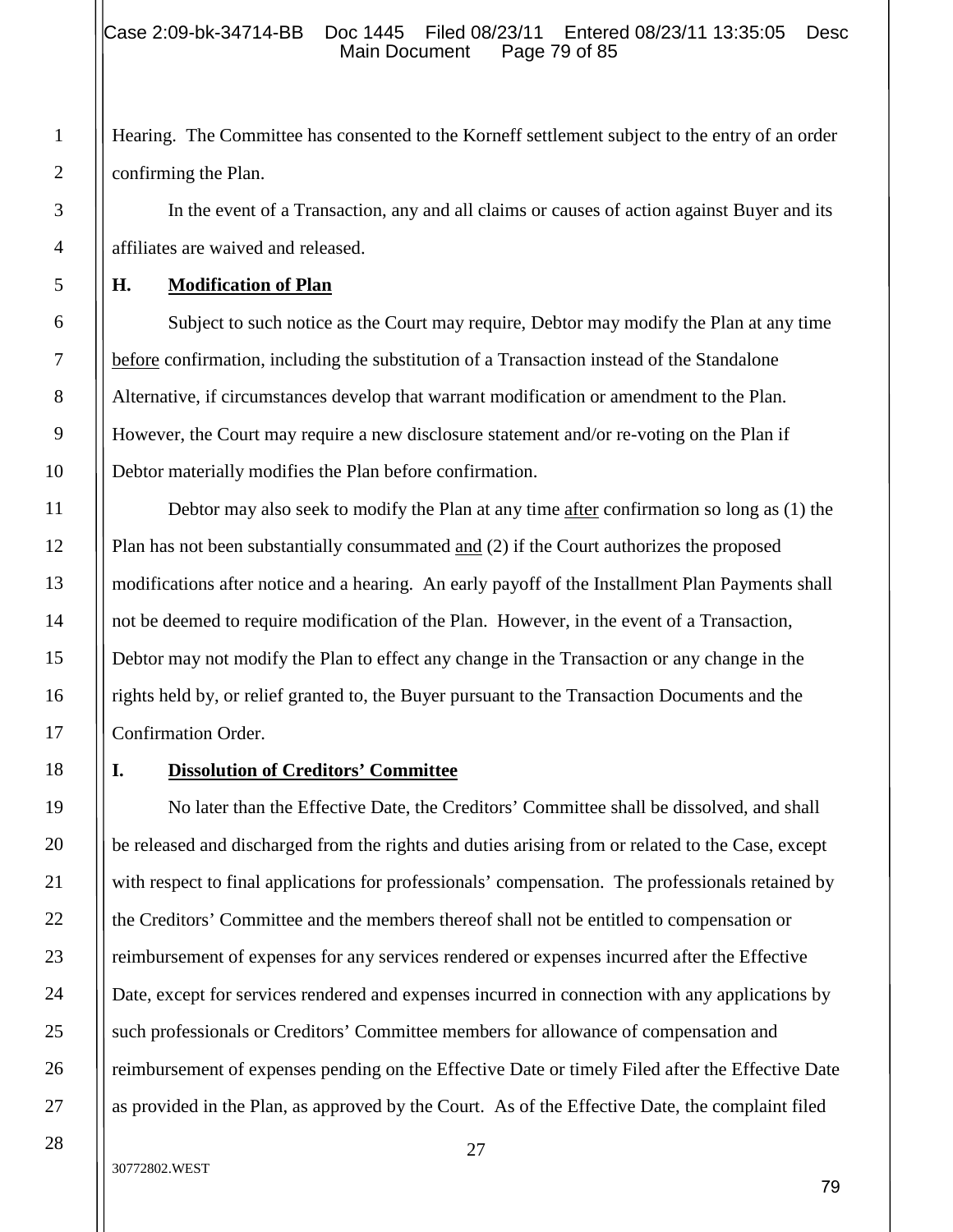Hearing. The Committee has consented to the Korneff settlement subject to the entry of an order confirming the Plan.

In the event of a Transaction, any and all claims or causes of action against Buyer and its affiliates are waived and released.

**H. Modification of Plan**

Subject to such notice as the Court may require, Debtor may modify the Plan at any time before confirmation, including the substitution of a Transaction instead of the Standalone Alternative, if circumstances develop that warrant modification or amendment to the Plan. However, the Court may require a new disclosure statement and/or re-voting on the Plan if Debtor materially modifies the Plan before confirmation.

Debtor may also seek to modify the Plan at any time after confirmation so long as (1) the Plan has not been substantially consummated and (2) if the Court authorizes the proposed modifications after notice and a hearing. An early payoff of the Installment Plan Payments shall not be deemed to require modification of the Plan. However, in the event of a Transaction, Debtor may not modify the Plan to effect any change in the Transaction or any change in the rights held by, or relief granted to, the Buyer pursuant to the Transaction Documents and the Confirmation Order.

**I. Dissolution of Creditors' Committee**

No later than the Effective Date, the Creditors' Committee shall be dissolved, and shall be released and discharged from the rights and duties arising from or related to the Case, except with respect to final applications for professionals' compensation. The professionals retained by the Creditors' Committee and the members thereof shall not be entitled to compensation or reimbursement of expenses for any services rendered or expenses incurred after the Effective Date, except for services rendered and expenses incurred in connection with any applications by such professionals or Creditors' Committee members for allowance of compensation and reimbursement of expenses pending on the Effective Date or timely Filed after the Effective Date as provided in the Plan, as approved by the Court. As of the Effective Date, the complaint filed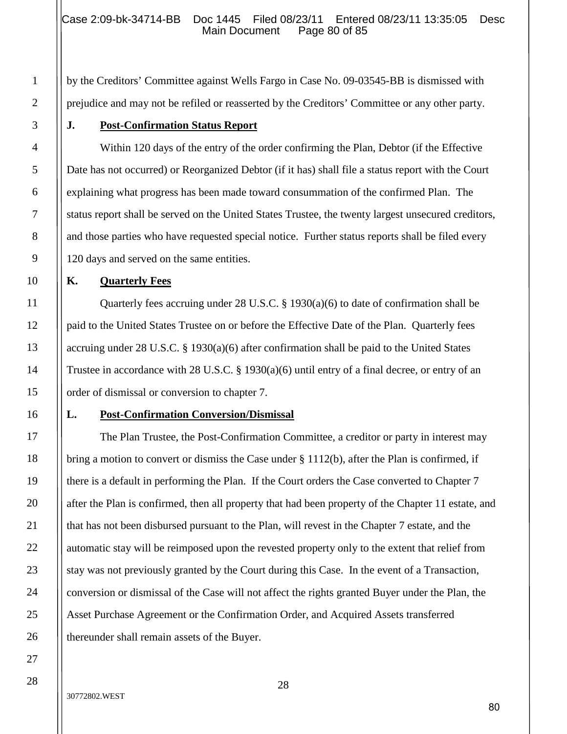by the Creditors' Committee against Wells Fargo in Case No. 09-03545-BB is dismissed with prejudice and may not be refiled or reasserted by the Creditors' Committee or any other party.

**J. Post-Confirmation Status Report**

Within 120 days of the entry of the order confirming the Plan, Debtor (if the Effective Date has not occurred) or Reorganized Debtor (if it has) shall file a status report with the Court explaining what progress has been made toward consummation of the confirmed Plan. The status report shall be served on the United States Trustee, the twenty largest unsecured creditors, and those parties who have requested special notice. Further status reports shall be filed every 120 days and served on the same entities.

**K. Quarterly Fees**

Quarterly fees accruing under 28 U.S.C. § 1930(a)(6) to date of confirmation shall be paid to the United States Trustee on or before the Effective Date of the Plan. Quarterly fees accruing under 28 U.S.C. § 1930(a)(6) after confirmation shall be paid to the United States Trustee in accordance with 28 U.S.C. § 1930(a)(6) until entry of a final decree, or entry of an order of dismissal or conversion to chapter 7.

**L. Post-Confirmation Conversion/Dismissal**

The Plan Trustee, the Post-Confirmation Committee, a creditor or party in interest may bring a motion to convert or dismiss the Case under § 1112(b), after the Plan is confirmed, if there is a default in performing the Plan. If the Court orders the Case converted to Chapter 7 after the Plan is confirmed, then all property that had been property of the Chapter 11 estate, and that has not been disbursed pursuant to the Plan, will revest in the Chapter 7 estate, and the automatic stay will be reimposed upon the revested property only to the extent that relief from stay was not previously granted by the Court during this Case. In the event of a Transaction, conversion or dismissal of the Case will not affect the rights granted Buyer under the Plan, the Asset Purchase Agreement or the Confirmation Order, and Acquired Assets transferred thereunder shall remain assets of the Buyer.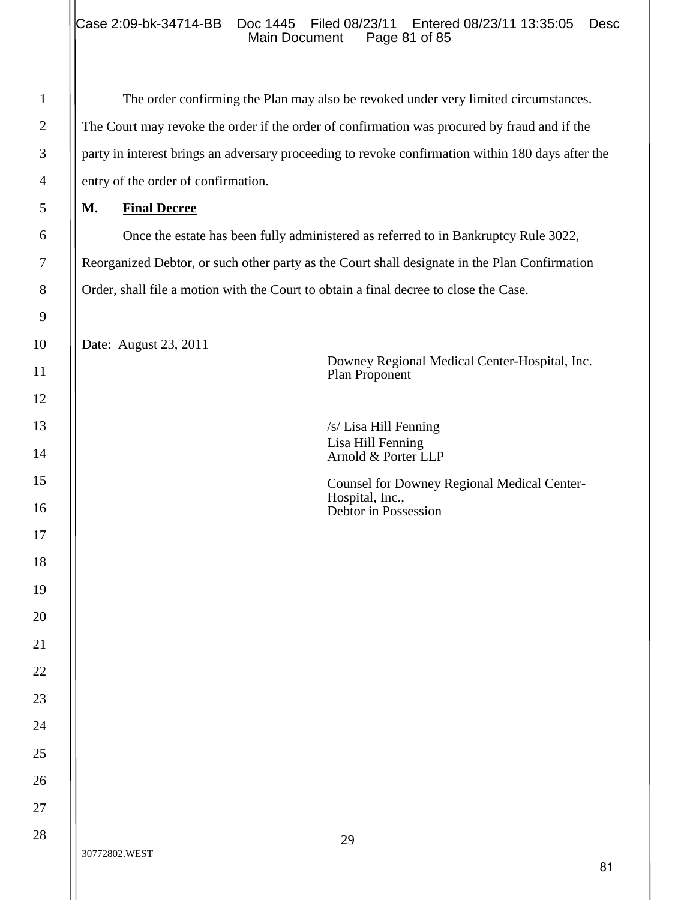The order confirming the Plan may also be revoked under very limited circumstances. The Court may revoke the order if the order of confirmation was procured by fraud and if the party in interest brings an adversary proceeding to revoke confirmation within 180 days after the entry of the order of confirmation.

**M. Final Decree**

Once the estate has been fully administered as referred to in Bankruptcy Rule 3022, Reorganized Debtor, or such other party as the Court shall designate in the Plan Confirmation Order, shall file a motion with the Court to obtain a final decree to close the Case.

Date: August 23, 2011

Downey Regional Medical Center-Hospital, Inc.
Plan Proponent

/s/ Lisa Hill Fenning
Lisa Hill Fenning
Arnold & Porter LLP

Counsel for Downey Regional Medical Center-Hospital, Inc.,
Debtor in Possession

30772802.WEST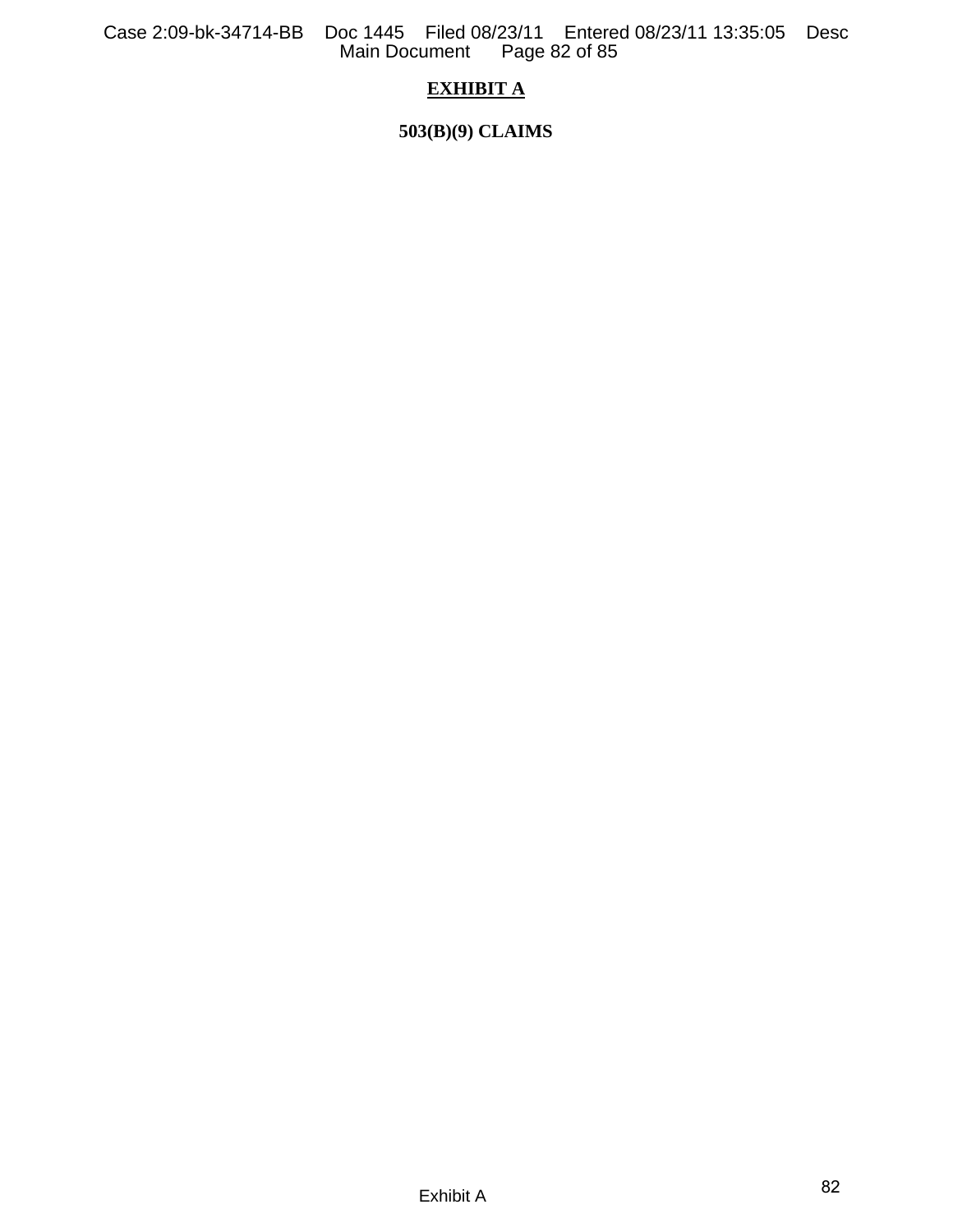# EXHIBIT A

## 503(B)(9) CLAIMS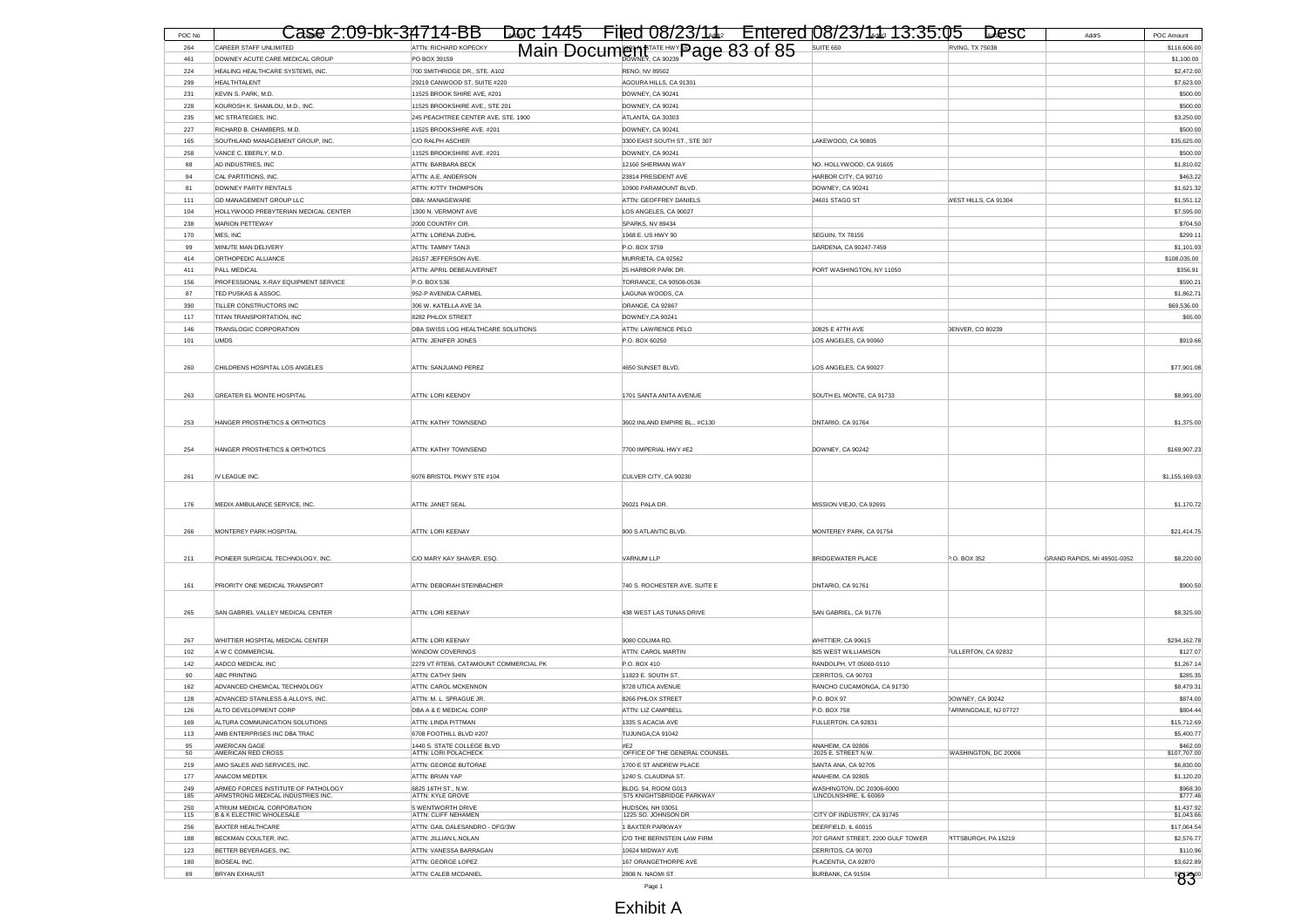| POC No | Name | Addr1 | Addr2 | Addr3 | Addr4 | Addr5 | POC Amount |
|---|---|---|---|---|---|---|---|
| 264 | CAREER STAFF UNLIMITED | ATTN: RICHARD KOPECKY | 2201 W STATE HWY 114 | SUITE 650 | IRVING, TX 75038 | | $116,606.00 |
| 461 | DOWNEY ACUTE CARE MEDICAL GROUP | PO BOX 39159 | DOWNEY, CA 90239 | | | | $1,100.00 |
| 224 | HEALING HEALTHCARE SYSTEMS, INC. | 700 SMITHRIDGE DR., STE. A102 | RENO, NV 89502 | | | | $2,472.00 |
| 299 | HEALTHTALENT | 29219 CANWOOD ST, SUITE #220 | AGOURA HILLS, CA 91301 | | | | $7,623.00 |
| 231 | KEVIN S. PARK, M.D. | 11525 BROOK SHIRE AVE, #201 | DOWNEY, CA 90241 | | | | $500.00 |
| 228 | KOUROSH K. SHAMLOU, M.D., INC. | 11525 BROOKSHIRE AVE., STE 201 | DOWNEY, CA 90241 | | | | $500.00 |
| 235 | MC STRATEGIES, INC. | 245 PEACHTREE CENTER AVE. STE. 1900 | ATLANTA, GA 30303 | | | | $3,250.00 |
| 227 | RICHARD B. CHAMBERS, M.D. | 11525 BROOKSHIRE AVE. #201 | DOWNEY, CA 90241 | | | | $500.00 |
| 165 | SOUTHLAND MANAGEMENT GROUP, INC. | C/O RALPH ASCHER | 3300 EAST SOUTH ST., STE 307 | LAKEWOOD, CA 90805 | | | $35,625.00 |
| 258 | VANCE C. EBERLY, M.D. | 11525 BROOKSHIRE AVE. #201 | DOWNEY, CA 90241 | | | | $500.00 |
| 88 | AD INDUSTRIES, INC | ATTN: BARBARA BECK | 12160 SHERMAN WAY | NO. HOLLYWOOD, CA 91605 | | | $1,810.02 |
| 94 | CAL PARTITIONS, INC. | ATTN: A.E. ANDERSON | 23814 PRESIDENT AVE | HARBOR CITY, CA 90710 | | | $463.22 |
| 81 | DOWNEY PARTY RENTALS | ATTN: KITTY THOMPSON | 10900 PARAMOUNT BLVD. | DOWNEY, CA 90241 | | | $1,621.32 |
| 111 | GD MANAGEMENT GROUP LLC | DBA: MANAGEWARE | ATTN: GEOFFREY DANIELS | 24601 STAGG ST | WEST HILLS, CA 91304 | | $1,551.12 |
| 104 | HOLLYWOOD PREBYTERIAN MEDICAL CENTER | 1300 N. VERMONT AVE | LOS ANGELES, CA 90027 | | | | $7,595.00 |
| 238 | MARION PETTEWAY | 2000 COUNTRY CIR. | SPARKS, NV 89434 | | | | $704.50 |
| 170 | MES, INC | ATTN: LORENA ZUEHL | 1968 E. US HWY 90 | SEGUIN, TX 78155 | | | $299.11 |
| 99 | MINUTE MAN DELIVERY | ATTN: TAMMY TANJI | P.O. BOX 3759 | GARDENA, CA 90247-7459 | | | $1,101.93 |
| 414 | ORTHOPEDIC ALLIANCE | 26157 JEFFERSON AVE. | MURRIETA, CA 92562 | | | | $108,035.00 |
| 411 | PALL MEDICAL | ATTN: APRIL DEBEAUVERNET | 25 HARBOR PARK DR. | PORT WASHINGTON, NY 11050 | | | $356.91 |
| 156 | PROFESSIONAL X-RAY EQUIPMENT SERVICE | P.O. BOX 536 | TORRANCE, CA 90508-0536 | | | | $590.21 |
| 87 | TED PUSKAS & ASSOC. | 952-P AVENIDA CARMEL | LAGUNA WOODS, CA | | | | $1,862.71 |
| 390 | TILLER CONSTRUCTORS INC | 306 W. KATELLA AVE 3A | ORANGE, CA 92867 | | | | $69,536.00 |
| 117 | TITAN TRANSPORTATION, INC | 8282 PHLOX STREET | DOWNEY,CA 90241 | | | | $65.00 |
| 146 | TRANSLOGIC CORPORATION | DBA SWISS LOG HEALTHCARE SOLUTIONS | ATTN: LAWRENCE PELO | 10825 E 47TH AVE | DENVER, CO 80239 | | |
| 101 | UMDS | ATTN: JENIFER JONES | P.O. BOX 60250 | LOS ANGELES, CA 90060 | | | $919.66 |
| 260 | CHILDRENS HOSPITAL LOS ANGELES | ATTN: SANJUANO PEREZ | 4650 SUNSET BLVD. | LOS ANGELES, CA 90027 | | | $77,901.08 |
| 263 | GREATER EL MONTE HOSPITAL | ATTN: LORI KEENOY | 1701 SANTA ANITA AVENUE | SOUTH EL MONTE, CA 91733 | | | $8,991.00 |
| 253 | HANGER PROSTHETICS & ORTHOTICS | ATTN: KATHY TOWNSEND | 3602 INLAND EMPIRE BL., #C130 | ONTARIO, CA 91764 | | | $1,375.00 |
| 254 | HANGER PROSTHETICS & ORTHOTICS | ATTN: KATHY TOWNSEND | 7700 IMPERIAL HWY #E2 | DOWNEY, CA 90242 | | | $169,907.23 |
| 261 | IV LEAGUE INC. | 6076 BRISTOL PKWY STE #104 | CULVER CITY, CA 90230 | | | | $1,155,169.03 |
| 176 | MEDIX AMBULANCE SERVICE, INC. | ATTN: JANET SEAL | 26021 PALA DR. | MISSION VIEJO, CA 92691 | | | $1,170.72 |
| 266 | MONTEREY PARK HOSPITAL | ATTN: LORI KEENAY | 900 S ATLANTIC BLVD. | MONTEREY PARK, CA 91754 | | | $21,414.75 |
| 211 | PIONEER SURGICAL TECHNOLOGY, INC. | C/O MARY KAY SHAVER, ESQ. | VARNUM LLP | BRIDGEWATER PLACE | P.O. BOX 352 | GRAND RAPIDS, MI 49501-0352 | $8,220.00 |
| 161 | PRIORITY ONE MEDICAL TRANSPORT | ATTN: DEBORAH STEINBACHER | 740 S. ROCHESTER AVE. SUITE E | ONTARIO, CA 91761 | | | $900.50 |
| 265 | SAN GABRIEL VALLEY MEDICAL CENTER | ATTN: LORI KEENAY | 438 WEST LAS TUNAS DRIVE | SAN GABRIEL, CA 91776 | | | $8,325.00 |
| 267 | WHITTIER HOSPITAL MEDICAL CENTER | ATTN: LORI KEENAY | 9080 COLIMA RD. | WHITTIER, CA 90615 | | | $294,162.78 |
| 102 | A W C COMMERCIAL | WINDOW COVERINGS | ATTN: CAROL MARTIN | 825 WEST WILLIAMSON | FULLERTON, CA 92832 | | $127.07 |
| 142 | AADCO MEDICAL INC | 2279 VT RTE66, CATAMOUNT COMMERCIAL PK | P.O. BOX 410 | RANDOLPH, VT 05060-0110 | | | $1,267.14 |
| 90 | ABC PRINTING | ATTN: CATHY SHIN | 11823 E. SOUTH ST. | CERRITOS, CA 90703 | | | $285.35 |
| 162 | ADVANCED CHEMICAL TECHNOLOGY | ATTN: CAROL MCKENNON | 8728 UTICA AVENUE | RANCHO CUCAMONGA, CA 91730 | | | $8,479.31 |
| 128 | ADVANCED STAINLESS & ALLOYS, INC. | ATTN: M. L. SPRAGUE JR. | 8266 PHLOX STREET | P.O. BOX 97 | DOWNEY, CA 90242 | | $874.00 |
| 126 | ALTO DEVELOPMENT CORP | DBA A & E MEDICAL CORP | ATTN: LIZ CAMPBELL | P.O. BOX 758 | FARMINGDALE, NJ 07727 | | $804.44 |
| 169 | ALTURA COMMUNICATION SOLUTIONS | ATTN: LINDA PITTMAN | 1335 S ACACIA AVE | FULLERTON, CA 92831 | | | $15,712.69 |
| 113 | AMB ENTERPRISES INC DBA TRAC | 6708 FOOTHILL BLVD #207 | TUJUNGA,CA 91042 | | | | $5,400.77 |
| 95 | AMERICAN GAGE | 1440 S. STATE COLLEGE BLVD | #E2 | ANAHEIM, CA 92806 | | | $462.00 |
| 50 | AMERICAN RED CROSS | ATTN: LORI POLACHECK | OFFICE OF THE GENERAL COUNSEL | 2025 E. STREET N.W. | WASHINGTON, DC 20006 | | $107,707.00 |
| 219 | AMO SALES AND SERVICES, INC. | ATTN: GEORGE BUTORAE | 1700 E ST ANDREW PLACE | SANTA ANA, CA 92705 | | | $6,830.00 |
| 177 | ANACOM MEDTEK | ATTN: BRIAN YAP | 1240 S. CLAUDINA ST. | ANAHEIM, CA 92805 | | | $1,120.20 |
| 249 | ARMED FORCES INSTITUTE OF PATHOLOGY | 6825 16TH ST., N.W. | BLDG. 54, ROOM G013 | WASHINGTON, DC 20306-6000 | | | $968.30 |
| 185 | ARMSTRONG MEDICAL INDUSTRIES INC. | ATTN: KYLE GROVE | 575 KNIGHTSBRIDGE PARKWAY | LINCOLNSHIRE, IL 60069 | | | $777.46 |
| 250 | ATRIUM MEDICAL CORPORATION | 5 WENTWORTH DRIVE | HUDSON, NH 03051 | | | | $1,437.92 |
| 115 | B & K ELECTRIC WHOLESALE | ATTN: CLIFF NEHAMEN | 1225 SO. JOHNSON DR | CITY OF INDUSTRY, CA 91745 | | | $1,043.66 |
| 256 | BAXTER HEALTHCARE | ATTN: GAIL DALESANDRO - DFG/3W | 1 BAXTER PARKWAY | DEERFIELD, IL 60015 | | | $17,064.54 |
| 188 | BECKMAN COULTER, INC. | ATTN: JILLIAN L.NOLAN | C/O THE BERNSTEIN LAW FIRM | 707 GRANT STREET, 2200 GULF TOWER | PITTSBURGH, PA 15219 | | $2,576.77 |
| 123 | BETTER BEVERAGES, INC. | ATTN: VANESSA BARRAGAN | 10624 MIDWAY AVE | CERRITOS, CA 90703 | | | $110.96 |
| 180 | BIOSEAL INC. | ATTN: GEORGE LOPEZ | 167 ORANGETHORPE AVE | PLACENTIA, CA 92870 | | | $3,622.89 |
| 89 | BRYAN EXHAUST | ATTN: CALEB MCDANIEL | 2808 N. NAOMI ST | BURBANK, CA 91504 | | | |

Exhibit A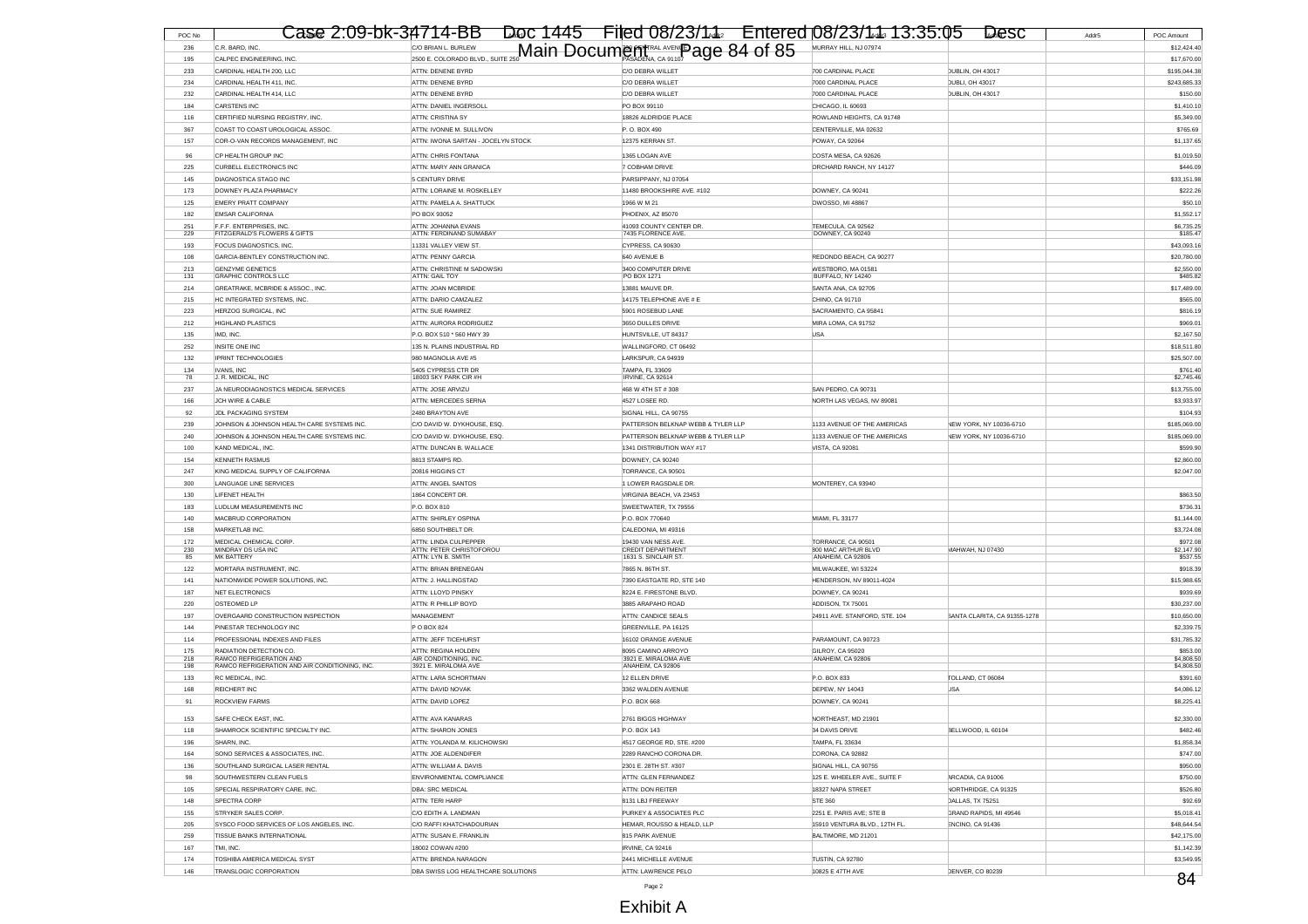| POC No | Name | Addr1 | Addr2 | Addr3 | Addr4 | Addr5 | POC Amount |
|---|---|---|---|---|---|---|---|
| 236 | C.R. BARD, INC. | C/O BRIAN L. BURLEW | 730 CENTRAL AVENUE | MURRAY HILL, NJ 07974 | | | $12,424.40 |
| 195 | CALPEC ENGINEERING, INC. | 2500 E. COLORADO BLVD., SUITE 250 | PASADENA, CA 91107 | | | | $17,670.00 |
| 233 | CARDINAL HEALTH 200, LLC | ATTN: DENENE BYRD | C/O DEBRA WILLET | 700 CARDINAL PLACE | DUBLIN, OH 43017 | | $195,044.38 |
| 234 | CARDINAL HEALTH 411, INC. | ATTN: DENENE BYRD | C/O DEBRA WILLET | 7000 CARDINAL PLACE | DUBLI, OH 43017 | | $243,685.33 |
| 232 | CARDINAL HEALTH 414, LLC | ATTN: DENENE BYRD | C/O DEBRA WILLET | 7000 CARDINAL PLACE | DUBLIN, OH 43017 | | $150.00 |
| 184 | CARSTENS INC | ATTN: DANIEL INGERSOLL | PO BOX 99110 | CHICAGO, IL 60693 | | | $1,410.10 |
| 116 | CERTIFIED NURSING REGISTRY, INC. | ATTN: CRISTINA SY | 18826 ALDRIDGE PLACE | ROWLAND HEIGHTS, CA 91748 | | | $5,349.00 |
| 367 | COAST TO COAST UROLOGICAL ASSOC. | ATTN: IVONNE M. SULLIVON | P. O. BOX 490 | CENTERVILLE, MA 02632 | | | $765.69 |
| 157 | COR-O-VAN RECORDS MANAGEMENT, INC | ATTN: IWONA SARTAN - JOCELYN STOCK | 12375 KERRAN ST. | POWAY, CA 92064 | | | $1,137.65 |
| 96 | CP HEALTH GROUP INC | ATTN: CHRIS FONTANA | 1365 LOGAN AVE | COSTA MESA, CA 92626 | | | $1,019.50 |
| 225 | CURBELL ELECTRONICS INC | ATTN: MARY ANN GRANICA | 7 COBHAM DRIVE | ORCHARD RANCH, NY 14127 | | | $446.09 |
| 145 | DIAGNOSTICA STAGO INC | 5 CENTURY DRIVE | PARSIPPANY, NJ 07054 | | | | $33,151.98 |
| 173 | DOWNEY PLAZA PHARMACY | ATTN: LORAINE M. ROSKELLEY | 11480 BROOKSHIRE AVE. #102 | DOWNEY, CA 90241 | | | $222.26 |
| 125 | EMERY PRATT COMPANY | ATTN: PAMELA A. SHATTUCK | 1966 W M 21 | OWOSSO, MI 48867 | | | $50.10 |
| 182 | EMSAR CALIFORNIA | PO BOX 93052 | PHOENIX, AZ 85070 | | | | $1,552.17 |
| 251 | F.F.F. ENTERPRISES, INC. | ATTN: JOHANNA EVANS | 41093 COUNTY CENTER DR. | TEMECULA, CA 92562 | | | $6,735.25 |
| 229 | FITZGERALD'S FLOWERS & GIFTS | ATTN: FERDINAND SUMABAY | 7435 FLORENCE AVE. | DOWNEY, CA 90240 | | | $185.47 |
| 193 | FOCUS DIAGNOSTICS, INC. | 11331 VALLEY VIEW ST. | CYPRESS, CA 90630 | | | | $43,093.16 |
| 108 | GARCIA-BENTLEY CONSTRUCTION INC. | ATTN: PENNY GARCIA | 640 AVENUE B | REDONDO BEACH, CA 90277 | | | $20,780.00 |
| 213 | GENZYME GENETICS | ATTN: CHRISTINE M SADOWSKI | 3400 COMPUTER DRIVE | WESTBORO, MA 01581 | | | $2,550.00 |
| 131 | GRAPHIC CONTROLS LLC | ATTN: GAIL TOY | PO BOX 1271 | BUFFALO, NY 14240 | | | $485.82 |
| 214 | GREATRAKE, MCBRIDE & ASSOC., INC. | ATTN: JOAN MCBRIDE | 13881 MAUVE DR. | SANTA ANA, CA 92705 | | | $17,489.00 |
| 215 | HC INTEGRATED SYSTEMS, INC. | ATTN: DARIO CAMZALEZ | 14175 TELEPHONE AVE # E | CHINO, CA 91710 | | | $565.00 |
| 223 | HERZOG SURGICAL, INC | ATTN: SUE RAMIREZ | 5901 ROSEBUD LANE | SACRAMENTO, CA 95841 | | | $816.19 |
| 212 | HIGHLAND PLASTICS | ATTN: AURORA RODRIGUEZ | 3650 DULLES DRIVE | MIRA LOMA, CA 91752 | | | $969.01 |
| 135 | IMD, INC. | P.O. BOX 510 * 560 HWY 39 | HUNTSVILLE, UT 84317 | USA | | | $2,167.50 |
| 252 | INSITE ONE INC | 135 N. PLAINS INDUSTRIAL RD | WALLINGFORD, CT 06492 | | | | $18,511.80 |
| 132 | IPRINT TECHNOLOGIES | 980 MAGNOLIA AVE #5 | LARKSPUR, CA 94939 | | | | $25,507.00 |
| 134 | IVANS, INC | 5405 CYPRESS CTR DR | TAMPA, FL 33609 | | | | $761.40 |
| 78 | J. R. MEDICAL, INC | 18003 SKY PARK CIR #H | IRVINE, CA 92614 | | | | $2,745.46 |
| 237 | JA NEURODIAGNOSTICS MEDICAL SERVICES | ATTN: JOSE ARVIZU | 468 W 4TH ST # 308 | SAN PEDRO, CA 90731 | | | $13,755.00 |
| 166 | JCH WIRE & CABLE | ATTN: MERCEDES SERNA | 4527 LOSEE RD. | NORTH LAS VEGAS, NV 89081 | | | $3,933.97 |
| 92 | JDL PACKAGING SYSTEM | 2480 BRAYTON AVE | SIGNAL HILL, CA 90755 | | | | $104.93 |
| 239 | JOHNSON & JOHNSON HEALTH CARE SYSTEMS INC. | C/O DAVID W. DYKHOUSE, ESQ. | PATTERSON BELKNAP WEBB & TYLER LLP | 1133 AVENUE OF THE AMERICAS | NEW YORK, NY 10036-6710 | | $185,069.00 |
| 240 | JOHNSON & JOHNSON HEALTH CARE SYSTEMS INC. | C/O DAVID W. DYKHOUSE, ESQ. | PATTERSON BELKNAP WEBB & TYLER LLP | 1133 AVENUE OF THE AMERICAS | NEW YORK, NY 10036-6710 | | $185,069.00 |
| 100 | KAND MEDICAL, INC. | ATTN: DUNCAN B. WALLACE | 1341 DISTRIBUTION WAY #17 | VISTA, CA 92081 | | | $599.90 |
| 154 | KENNETH RASMUS | 8813 STAMPS RD. | DOWNEY, CA 90240 | | | | $2,860.00 |
| 247 | KING MEDICAL SUPPLY OF CALIFORNIA | 20816 HIGGINS CT | TORRANCE, CA 90501 | | | | $2,047.00 |
| 300 | LANGUAGE LINE SERVICES | ATTN: ANGEL SANTOS | 1 LOWER RAGSDALE DR. | MONTEREY, CA 93940 | | | |
| 130 | LIFENET HEALTH | 1864 CONCERT DR. | VIRGINIA BEACH, VA 23453 | | | | $863.50 |
| 183 | LUDLUM MEASUREMENTS INC | P.O. BOX 810 | SWEETWATER, TX 79556 | | | | $736.31 |
| 140 | MACBRUD CORPORATION | ATTN: SHIRLEY OSPINA | P.O. BOX 770640 | MIAMI, FL 33177 | | | $1,144.00 |
| 158 | MARKETLAB INC. | 6850 SOUTHBELT DR. | CALEDONIA, MI 49316 | | | | $3,724.08 |
| 172 | MEDICAL CHEMICAL CORP. | ATTN: LINDA CULPEPPER | 19430 VAN NESS AVE. | TORRANCE, CA 90501 | | | $972.08 |
| 230 | MINDRAY DS USA INC | ATTN: PETER CHRISTOFOROU | CREDIT DEPARTMENT | 800 MAC ARTHUR BLVD | MAHWAH, NJ 07430 | | $2,147.90 |
| 85 | MK BATTERY | ATTN: LYN B. SMITH | 1631 S. SINCLAIR ST. | ANAHEIM, CA 92806 | | | $537.55 |
| 122 | MORTARA INSTRUMENT, INC. | ATTN: BRIAN BRENEGAN | 7865 N. 86TH ST. | MILWAUKEE, WI 53224 | | | $918.39 |
| 141 | NATIONWIDE POWER SOLUTIONS, INC. | ATTN: J. HALLINGSTAD | 7390 EASTGATE RD, STE 140 | HENDERSON, NV 89011-4024 | | | $15,988.65 |
| 187 | NET ELECTRONICS | ATTN: LLOYD PINSKY | 8224 E. FIRESTONE BLVD. | DOWNEY, CA 90241 | | | $939.69 |
| 220 | OSTEOMED LP | ATTN: R PHILLIP BOYD | 3885 ARAPAHO ROAD | ADDISON, TX 75001 | | | $30,237.00 |
| 197 | OVERGAARD CONSTRUCTION INSPECTION | MANAGEMENT | ATTN: CANDICE SEALS | 24911 AVE. STANFORD, STE. 104 | SANTA CLARITA, CA 91355-1278 | | $10,650.00 |
| 144 | PINESTAR TECHNOLOGY INC | P O BOX 824 | GREENVILLE, PA 16125 | | | | $2,339.75 |
| 114 | PROFESSIONAL INDEXES AND FILES | ATTN: JEFF TICEHURST | 16102 ORANGE AVENUE | PARAMOUNT, CA 90723 | | | $31,785.32 |
| 175 | RADIATION DETECTION CO. | ATTN: REGINA HOLDEN | 8095 CAMINO ARROYO | GILROY, CA 95020 | | | $853.00 |
| 218 | RAMCO REFRIGERATION AND | AIR CONDITIONING, INC. | 3921 E. MIRALOMA AVE | ANAHEIM, CA 92806 | | | $4,808.50 |
| 198 | RAMCO REFRIGERATION AND AIR CONDITIONING, INC. | 3921 E. MIRALOMA AVE | ANAHEIM, CA 92806 | | | | $4,808.50 |
| 133 | RC MEDICAL, INC. | ATTN: LARA SCHORTMAN | 12 ELLEN DRIVE | P.O. BOX 833 | TOLLAND, CT 06084 | | $391.60 |
| 168 | REICHERT INC | ATTN: DAVID NOVAK | 3362 WALDEN AVENUE | DEPEW, NY 14043 | USA | | $4,086.12 |
| 91 | ROCKVIEW FARMS | ATTN: DAVID LOPEZ | P.O. BOX 668 | DOWNEY, CA 90241 | | | $8,225.41 |
| 153 | SAFE CHECK EAST, INC. | ATTN: AVA KANARAS | 2761 BIGGS HIGHWAY | NORTHEAST, MD 21901 | | | $2,330.00 |
| 118 | SHAMROCK SCIENTIFIC SPECIALTY INC. | ATTN: SHARON JONES | P.O. BOX 143 | 34 DAVIS DRIVE | BELLWOOD, IL 60104 | | $482.46 |
| 196 | SHARN, INC. | ATTN: YOLANDA M. KILICHOWSKI | 4517 GEORGE RD, STE. #200 | TAMPA, FL 33634 | | | $1,858.34 |
| 164 | SONO SERVICES & ASSOCIATES, INC. | ATTN: JOE ALDENDIFER | 2289 RANCHO CORONA DR. | CORONA, CA 92882 | | | $747.00 |
| 136 | SOUTHLAND SURGICAL LASER RENTAL | ATTN: WILLIAM A. DAVIS | 2301 E. 28TH ST. #307 | SIGNAL HILL, CA 90755 | | | $950.00 |
| 98 | SOUTHWESTERN CLEAN FUELS | ENVIRONMENTAL COMPLIANCE | ATTN: GLEN FERNANDEZ | 125 E. WHEELER AVE., SUITE F | ARCADIA, CA 91006 | | $750.00 |
| 105 | SPECIAL RESPIRATORY CARE, INC. | DBA: SRC MEDICAL | ATTN: DON REITER | 18327 NAPA STREET | NORTHRIDGE, CA 91325 | | $526.80 |
| 148 | SPECTRA CORP | ATTN: TERI HARP | 8131 LBJ FREEWAY | STE 360 | DALLAS, TX 75251 | | $92.69 |
| 155 | STRYKER SALES CORP. | C/O EDITH A. LANDMAN | PURKEY & ASSOCIATES PLC | 2251 E. PARIS AVE; STE B | GRAND RAPIDS, MI 49546 | | $5,018.41 |
| 205 | SYSCO FOOD SERVICES OF LOS ANGELES, INC. | C/O RAFFI KHATCHADOURIAN | HEMAR, ROUSSO & HEALD, LLP | 15910 VENTURA BLVD., 12TH FL. | ENCINO, CA 91436 | | $48,644.54 |
| 259 | TISSUE BANKS INTERNATIONAL | ATTN: SUSAN E. FRANKLIN | 815 PARK AVENUE | BALTIMORE, MD 21201 | | | $42,175.00 |
| 167 | TMI, INC. | 18002 COWAN #200 | IRVINE, CA 92416 | | | | $1,142.39 |
| 174 | TOSHIBA AMERICA MEDICAL SYST | ATTN: BRENDA NARAGON | 2441 MICHELLE AVENUE | TUSTIN, CA 92780 | | | $3,549.95 |
| 146 | TRANSLOGIC CORPORATION | DBA SWISS LOG HEALTHCARE SOLUTIONS | ATTN: LAWRENCE PELO | 10825 E 47TH AVE | DENVER, CO 80239 | | |

Exhibit A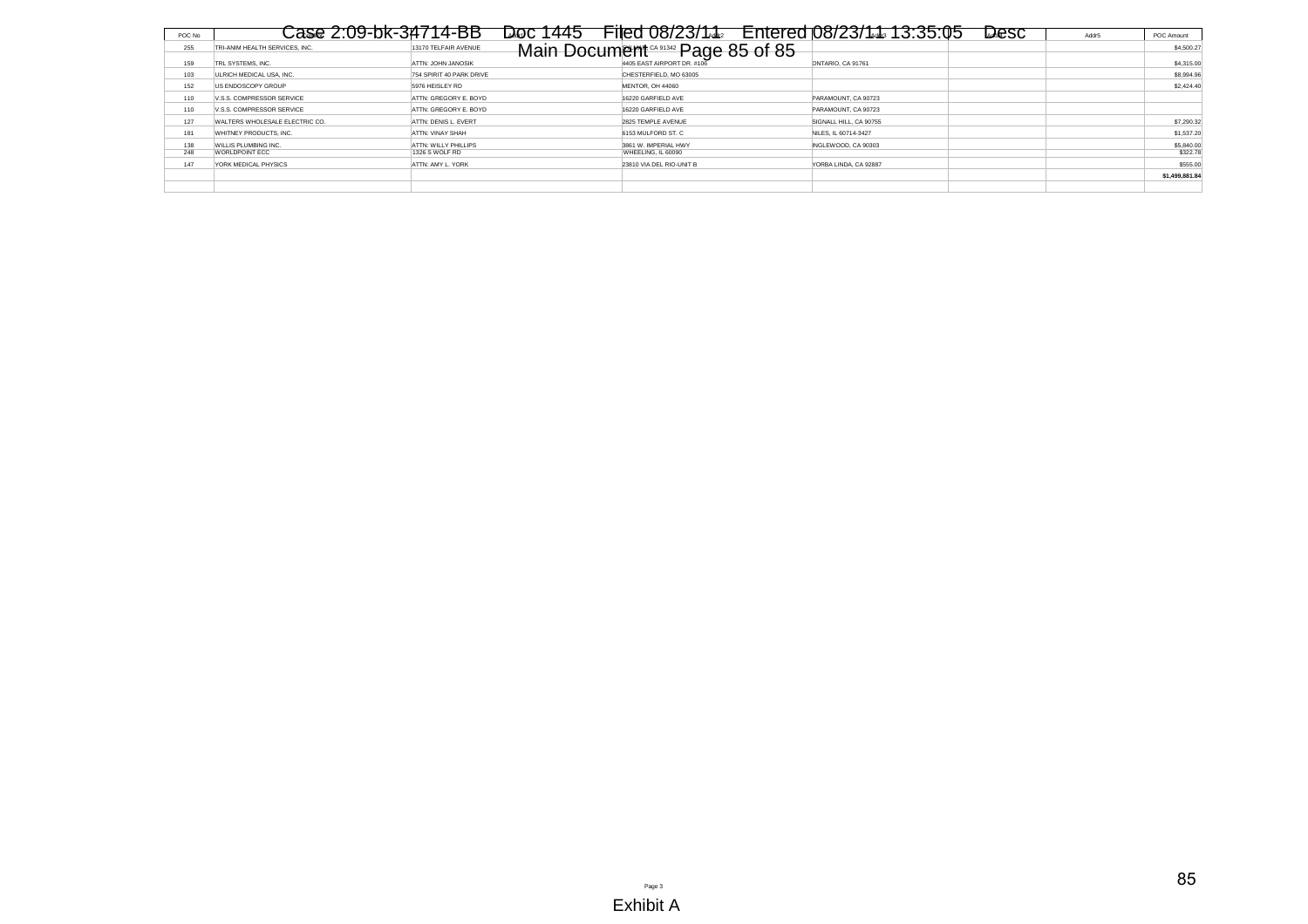| POC No | Name | Addr1 | Addr2 | Addr3 | Addr4 | Addr5 | POC Amount |
|---|---|---|---|---|---|---|---|
| 255 | TRI-ANIM HEALTH SERVICES, INC. | 13170 TELFAIR AVENUE | SYLMAR, CA 91342 | | | | $4,500.27 |
| 159 | TRL SYSTEMS, INC. | ATTN: JOHN JANOSIK | 4405 EAST AIRPORT DR. #106 | ONTARIO, CA 91761 | | | $4,315.00 |
| 103 | ULRICH MEDICAL USA, INC. | 754 SPIRIT 40 PARK DRIVE | CHESTERFIELD, MO 63005 | | | | $8,994.96 |
| 152 | US ENDOSCOPY GROUP | 5976 HEISLEY RD | MENTOR, OH 44060 | | | | $2,424.40 |
| 110 | V.S.S. COMPRESSOR SERVICE | ATTN: GREGORY E. BOYD | 16220 GARFIELD AVE | PARAMOUNT, CA 90723 | | | |
| 110 | V.S.S. COMPRESSOR SERVICE | ATTN: GREGORY E. BOYD | 16220 GARFIELD AVE | PARAMOUNT, CA 90723 | | | |
| 127 | WALTERS WHOLESALE ELECTRIC CO. | ATTN: DENIS L. EVERT | 2825 TEMPLE AVENUE | SIGNALL HILL, CA 90755 | | | $7,290.32 |
| 181 | WHITNEY PRODUCTS, INC. | ATTN: VINAY SHAH | 6153 MULFORD ST. C | NILES, IL 60714-3427 | | | $1,537.20 |
| 138 | WILLIS PLUMBING INC. | ATTN: WILLY PHILLIPS | 3861 W. IMPERIAL HWY | INGLEWOOD, CA 90303 | | | $5,840.00 |
| 248 | WORLDPOINT ECC | 1326 S WOLF RD | WHEELING, IL 60090 | | | | $322.78 |
| 147 | YORK MEDICAL PHYSICS | ATTN: AMY L. YORK | 23810 VIA DEL RIO-UNIT B | YORBA LINDA, CA 92887 | | | $555.00 |
| | | | | | | | $1,499,881.84 |
| | | | | | | | |

Exhibit A